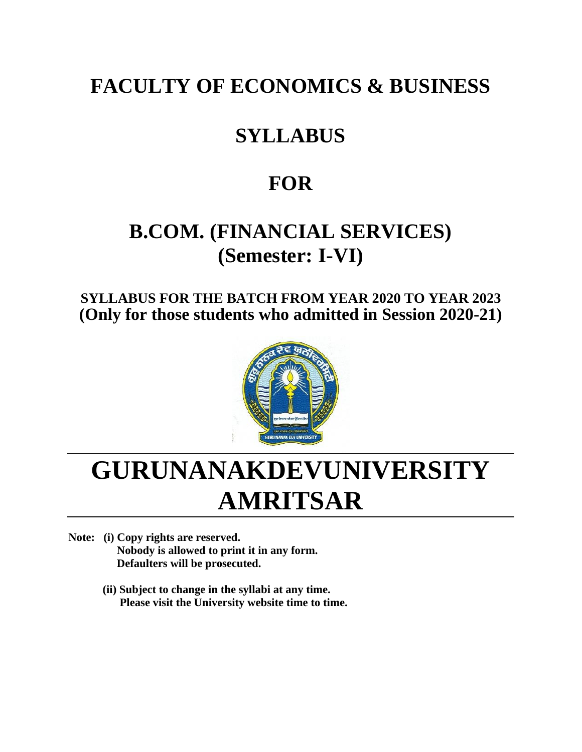# FACULTY OF ECONOMICS & BUSINESS

# SYLLABUS

# FOR

# B.COM. (FINANCIAL SERVICES)
# (Semester: I-VI)

**SYLLABUS FOR THE BATCH FROM YEAR 2020 TO YEAR 2023**
**(Only for those students who admitted in Session 2020-21)**

# GURUNANAKDEVUNIVERSITY
# AMRITSAR

**Note: (i) Copy rights are reserved.**
**Nobody is allowed to print it in any form.**
**Defaulters will be prosecuted.**

**(ii) Subject to change in the syllabi at any time.**
**Please visit the University website time to time.**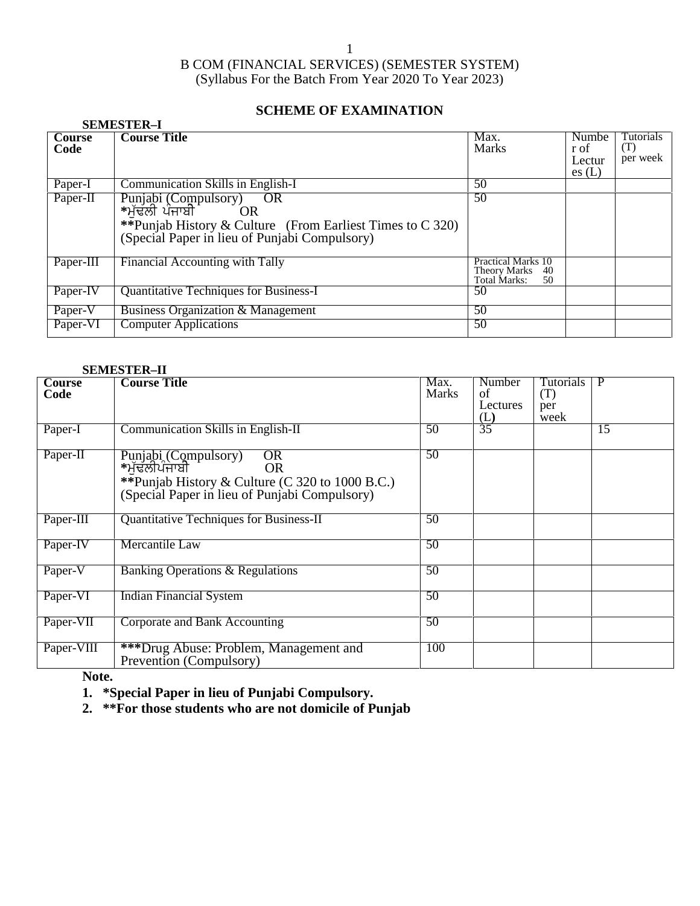# B COM (FINANCIAL SERVICES) (SEMESTER SYSTEM)

(Syllabus For the Batch From Year 2020 To Year 2023)

## SCHEME OF EXAMINATION

**SEMESTER–I**

| Course Code | Course Title | Max. Marks | Number of Lectures (L) | Tutorials (T) per week |
|---|---|---|---|---|
| Paper-I | Communication Skills in English-I | 50 | | |
| Paper-II | Punjabi (Compulsory) OR<br>*ਮੁੱਢਲੀ ਪੰਜਾਬੀ OR<br>**Punjab History & Culture (From Earliest Times to C 320)<br>(Special Paper in lieu of Punjabi Compulsory) | 50 | | |
| Paper-III | Financial Accounting with Tally | Practical Marks 10<br>Theory Marks 40<br>Total Marks: 50 | | |
| Paper-IV | Quantitative Techniques for Business-I | 50 | | |
| Paper-V | Business Organization & Management | 50 | | |
| Paper-VI | Computer Applications | 50 | | |

**SEMESTER–II**

| Course Code | Course Title | Max. Marks | Number of Lectures (L) | Tutorials (T) per week | P |
|---|---|---|---|---|---|
| Paper-I | Communication Skills in English-II | 50 | 35 | | 15 |
| Paper-II | Punjabi (Compulsory) OR<br>*ਮੁੱਢਲੀਪੰਜਾਬੀ OR<br>**Punjab History & Culture (C 320 to 1000 B.C.)<br>(Special Paper in lieu of Punjabi Compulsory) | 50 | | | |
| Paper-III | Quantitative Techniques for Business-II | 50 | | | |
| Paper-IV | Mercantile Law | 50 | | | |
| Paper-V | Banking Operations & Regulations | 50 | | | |
| Paper-VI | Indian Financial System | 50 | | | |
| Paper-VII | Corporate and Bank Accounting | 50 | | | |
| Paper-VIII | ***Drug Abuse: Problem, Management and Prevention (Compulsory) | 100 | | | |

**Note.**

1. **\*Special Paper in lieu of Punjabi Compulsory.**
2. **\*\*For those students who are not domicile of Punjab**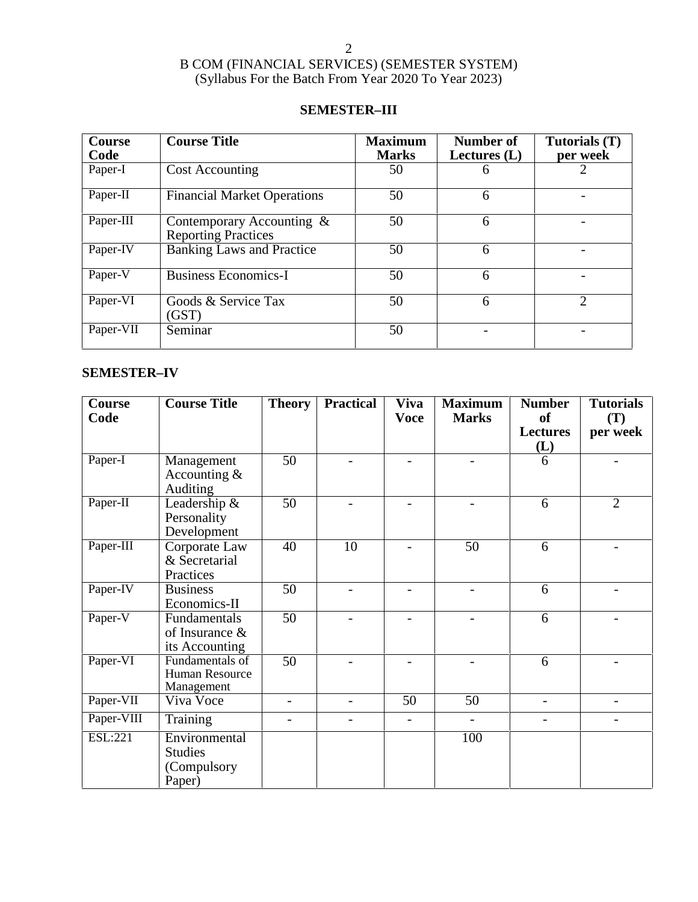B COM (FINANCIAL SERVICES) (SEMESTER SYSTEM)
(Syllabus For the Batch From Year 2020 To Year 2023)

## SEMESTER–III

| Course Code | Course Title | Maximum Marks | Number of Lectures (L) | Tutorials (T) per week |
|---|---|---|---|---|
| Paper-I | Cost Accounting | 50 | 6 | 2 |
| Paper-II | Financial Market Operations | 50 | 6 | - |
| Paper-III | Contemporary Accounting & Reporting Practices | 50 | 6 | - |
| Paper-IV | Banking Laws and Practice | 50 | 6 | - |
| Paper-V | Business Economics-I | 50 | 6 | - |
| Paper-VI | Goods & Service Tax (GST) | 50 | 6 | 2 |
| Paper-VII | Seminar | 50 | - | - |

## SEMESTER–IV

| Course Code | Course Title | Theory | Practical | Viva Voce | Maximum Marks | Number of Lectures (L) | Tutorials (T) per week |
|---|---|---|---|---|---|---|---|
| Paper-I | Management Accounting & Auditing | 50 | - | - | - | 6 | - |
| Paper-II | Leadership & Personality Development | 50 | - | - | - | 6 | 2 |
| Paper-III | Corporate Law & Secretarial Practices | 40 | 10 | - | 50 | 6 | - |
| Paper-IV | Business Economics-II | 50 | - | - | - | 6 | - |
| Paper-V | Fundamentals of Insurance & its Accounting | 50 | - | - | - | 6 | - |
| Paper-VI | Fundamentals of Human Resource Management | 50 | - | - | - | 6 | - |
| Paper-VII | Viva Voce | - | - | 50 | 50 | - | - |
| Paper-VIII | Training | - | - | - | - | - | - |
| ESL:221 | Environmental Studies (Compulsory Paper) | | | | 100 | | |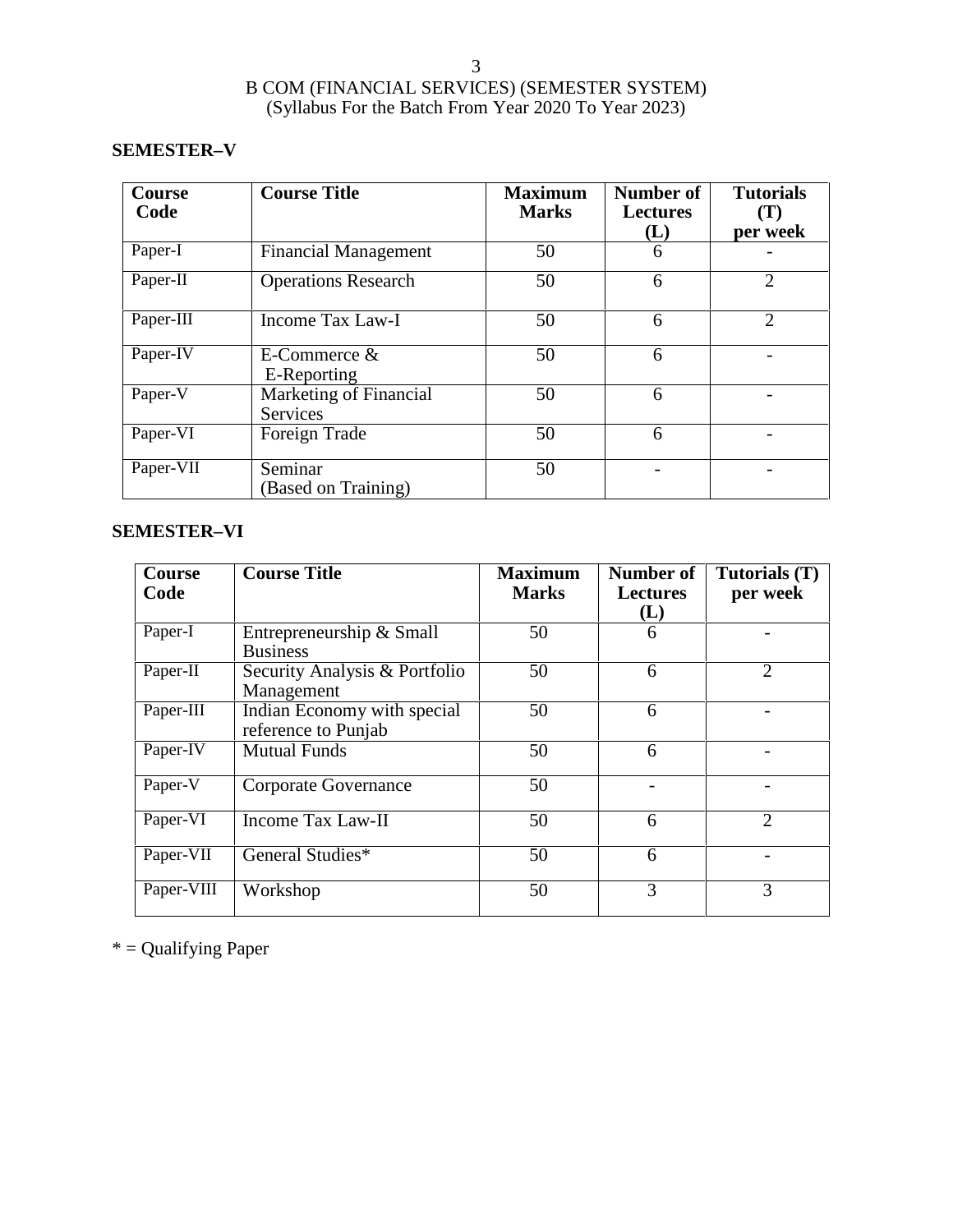# B COM (FINANCIAL SERVICES) (SEMESTER SYSTEM)
(Syllabus For the Batch From Year 2020 To Year 2023)

## SEMESTER–V

| Course Code | Course Title | Maximum Marks | Number of Lectures (L) | Tutorials (T) per week |
|---|---|---|---|---|
| Paper-I | Financial Management | 50 | 6 | - |
| Paper-II | Operations Research | 50 | 6 | 2 |
| Paper-III | Income Tax Law-I | 50 | 6 | 2 |
| Paper-IV | E-Commerce & E-Reporting | 50 | 6 | - |
| Paper-V | Marketing of Financial Services | 50 | 6 | - |
| Paper-VI | Foreign Trade | 50 | 6 | - |
| Paper-VII | Seminar (Based on Training) | 50 | - | - |

## SEMESTER–VI

| Course Code | Course Title | Maximum Marks | Number of Lectures (L) | Tutorials (T) per week |
|---|---|---|---|---|
| Paper-I | Entrepreneurship & Small Business | 50 | 6 | - |
| Paper-II | Security Analysis & Portfolio Management | 50 | 6 | 2 |
| Paper-III | Indian Economy with special reference to Punjab | 50 | 6 | - |
| Paper-IV | Mutual Funds | 50 | 6 | - |
| Paper-V | Corporate Governance | 50 | - | - |
| Paper-VI | Income Tax Law-II | 50 | 6 | 2 |
| Paper-VII | General Studies* | 50 | 6 | - |
| Paper-VIII | Workshop | 50 | 3 | 3 |

* = Qualifying Paper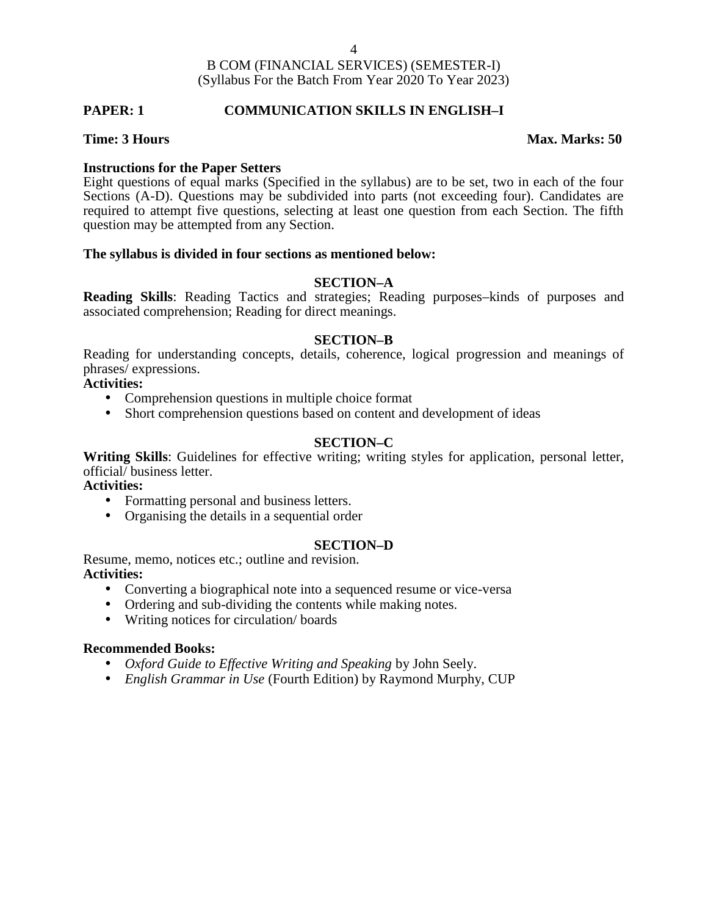B COM (FINANCIAL SERVICES) (SEMESTER-I)
(Syllabus For the Batch From Year 2020 To Year 2023)

**PAPER: 1 COMMUNICATION SKILLS IN ENGLISH–I**

**Time: 3 Hours** **Max. Marks: 50**

**Instructions for the Paper Setters**

Eight questions of equal marks (Specified in the syllabus) are to be set, two in each of the four Sections (A-D). Questions may be subdivided into parts (not exceeding four). Candidates are required to attempt five questions, selecting at least one question from each Section. The fifth question may be attempted from any Section.

**The syllabus is divided in four sections as mentioned below:**

### SECTION–A

**Reading Skills**: Reading Tactics and strategies; Reading purposes–kinds of purposes and associated comprehension; Reading for direct meanings.

### SECTION–B

Reading for understanding concepts, details, coherence, logical progression and meanings of phrases/ expressions.

**Activities:**

- Comprehension questions in multiple choice format
- Short comprehension questions based on content and development of ideas

### SECTION–C

**Writing Skills**: Guidelines for effective writing; writing styles for application, personal letter, official/ business letter.

**Activities:**

- Formatting personal and business letters.
- Organising the details in a sequential order

### SECTION–D

Resume, memo, notices etc.; outline and revision.

**Activities:**

- Converting a biographical note into a sequenced resume or vice-versa
- Ordering and sub-dividing the contents while making notes.
- Writing notices for circulation/ boards

**Recommended Books:**

- *Oxford Guide to Effective Writing and Speaking* by John Seely.
- *English Grammar in Use* (Fourth Edition) by Raymond Murphy, CUP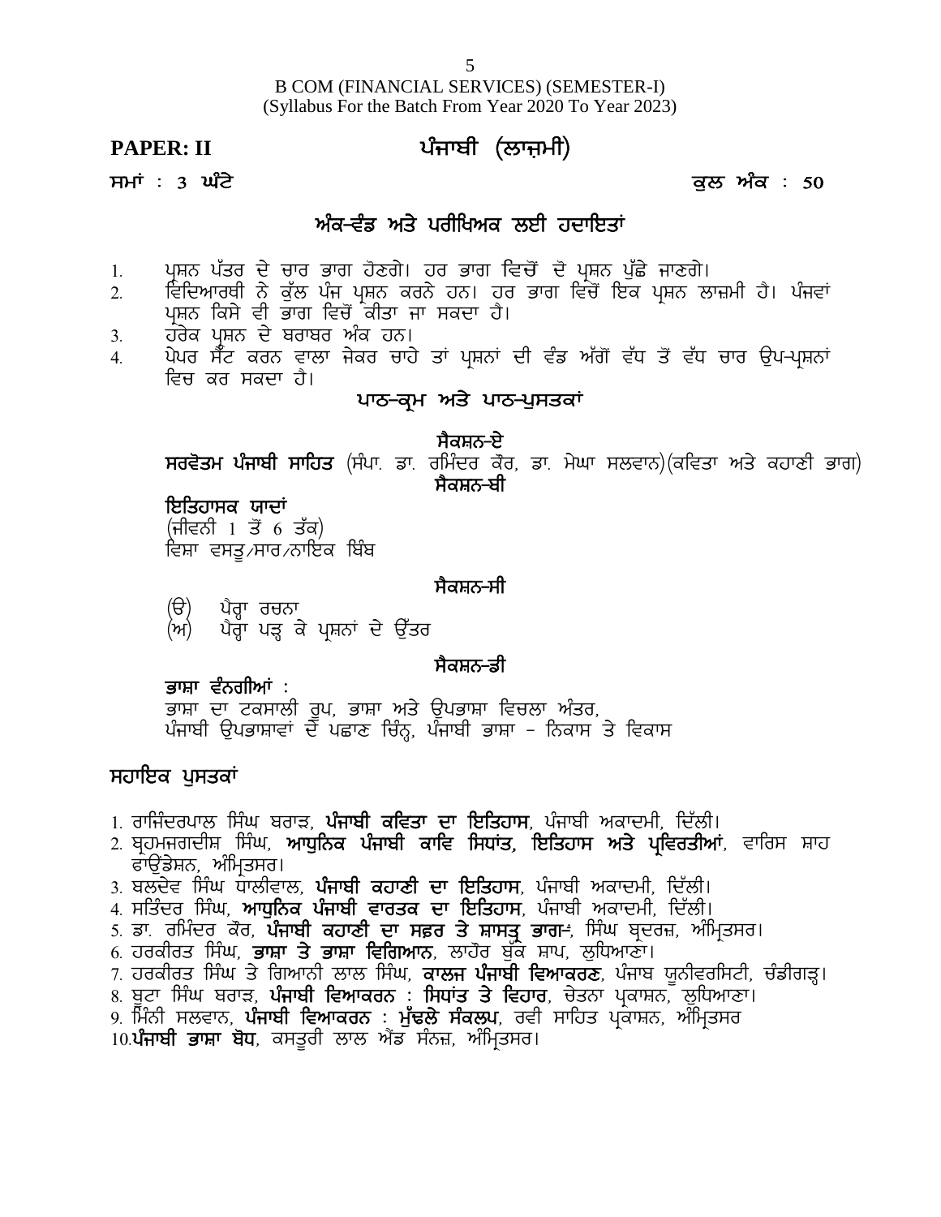B COM (FINANCIAL SERVICES) (SEMESTER-I)
(Syllabus For the Batch From Year 2020 To Year 2023)

## PAPER: II ਪੰਜਾਬੀ (ਲਾਜ਼ਮੀ)

**ਸਮਾਂ : 3 ਘੰਟੇ** **ਕੁਲ ਅੰਕ : 50**

### ਅੰਕ-ਵੰਡ ਅਤੇ ਪਰੀਖਿਅਕ ਲਈ ਹਦਾਇਤਾਂ

1. ਪ੍ਰਸ਼ਨ ਪੱਤਰ ਦੇ ਚਾਰ ਭਾਗ ਹੋਣਗੇ। ਹਰ ਭਾਗ ਵਿਚੋਂ ਦੋ ਪ੍ਰਸ਼ਨ ਪੁੱਛੇ ਜਾਣਗੇ।
2. ਵਿਦਿਆਰਥੀ ਨੇ ਕੁੱਲ ਪੰਜ ਪ੍ਰਸ਼ਨ ਕਰਨੇ ਹਨ। ਹਰ ਭਾਗ ਵਿਚੋਂ ਇਕ ਪ੍ਰਸ਼ਨ ਲਾਜ਼ਮੀ ਹੈ। ਪੰਜਵਾਂ ਪ੍ਰਸ਼ਨ ਕਿਸੇ ਵੀ ਭਾਗ ਵਿਚੋਂ ਕੀਤਾ ਜਾ ਸਕਦਾ ਹੈ।
3. ਹਰੇਕ ਪ੍ਰਸ਼ਨ ਦੇ ਬਰਾਬਰ ਅੰਕ ਹਨ।
4. ਪੇਪਰ ਸੈੱਟ ਕਰਨ ਵਾਲਾ ਜੇਕਰ ਚਾਹੇ ਤਾਂ ਪ੍ਰਸ਼ਨਾਂ ਦੀ ਵੰਡ ਅੱਗੋਂ ਵੱਧ ਤੋਂ ਵੱਧ ਚਾਰ ਉਪ-ਪ੍ਰਸ਼ਨਾਂ ਵਿਚ ਕਰ ਸਕਦਾ ਹੈ।

### ਪਾਠ-ਕ੍ਰਮ ਅਤੇ ਪਾਠ-ਪੁਸਤਕਾਂ

#### ਸੈਕਸ਼ਨ-ਏ

**ਸਰਵੋਤਮ ਪੰਜਾਬੀ ਸਾਹਿਤ** (ਸੰਪਾ. ਡਾ. ਰਮਿੰਦਰ ਕੌਰ, ਡਾ. ਮੇਘਾ ਸਲਵਾਨ)(ਕਵਿਤਾ ਅਤੇ ਕਹਾਣੀ ਭਾਗ)

#### ਸੈਕਸ਼ਨ-ਬੀ

**ਇਤਿਹਾਸਕ ਯਾਦਾਂ**
(ਜੀਵਨੀ 1 ਤੋਂ 6 ਤੱਕ)
ਵਿਸ਼ਾ ਵਸਤੂ/ਸਾਰ/ਨਾਇਕ ਬਿੰਬ

#### ਸੈਕਸ਼ਨ-ਸੀ

(ੳ) ਪੈਰ੍ਹਾ ਰਚਨਾ
(ਅ) ਪੈਰ੍ਹਾ ਪੜ੍ਹ ਕੇ ਪ੍ਰਸ਼ਨਾਂ ਦੇ ਉੱਤਰ

#### ਸੈਕਸ਼ਨ-ਡੀ

**ਭਾਸ਼ਾ ਵੰਨਗੀਆਂ :**
ਭਾਸ਼ਾ ਦਾ ਟਕਸਾਲੀ ਰੂਪ, ਭਾਸ਼ਾ ਅਤੇ ਉਪਭਾਸ਼ਾ ਵਿਚਲਾ ਅੰਤਰ,
ਪੰਜਾਬੀ ਉਪਭਾਸ਼ਾਵਾਂ ਦੇ ਪਛਾਣ ਚਿੰਨ੍ਹ, ਪੰਜਾਬੀ ਭਾਸ਼ਾ – ਨਿਕਾਸ ਤੇ ਵਿਕਾਸ

### ਸਹਾਇਕ ਪੁਸਤਕਾਂ

1. ਰਾਜਿੰਦਰਪਾਲ ਸਿੰਘ ਬਰਾੜ, **ਪੰਜਾਬੀ ਕਵਿਤਾ ਦਾ ਇਤਿਹਾਸ**, ਪੰਜਾਬੀ ਅਕਾਦਮੀ, ਦਿੱਲੀ।
2. ਬ੍ਰਹਮਜਗਦੀਸ਼ ਸਿੰਘ, **ਆਧੁਨਿਕ ਪੰਜਾਬੀ ਕਾਵਿ ਸਿਧਾਂਤ, ਇਤਿਹਾਸ ਅਤੇ ਪ੍ਰਵਿਰਤੀਆਂ**, ਵਾਰਿਸ ਸ਼ਾਹ ਫਾਉਂਡੇਸ਼ਨ, ਅੰਮ੍ਰਿਤਸਰ।
3. ਬਲਦੇਵ ਸਿੰਘ ਧਾਲੀਵਾਲ, **ਪੰਜਾਬੀ ਕਹਾਣੀ ਦਾ ਇਤਿਹਾਸ**, ਪੰਜਾਬੀ ਅਕਾਦਮੀ, ਦਿੱਲੀ।
4. ਸਤਿੰਦਰ ਸਿੰਘ, **ਆਧੁਨਿਕ ਪੰਜਾਬੀ ਵਾਰਤਕ ਦਾ ਇਤਿਹਾਸ**, ਪੰਜਾਬੀ ਅਕਾਦਮੀ, ਦਿੱਲੀ।
5. ਡਾ. ਰਮਿੰਦਰ ਕੌਰ, **ਪੰਜਾਬੀ ਕਹਾਣੀ ਦਾ ਸਫ਼ਰ ਤੇ ਸ਼ਾਸਤ੍ਰ ਭਾਗ-**, ਸਿੰਘ ਬ੍ਰਦਰਜ਼, ਅੰਮ੍ਰਿਤਸਰ।
6. ਹਰਕੀਰਤ ਸਿੰਘ, **ਭਾਸ਼ਾ ਤੇ ਭਾਸ਼ਾ ਵਿਗਿਆਨ**, ਲਾਹੌਰ ਬੁੱਕ ਸ਼ਾਪ, ਲੁਧਿਆਣਾ।
7. ਹਰਕੀਰਤ ਸਿੰਘ ਤੇ ਗਿਆਨੀ ਲਾਲ ਸਿੰਘ, **ਕਾਲਜ ਪੰਜਾਬੀ ਵਿਆਕਰਣ**, ਪੰਜਾਬ ਯੂਨੀਵਰਸਿਟੀ, ਚੰਡੀਗੜ੍ਹ।
8. ਬੂਟਾ ਸਿੰਘ ਬਰਾੜ, **ਪੰਜਾਬੀ ਵਿਆਕਰਨ : ਸਿਧਾਂਤ ਤੇ ਵਿਹਾਰ**, ਚੇਤਨਾ ਪ੍ਰਕਾਸ਼ਨ, ਲੁਧਿਆਣਾ।
9. ਮਿੰਨੀ ਸਲਵਾਨ, **ਪੰਜਾਬੀ ਵਿਆਕਰਨ : ਮੁੱਢਲੇ ਸੰਕਲਪ**, ਰਵੀ ਸਾਹਿਤ ਪ੍ਰਕਾਸ਼ਨ, ਅੰਮ੍ਰਿਤਸਰ
10. **ਪੰਜਾਬੀ ਭਾਸ਼ਾ ਬੋਧ**, ਕਸਤੂਰੀ ਲਾਲ ਐਂਡ ਸੰਨਜ਼, ਅੰਮ੍ਰਿਤਸਰ।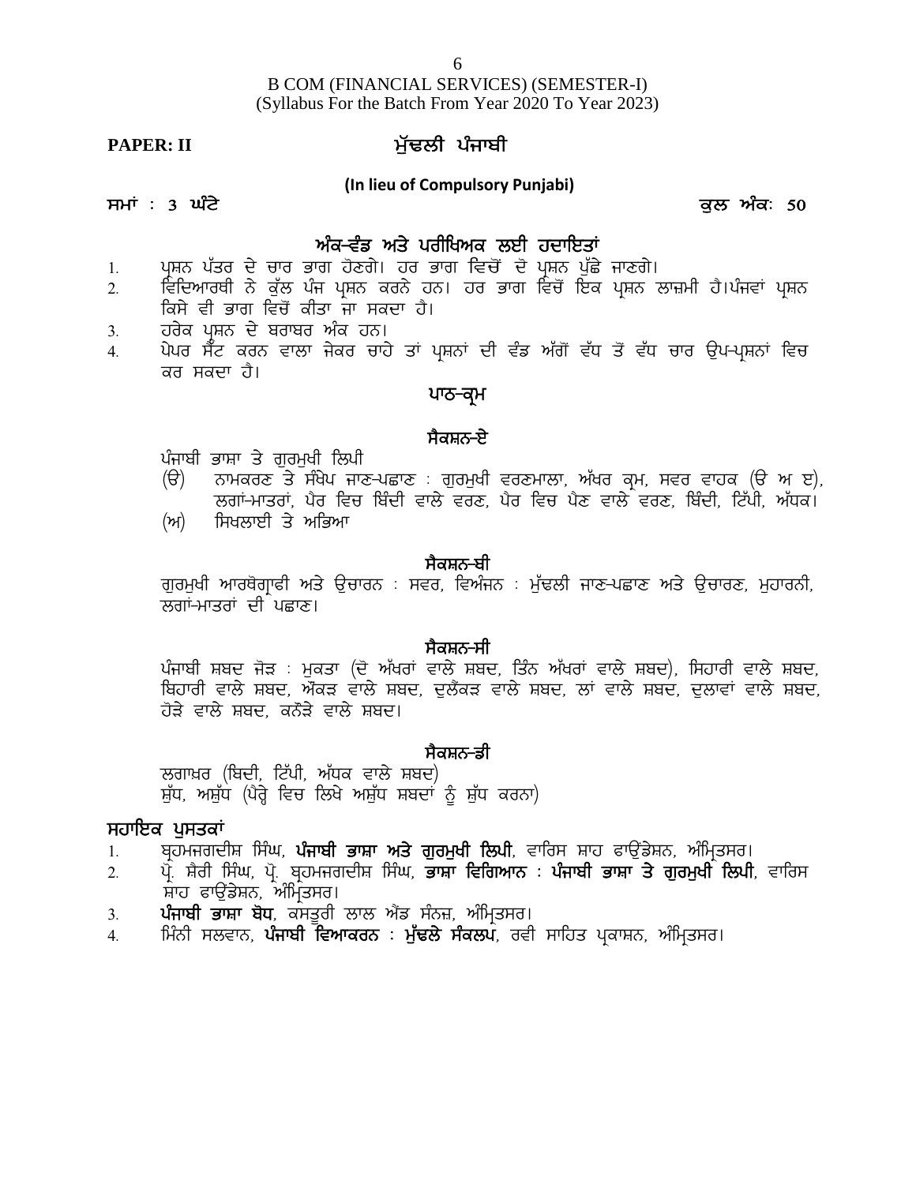B COM (FINANCIAL SERVICES) (SEMESTER-I)
(Syllabus For the Batch From Year 2020 To Year 2023)

**PAPER: II** **ਮੁੱਢਲੀ ਪੰਜਾਬੀ**

**(In lieu of Compulsory Punjabi)**

**ਸਮਾਂ : 3 ਘੰਟੇ** **ਕੁਲ ਅੰਕ: 50**

## ਅੰਕ-ਵੰਡ ਅਤੇ ਪਰੀਖਿਅਕ ਲਈ ਹਦਾਇਤਾਂ

1. ਪ੍ਰਸ਼ਨ ਪੱਤਰ ਦੇ ਚਾਰ ਭਾਗ ਹੋਣਗੇ। ਹਰ ਭਾਗ ਵਿਚੋਂ ਦੋ ਪ੍ਰਸ਼ਨ ਪੁੱਛੇ ਜਾਣਗੇ।
2. ਵਿਦਿਆਰਥੀ ਨੇ ਕੁੱਲ ਪੰਜ ਪ੍ਰਸ਼ਨ ਕਰਨੇ ਹਨ। ਹਰ ਭਾਗ ਵਿਚੋਂ ਇਕ ਪ੍ਰਸ਼ਨ ਲਾਜ਼ਮੀ ਹੈ।ਪੰਜਵਾਂ ਪ੍ਰਸ਼ਨ ਕਿਸੇ ਵੀ ਭਾਗ ਵਿਚੋਂ ਕੀਤਾ ਜਾ ਸਕਦਾ ਹੈ।
3. ਹਰੇਕ ਪ੍ਰਸ਼ਨ ਦੇ ਬਰਾਬਰ ਅੰਕ ਹਨ।
4. ਪੇਪਰ ਸੈੱਟ ਕਰਨ ਵਾਲਾ ਜੇਕਰ ਚਾਹੇ ਤਾਂ ਪ੍ਰਸ਼ਨਾਂ ਦੀ ਵੰਡ ਅੱਗੋਂ ਵੱਧ ਤੋਂ ਵੱਧ ਚਾਰ ਉਪ-ਪ੍ਰਸ਼ਨਾਂ ਵਿਚ ਕਰ ਸਕਦਾ ਹੈ।

## ਪਾਠ-ਕ੍ਰਮ

### ਸੈਕਸ਼ਨ-ਏ

ਪੰਜਾਬੀ ਭਾਸ਼ਾ ਤੇ ਗੁਰਮੁਖੀ ਲਿਪੀ

(ੳ) ਨਾਮਕਰਣ ਤੇ ਸੰਖੇਪ ਜਾਣ-ਪਛਾਣ : ਗੁਰਮੁਖੀ ਵਰਣਮਾਲਾ, ਅੱਖਰ ਕ੍ਰਮ, ਸਵਰ ਵਾਹਕ (ੳ ਅ ੲ), ਲਗਾਂ-ਮਾਤਰਾਂ, ਪੈਰ ਵਿਚ ਬਿੰਦੀ ਵਾਲੇ ਵਰਣ, ਪੈਰ ਵਿਚ ਪੈਣ ਵਾਲੇ ਵਰਣ, ਬਿੰਦੀ, ਟਿੱਪੀ, ਅੱਧਕ।

(ਅ) ਸਿਖਲਾਈ ਤੇ ਅਭਿਆ

### ਸੈਕਸ਼ਨ-ਬੀ

ਗੁਰਮੁਖੀ ਆਰਥੋਗ੍ਰਾਫੀ ਅਤੇ ਉਚਾਰਨ : ਸਵਰ, ਵਿਅੰਜਨ : ਮੁੱਢਲੀ ਜਾਣ-ਪਛਾਣ ਅਤੇ ਉਚਾਰਣ, ਮੁਹਾਰਨੀ, ਲਗਾਂ-ਮਾਤਰਾਂ ਦੀ ਪਛਾਣ।

### ਸੈਕਸ਼ਨ-ਸੀ

ਪੰਜਾਬੀ ਸ਼ਬਦ ਜੋੜ : ਮੁਕਤਾ (ਦੋ ਅੱਖਰਾਂ ਵਾਲੇ ਸ਼ਬਦ, ਤਿੰਨ ਅੱਖਰਾਂ ਵਾਲੇ ਸ਼ਬਦ), ਸਿਹਾਰੀ ਵਾਲੇ ਸ਼ਬਦ, ਬਿਹਾਰੀ ਵਾਲੇ ਸ਼ਬਦ, ਔਂਕੜ ਵਾਲੇ ਸ਼ਬਦ, ਦੁਲੈਂਕੜ ਵਾਲੇ ਸ਼ਬਦ, ਲਾਂ ਵਾਲੇ ਸ਼ਬਦ, ਦੁਲਾਵਾਂ ਵਾਲੇ ਸ਼ਬਦ, ਹੋੜੇ ਵਾਲੇ ਸ਼ਬਦ, ਕਨੌੜੇ ਵਾਲੇ ਸ਼ਬਦ।

### ਸੈਕਸ਼ਨ-ਡੀ

ਲਗਾਖ਼ਰ (ਬਿਦੀ, ਟਿੱਪੀ, ਅੱਧਕ ਵਾਲੇ ਸ਼ਬਦ)
ਸ਼ੁੱਧ, ਅਸ਼ੁੱਧ (ਪੈਰ੍ਹੇ ਵਿਚ ਲਿਖੇ ਅਸ਼ੁੱਧ ਸ਼ਬਦਾਂ ਨੂੰ ਸ਼ੁੱਧ ਕਰਨਾ)

### ਸਹਾਇਕ ਪੁਸਤਕਾਂ

1. ਬ੍ਰਹਮਜਗਦੀਸ਼ ਸਿੰਘ, **ਪੰਜਾਬੀ ਭਾਸ਼ਾ ਅਤੇ ਗੁਰਮੁਖੀ ਲਿਪੀ**, ਵਾਰਿਸ ਸ਼ਾਹ ਫਾਉਂਡੇਸ਼ਨ, ਅੰਮ੍ਰਿਤਸਰ।
2. ਪ੍ਰੋ. ਸ਼ੈਰੀ ਸਿੰਘ, ਪ੍ਰੋ. ਬ੍ਰਹਮਜਗਦੀਸ਼ ਸਿੰਘ, **ਭਾਸ਼ਾ ਵਿਗਿਆਨ : ਪੰਜਾਬੀ ਭਾਸ਼ਾ ਤੇ ਗੁਰਮੁਖੀ ਲਿਪੀ**, ਵਾਰਿਸ ਸ਼ਾਹ ਫਾਉਂਡੇਸ਼ਨ, ਅੰਮ੍ਰਿਤਸਰ।
3. **ਪੰਜਾਬੀ ਭਾਸ਼ਾ ਬੋਧ**, ਕਸਤੂਰੀ ਲਾਲ ਐਂਡ ਸੰਨਜ਼, ਅੰਮ੍ਰਿਤਸਰ।
4. ਮਿੰਨੀ ਸਲਵਾਨ, **ਪੰਜਾਬੀ ਵਿਆਕਰਨ : ਮੁੱਢਲੇ ਸੰਕਲਪ**, ਰਵੀ ਸਾਹਿਤ ਪ੍ਰਕਾਸ਼ਨ, ਅੰਮ੍ਰਿਤਸਰ।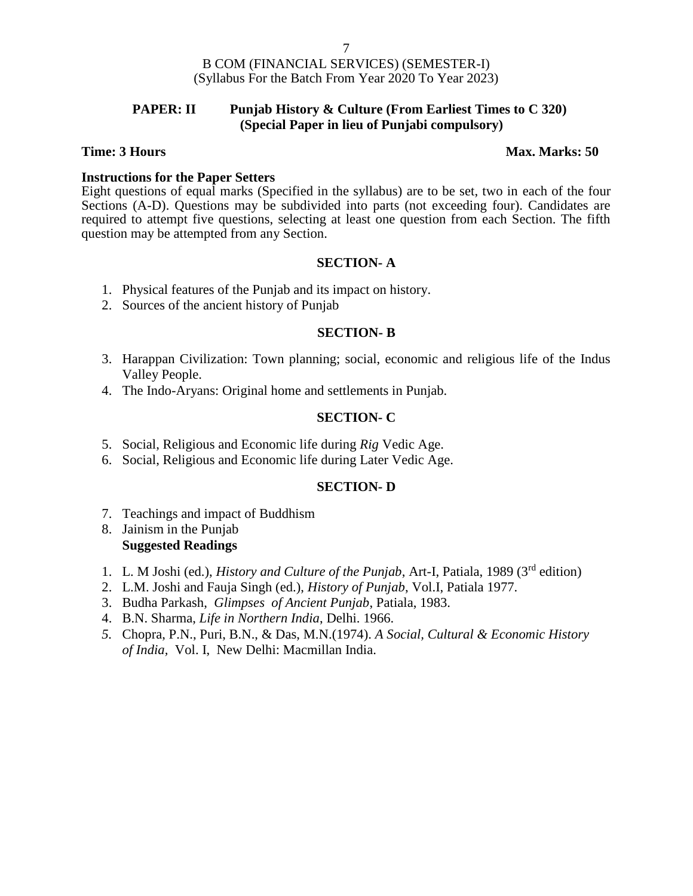B COM (FINANCIAL SERVICES) (SEMESTER-I)
(Syllabus For the Batch From Year 2020 To Year 2023)

**PAPER: II Punjab History & Culture (From Earliest Times to C 320)**
**(Special Paper in lieu of Punjabi compulsory)**

**Time: 3 Hours** **Max. Marks: 50**

**Instructions for the Paper Setters**

Eight questions of equal marks (Specified in the syllabus) are to be set, two in each of the four Sections (A-D). Questions may be subdivided into parts (not exceeding four). Candidates are required to attempt five questions, selecting at least one question from each Section. The fifth question may be attempted from any Section.

## SECTION- A

1. Physical features of the Punjab and its impact on history.
2. Sources of the ancient history of Punjab

## SECTION- B

3. Harappan Civilization: Town planning; social, economic and religious life of the Indus Valley People.
4. The Indo-Aryans: Original home and settlements in Punjab.

## SECTION- C

5. Social, Religious and Economic life during *Rig* Vedic Age.
6. Social, Religious and Economic life during Later Vedic Age.

## SECTION- D

7. Teachings and impact of Buddhism
8. Jainism in the Punjab

**Suggested Readings**

1. L. M Joshi (ed.), *History and Culture of the Punjab*, Art-I, Patiala, 1989 (3rd edition)
2. L.M. Joshi and Fauja Singh (ed.), *History of Punjab*, Vol.I, Patiala 1977.
3. Budha Parkash, *Glimpses of Ancient Punjab*, Patiala, 1983.
4. B.N. Sharma, *Life in Northern India*, Delhi. 1966.
5. Chopra, P.N., Puri, B.N., & Das, M.N.(1974). *A Social, Cultural & Economic History of India,* Vol. I, New Delhi: Macmillan India.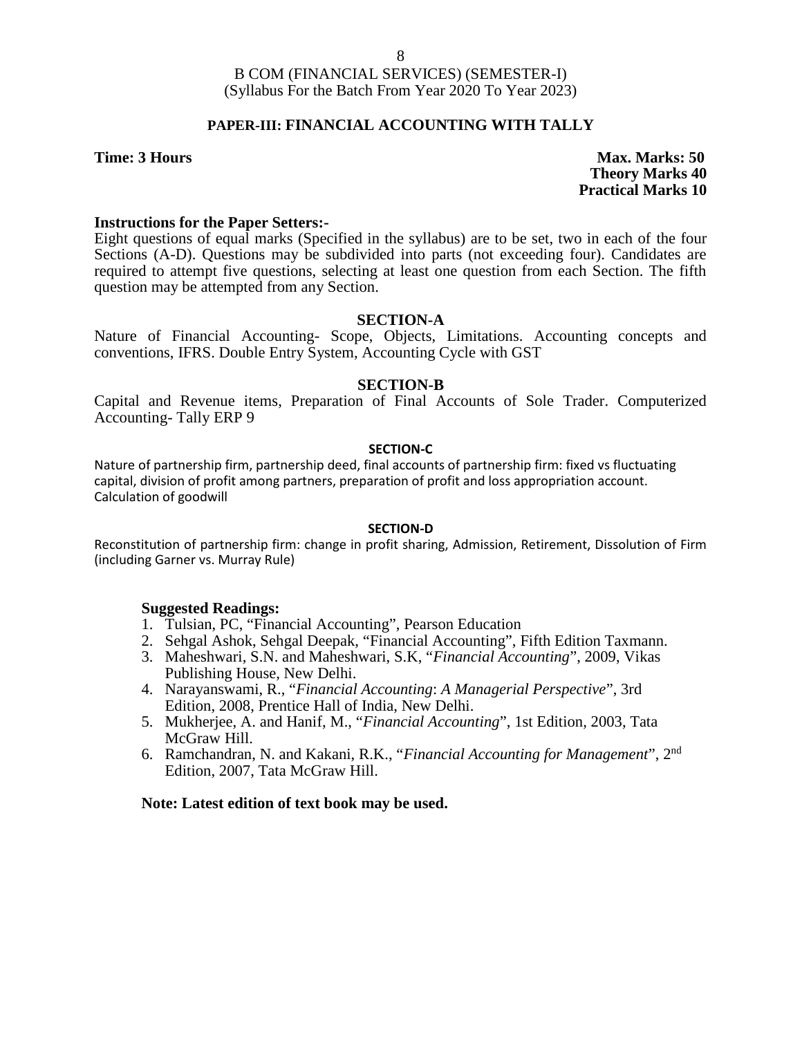# B COM (FINANCIAL SERVICES) (SEMESTER-I)
(Syllabus For the Batch From Year 2020 To Year 2023)

## PAPER-III: FINANCIAL ACCOUNTING WITH TALLY

**Time: 3 Hours** **Max. Marks: 50**
**Theory Marks 40**
**Practical Marks 10**

**Instructions for the Paper Setters:-**
Eight questions of equal marks (Specified in the syllabus) are to be set, two in each of the four Sections (A-D). Questions may be subdivided into parts (not exceeding four). Candidates are required to attempt five questions, selecting at least one question from each Section. The fifth question may be attempted from any Section.

### SECTION-A

Nature of Financial Accounting- Scope, Objects, Limitations. Accounting concepts and conventions, IFRS. Double Entry System, Accounting Cycle with GST

### SECTION-B

Capital and Revenue items, Preparation of Final Accounts of Sole Trader. Computerized Accounting- Tally ERP 9

### SECTION-C

Nature of partnership firm, partnership deed, final accounts of partnership firm: fixed vs fluctuating capital, division of profit among partners, preparation of profit and loss appropriation account. Calculation of goodwill

### SECTION-D

Reconstitution of partnership firm: change in profit sharing, Admission, Retirement, Dissolution of Firm (including Garner vs. Murray Rule)

**Suggested Readings:**

1. Tulsian, PC, "Financial Accounting", Pearson Education
2. Sehgal Ashok, Sehgal Deepak, "Financial Accounting", Fifth Edition Taxmann.
3. Maheshwari, S.N. and Maheshwari, S.K, "*Financial Accounting*", 2009, Vikas Publishing House, New Delhi.
4. Narayanswami, R., "*Financial Accounting*: *A Managerial Perspective*", 3rd Edition, 2008, Prentice Hall of India, New Delhi.
5. Mukherjee, A. and Hanif, M., "*Financial Accounting*", 1st Edition, 2003, Tata McGraw Hill.
6. Ramchandran, N. and Kakani, R.K., "*Financial Accounting for Management*", 2nd Edition, 2007, Tata McGraw Hill.

**Note: Latest edition of text book may be used.**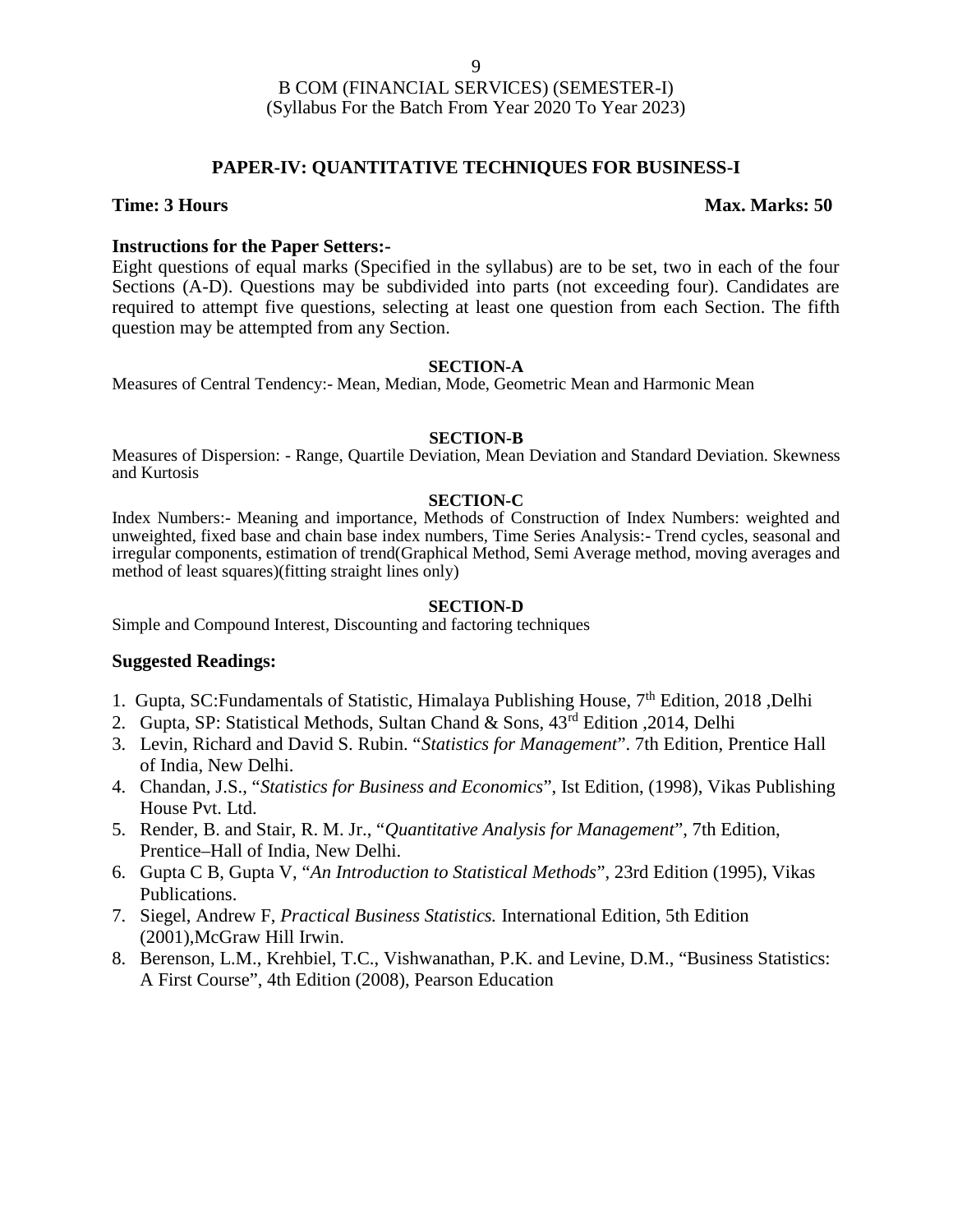B COM (FINANCIAL SERVICES) (SEMESTER-I)
(Syllabus For the Batch From Year 2020 To Year 2023)

## PAPER-IV: QUANTITATIVE TECHNIQUES FOR BUSINESS-I

**Time: 3 Hours** **Max. Marks: 50**

**Instructions for the Paper Setters:-**

Eight questions of equal marks (Specified in the syllabus) are to be set, two in each of the four Sections (A-D). Questions may be subdivided into parts (not exceeding four). Candidates are required to attempt five questions, selecting at least one question from each Section. The fifth question may be attempted from any Section.

### SECTION-A

Measures of Central Tendency:- Mean, Median, Mode, Geometric Mean and Harmonic Mean

### SECTION-B

Measures of Dispersion: - Range, Quartile Deviation, Mean Deviation and Standard Deviation. Skewness and Kurtosis

### SECTION-C

Index Numbers:- Meaning and importance, Methods of Construction of Index Numbers: weighted and unweighted, fixed base and chain base index numbers, Time Series Analysis:- Trend cycles, seasonal and irregular components, estimation of trend(Graphical Method, Semi Average method, moving averages and method of least squares)(fitting straight lines only)

### SECTION-D

Simple and Compound Interest, Discounting and factoring techniques

### Suggested Readings:

1. Gupta, SC:Fundamentals of Statistic, Himalaya Publishing House, 7th Edition, 2018 ,Delhi
2. Gupta, SP: Statistical Methods, Sultan Chand & Sons, 43rd Edition ,2014, Delhi
3. Levin, Richard and David S. Rubin. "*Statistics for Management*". 7th Edition, Prentice Hall of India, New Delhi.
4. Chandan, J.S., "*Statistics for Business and Economics*", Ist Edition, (1998), Vikas Publishing House Pvt. Ltd.
5. Render, B. and Stair, R. M. Jr., "*Quantitative Analysis for Management*", 7th Edition, Prentice–Hall of India, New Delhi.
6. Gupta C B, Gupta V, "*An Introduction to Statistical Methods*", 23rd Edition (1995), Vikas Publications.
7. Siegel, Andrew F, *Practical Business Statistics.* International Edition, 5th Edition (2001),McGraw Hill Irwin.
8. Berenson, L.M., Krehbiel, T.C., Vishwanathan, P.K. and Levine, D.M., "Business Statistics: A First Course", 4th Edition (2008), Pearson Education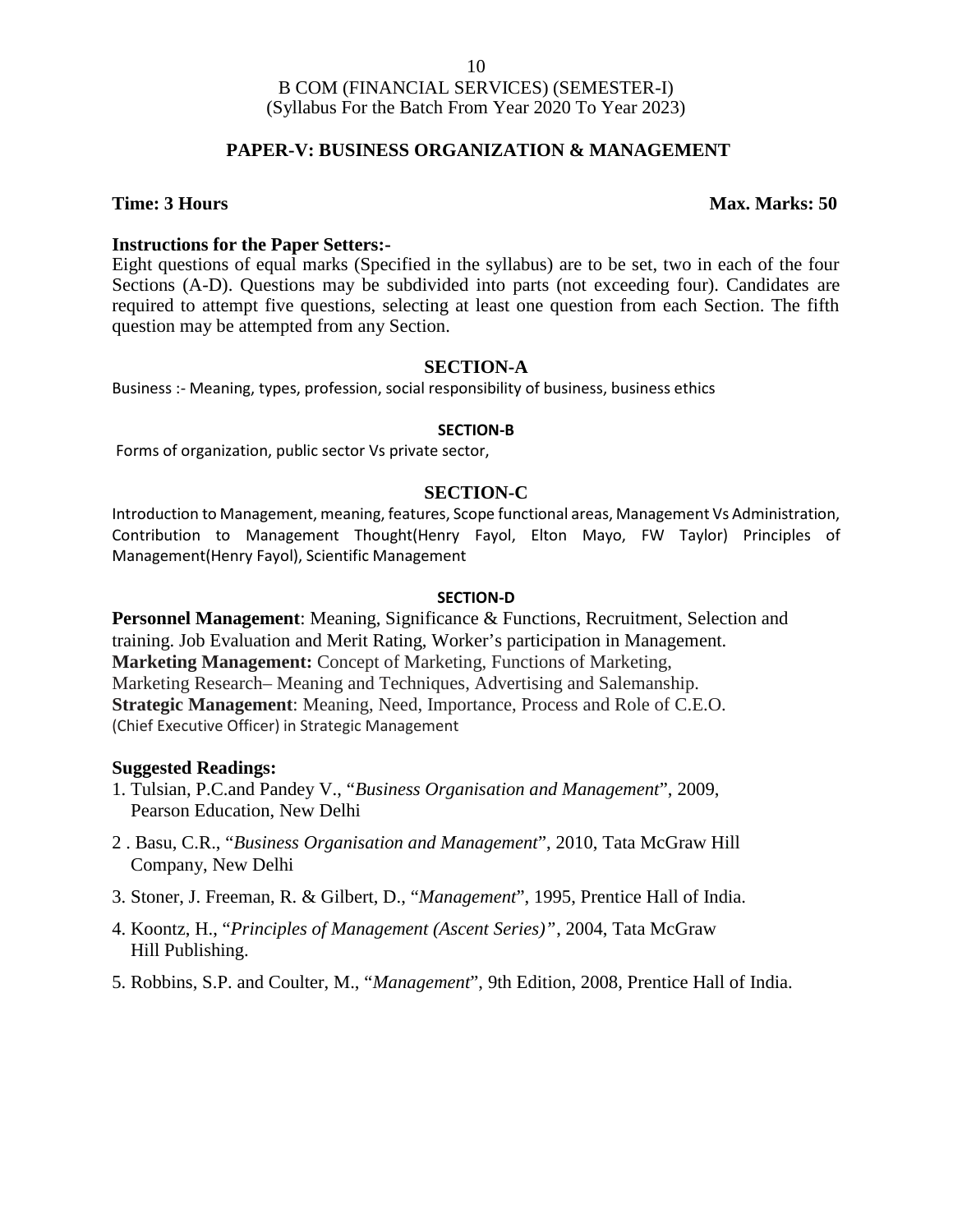B COM (FINANCIAL SERVICES) (SEMESTER-I)
(Syllabus For the Batch From Year 2020 To Year 2023)

## PAPER-V: BUSINESS ORGANIZATION & MANAGEMENT

**Time: 3 Hours** **Max. Marks: 50**

**Instructions for the Paper Setters:-**

Eight questions of equal marks (Specified in the syllabus) are to be set, two in each of the four Sections (A-D). Questions may be subdivided into parts (not exceeding four). Candidates are required to attempt five questions, selecting at least one question from each Section. The fifth question may be attempted from any Section.

### SECTION-A

Business :- Meaning, types, profession, social responsibility of business, business ethics

### SECTION-B

Forms of organization, public sector Vs private sector,

### SECTION-C

Introduction to Management, meaning, features, Scope functional areas, Management Vs Administration, Contribution to Management Thought(Henry Fayol, Elton Mayo, FW Taylor) Principles of Management(Henry Fayol), Scientific Management

### SECTION-D

**Personnel Management**: Meaning, Significance & Functions, Recruitment, Selection and training. Job Evaluation and Merit Rating, Worker's participation in Management.
**Marketing Management:** Concept of Marketing, Functions of Marketing, Marketing Research– Meaning and Techniques, Advertising and Salemanship.
**Strategic Management**: Meaning, Need, Importance, Process and Role of C.E.O. (Chief Executive Officer) in Strategic Management

**Suggested Readings:**

1. Tulsian, P.C.and Pandey V., "*Business Organisation and Management*", 2009, Pearson Education, New Delhi
2. Basu, C.R., "*Business Organisation and Management*", 2010, Tata McGraw Hill Company, New Delhi
3. Stoner, J. Freeman, R. & Gilbert, D., "*Management*", 1995, Prentice Hall of India.
4. Koontz, H., "*Principles of Management (Ascent Series)*", 2004, Tata McGraw Hill Publishing.
5. Robbins, S.P. and Coulter, M., "*Management*", 9th Edition, 2008, Prentice Hall of India.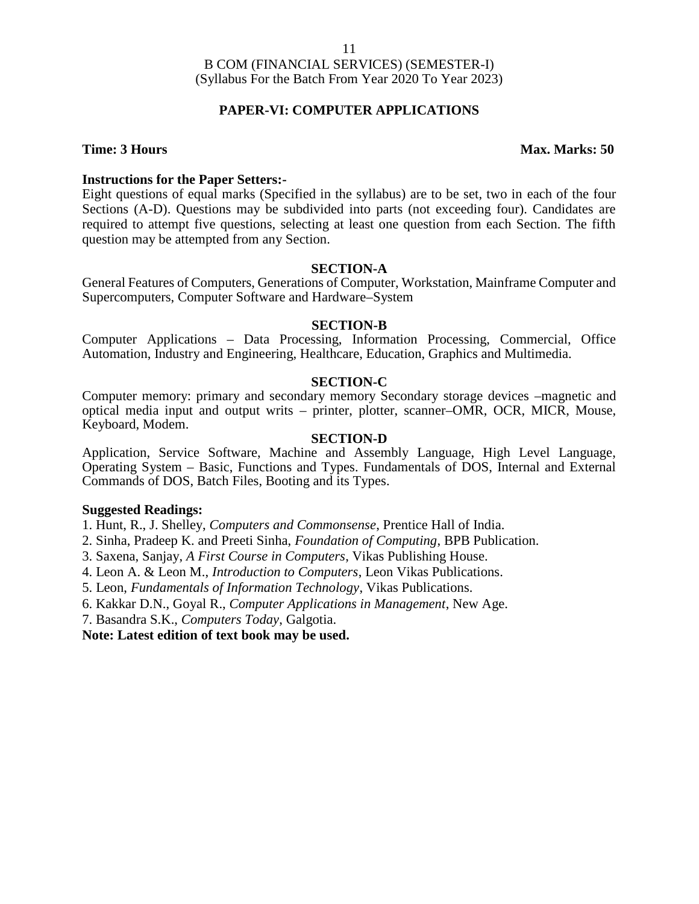B COM (FINANCIAL SERVICES) (SEMESTER-I)
(Syllabus For the Batch From Year 2020 To Year 2023)

## PAPER-VI: COMPUTER APPLICATIONS

**Time: 3 Hours** **Max. Marks: 50**

**Instructions for the Paper Setters:-**
Eight questions of equal marks (Specified in the syllabus) are to be set, two in each of the four Sections (A-D). Questions may be subdivided into parts (not exceeding four). Candidates are required to attempt five questions, selecting at least one question from each Section. The fifth question may be attempted from any Section.

### SECTION-A

General Features of Computers, Generations of Computer, Workstation, Mainframe Computer and Supercomputers, Computer Software and Hardware–System

### SECTION-B

Computer Applications – Data Processing, Information Processing, Commercial, Office Automation, Industry and Engineering, Healthcare, Education, Graphics and Multimedia.

### SECTION-C

Computer memory: primary and secondary memory Secondary storage devices –magnetic and optical media input and output writs – printer, plotter, scanner–OMR, OCR, MICR, Mouse, Keyboard, Modem.

### SECTION-D

Application, Service Software, Machine and Assembly Language, High Level Language, Operating System – Basic, Functions and Types. Fundamentals of DOS, Internal and External Commands of DOS, Batch Files, Booting and its Types.

**Suggested Readings:**

1. Hunt, R., J. Shelley, *Computers and Commonsense*, Prentice Hall of India.
2. Sinha, Pradeep K. and Preeti Sinha, *Foundation of Computing*, BPB Publication.
3. Saxena, Sanjay, *A First Course in Computers*, Vikas Publishing House.
4. Leon A. & Leon M., *Introduction to Computers*, Leon Vikas Publications.
5. Leon, *Fundamentals of Information Technology*, Vikas Publications.
6. Kakkar D.N., Goyal R., *Computer Applications in Management*, New Age.
7. Basandra S.K., *Computers Today*, Galgotia.

**Note: Latest edition of text book may be used.**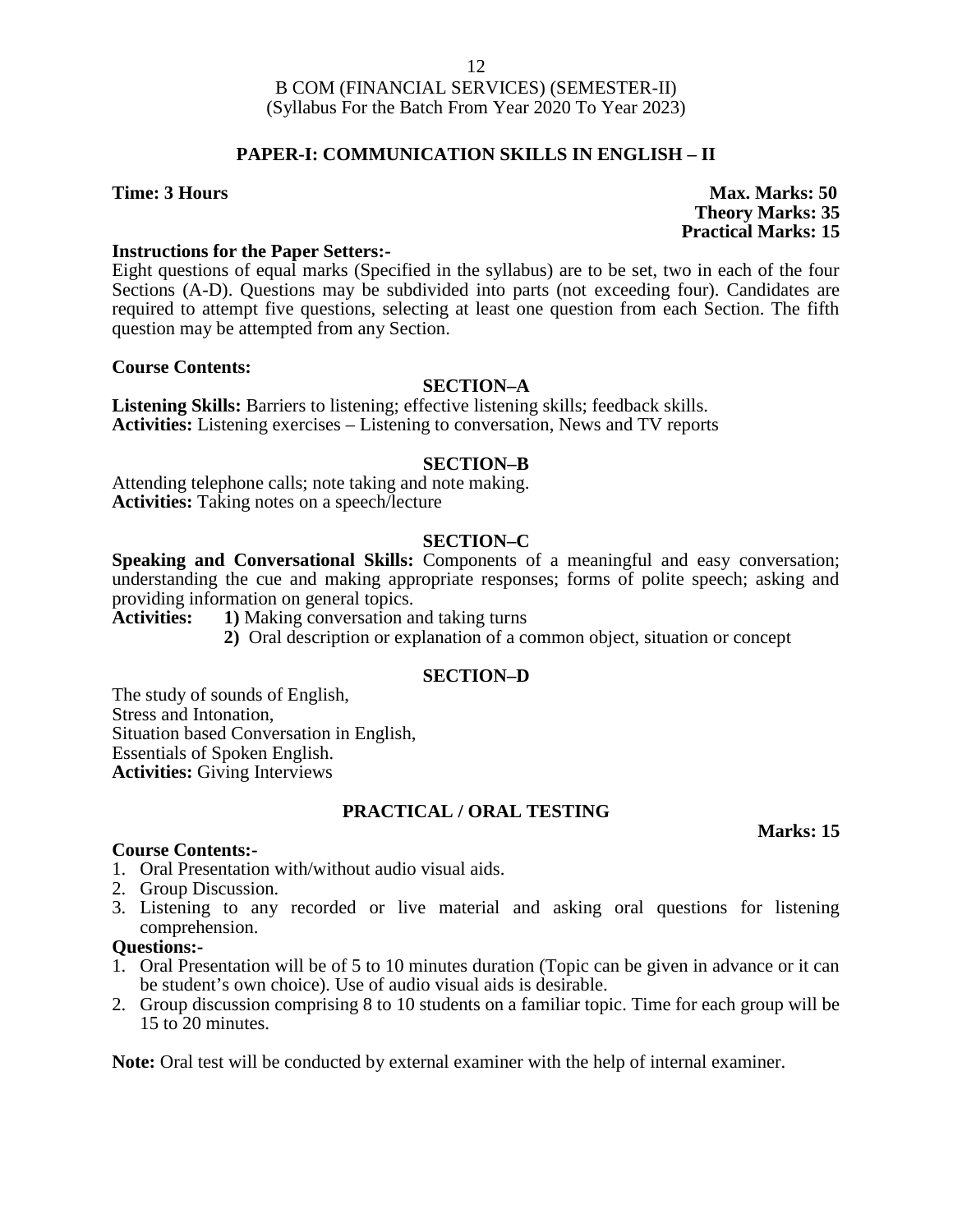# B COM (FINANCIAL SERVICES) (SEMESTER-II)
(Syllabus For the Batch From Year 2020 To Year 2023)

## PAPER-I: COMMUNICATION SKILLS IN ENGLISH – II

**Time: 3 Hours**

**Max. Marks: 50**
**Theory Marks: 35**
**Practical Marks: 15**

**Instructions for the Paper Setters:-**
Eight questions of equal marks (Specified in the syllabus) are to be set, two in each of the four Sections (A-D). Questions may be subdivided into parts (not exceeding four). Candidates are required to attempt five questions, selecting at least one question from each Section. The fifth question may be attempted from any Section.

**Course Contents:**

### SECTION–A

**Listening Skills:** Barriers to listening; effective listening skills; feedback skills.
**Activities:** Listening exercises – Listening to conversation, News and TV reports

### SECTION–B

Attending telephone calls; note taking and note making.
**Activities:** Taking notes on a speech/lecture

### SECTION–C

**Speaking and Conversational Skills:** Components of a meaningful and easy conversation; understanding the cue and making appropriate responses; forms of polite speech; asking and providing information on general topics.
**Activities:** **1)** Making conversation and taking turns
**2)** Oral description or explanation of a common object, situation or concept

### SECTION–D

The study of sounds of English,
Stress and Intonation,
Situation based Conversation in English,
Essentials of Spoken English.
**Activities:** Giving Interviews

## PRACTICAL / ORAL TESTING

**Marks: 15**

**Course Contents:-**
1. Oral Presentation with/without audio visual aids.
2. Group Discussion.
3. Listening to any recorded or live material and asking oral questions for listening comprehension.

**Questions:-**
1. Oral Presentation will be of 5 to 10 minutes duration (Topic can be given in advance or it can be student's own choice). Use of audio visual aids is desirable.
2. Group discussion comprising 8 to 10 students on a familiar topic. Time for each group will be 15 to 20 minutes.

**Note:** Oral test will be conducted by external examiner with the help of internal examiner.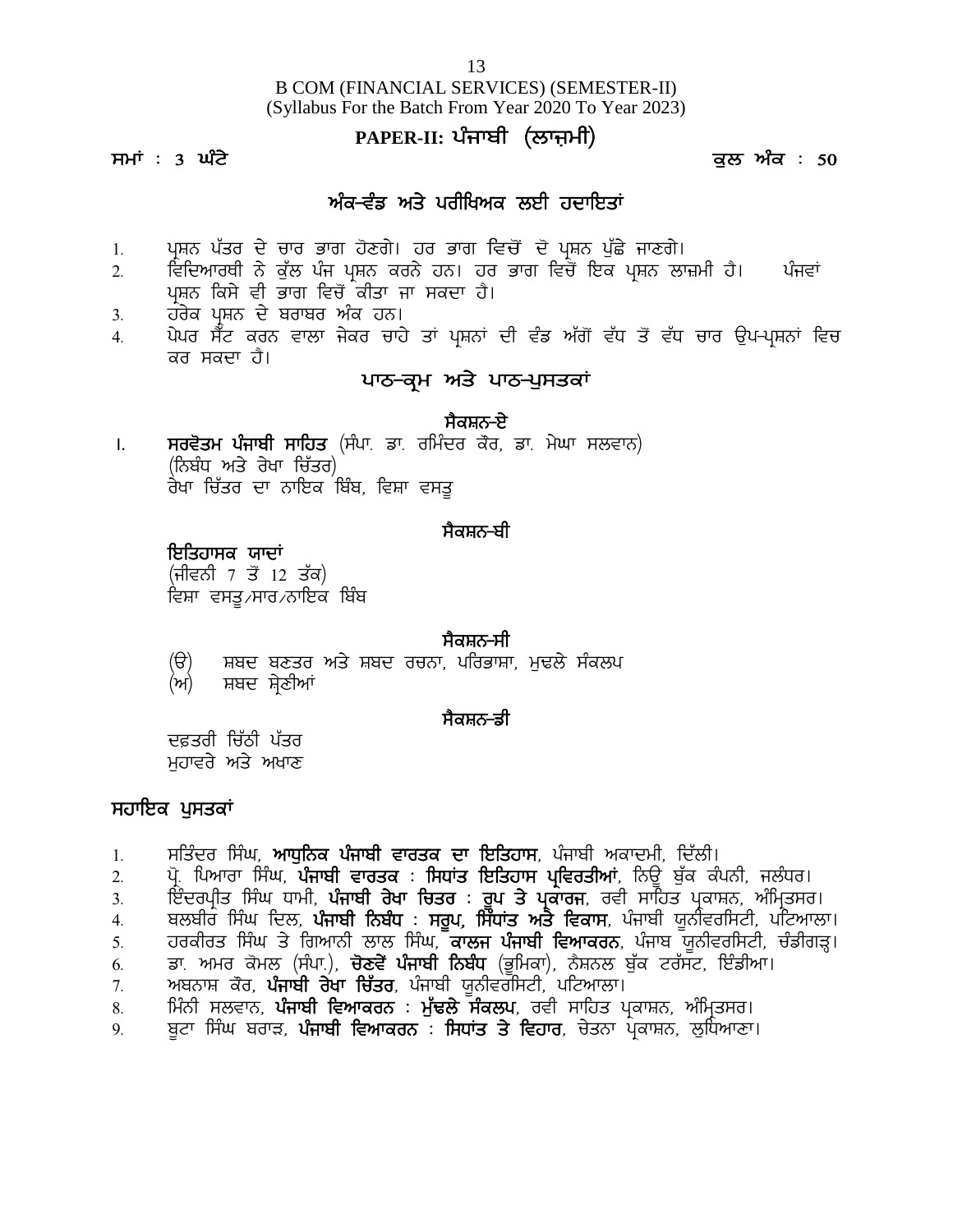B COM (FINANCIAL SERVICES) (SEMESTER-II)
(Syllabus For the Batch From Year 2020 To Year 2023)

## PAPER-II: ਪੰਜਾਬੀ (ਲਾਜ਼ਮੀ)

**ਸਮਾਂ : 3 ਘੰਟੇ** **ਕੁਲ ਅੰਕ : 50**

### ਅੰਕ-ਵੰਡ ਅਤੇ ਪਰੀਖਿਅਕ ਲਈ ਹਦਾਇਤਾਂ

1. ਪ੍ਰਸ਼ਨ ਪੱਤਰ ਦੇ ਚਾਰ ਭਾਗ ਹੋਣਗੇ। ਹਰ ਭਾਗ ਵਿਚੋਂ ਦੋ ਪ੍ਰਸ਼ਨ ਪੁੱਛੇ ਜਾਣਗੇ।
2. ਵਿਦਿਆਰਥੀ ਨੇ ਕੁੱਲ ਪੰਜ ਪ੍ਰਸ਼ਨ ਕਰਨੇ ਹਨ। ਹਰ ਭਾਗ ਵਿਚੋਂ ਇਕ ਪ੍ਰਸ਼ਨ ਲਾਜ਼ਮੀ ਹੈ। ਪੰਜਵਾਂ ਪ੍ਰਸ਼ਨ ਕਿਸੇ ਵੀ ਭਾਗ ਵਿਚੋਂ ਕੀਤਾ ਜਾ ਸਕਦਾ ਹੈ।
3. ਹਰੇਕ ਪ੍ਰਸ਼ਨ ਦੇ ਬਰਾਬਰ ਅੰਕ ਹਨ।
4. ਪੇਪਰ ਸੈੱਟ ਕਰਨ ਵਾਲਾ ਜੇਕਰ ਚਾਹੇ ਤਾਂ ਪ੍ਰਸ਼ਨਾਂ ਦੀ ਵੰਡ ਅੱਗੋਂ ਵੱਧ ਤੋਂ ਵੱਧ ਚਾਰ ਉਪ-ਪ੍ਰਸ਼ਨਾਂ ਵਿਚ ਕਰ ਸਕਦਾ ਹੈ।

### ਪਾਠ-ਕ੍ਰਮ ਅਤੇ ਪਾਠ-ਪੁਸਤਕਾਂ

#### ਸੈਕਸ਼ਨ-ਏ

I. **ਸਰਵੋਤਮ ਪੰਜਾਬੀ ਸਾਹਿਤ** (ਸੰਪਾ. ਡਾ. ਰਮਿੰਦਰ ਕੌਰ, ਡਾ. ਮੇਘਾ ਸਲਵਾਨ)
(ਨਿਬੰਧ ਅਤੇ ਰੇਖਾ ਚਿੱਤਰ)
ਰੇਖਾ ਚਿੱਤਰ ਦਾ ਨਾਇਕ ਬਿੰਬ, ਵਿਸ਼ਾ ਵਸਤੂ

#### ਸੈਕਸ਼ਨ-ਬੀ

**ਇਤਿਹਾਸਕ ਯਾਦਾਂ**
(ਜੀਵਨੀ 7 ਤੋਂ 12 ਤੱਕ)
ਵਿਸ਼ਾ ਵਸਤੂ/ਸਾਰ/ਨਾਇਕ ਬਿੰਬ

#### ਸੈਕਸ਼ਨ-ਸੀ

(ੳ) ਸ਼ਬਦ ਬਣਤਰ ਅਤੇ ਸ਼ਬਦ ਰਚਨਾ, ਪਰਿਭਾਸ਼ਾ, ਮੁਢਲੇ ਸੰਕਲਪ
(ਅ) ਸ਼ਬਦ ਸ਼੍ਰੇਣੀਆਂ

#### ਸੈਕਸ਼ਨ-ਡੀ

ਦਫ਼ਤਰੀ ਚਿੱਠੀ ਪੱਤਰ
ਮੁਹਾਵਰੇ ਅਤੇ ਅਖਾਣ

### ਸਹਾਇਕ ਪੁਸਤਕਾਂ

1. ਸਤਿੰਦਰ ਸਿੰਘ, **ਆਧੁਨਿਕ ਪੰਜਾਬੀ ਵਾਰਤਕ ਦਾ ਇਤਿਹਾਸ**, ਪੰਜਾਬੀ ਅਕਾਦਮੀ, ਦਿੱਲੀ।
2. ਪ੍ਰੋ. ਪਿਆਰਾ ਸਿੰਘ, **ਪੰਜਾਬੀ ਵਾਰਤਕ : ਸਿਧਾਂਤ ਇਤਿਹਾਸ ਪ੍ਰਵਿਰਤੀਆਂ**, ਨਿਊ ਬੁੱਕ ਕੰਪਨੀ, ਜਲੰਧਰ।
3. ਇੰਦਰਪ੍ਰੀਤ ਸਿੰਘ ਧਾਮੀ, **ਪੰਜਾਬੀ ਰੇਖਾ ਚਿਤਰ : ਰੂਪ ਤੇ ਪ੍ਰਕਾਰਜ**, ਰਵੀ ਸਾਹਿਤ ਪ੍ਰਕਾਸ਼ਨ, ਅੰਮ੍ਰਿਤਸਰ।
4. ਬਲਬੀਰ ਸਿੰਘ ਦਿਲ, **ਪੰਜਾਬੀ ਨਿਬੰਧ : ਸਰੂਪ, ਸਿਧਾਂਤ ਅਤੇ ਵਿਕਾਸ**, ਪੰਜਾਬੀ ਯੂਨੀਵਰਸਿਟੀ, ਪਟਿਆਲਾ।
5. ਹਰਕੀਰਤ ਸਿੰਘ ਤੇ ਗਿਆਨੀ ਲਾਲ ਸਿੰਘ, **ਕਾਲਜ ਪੰਜਾਬੀ ਵਿਆਕਰਨ**, ਪੰਜਾਬ ਯੂਨੀਵਰਸਿਟੀ, ਚੰਡੀਗੜ੍ਹ।
6. ਡਾ. ਅਮਰ ਕੋਮਲ (ਸੰਪਾ.), **ਚੋਣਵੇਂ ਪੰਜਾਬੀ ਨਿਬੰਧ** (ਭੂਮਿਕਾ), ਨੈਸ਼ਨਲ ਬੁੱਕ ਟਰੱਸਟ, ਇੰਡੀਆ।
7. ਅਬਨਾਸ਼ ਕੌਰ, **ਪੰਜਾਬੀ ਰੇਖਾ ਚਿੱਤਰ**, ਪੰਜਾਬੀ ਯੂਨੀਵਰਸਿਟੀ, ਪਟਿਆਲਾ।
8. ਮਿੰਨੀ ਸਲਵਾਨ, **ਪੰਜਾਬੀ ਵਿਆਕਰਨ : ਮੁੱਢਲੇ ਸੰਕਲਪ**, ਰਵੀ ਸਾਹਿਤ ਪ੍ਰਕਾਸ਼ਨ, ਅੰਮ੍ਰਿਤਸਰ।
9. ਬੂਟਾ ਸਿੰਘ ਬਰਾੜ, **ਪੰਜਾਬੀ ਵਿਆਕਰਨ : ਸਿਧਾਂਤ ਤੇ ਵਿਹਾਰ**, ਚੇਤਨਾ ਪ੍ਰਕਾਸ਼ਨ, ਲੁਧਿਆਣਾ।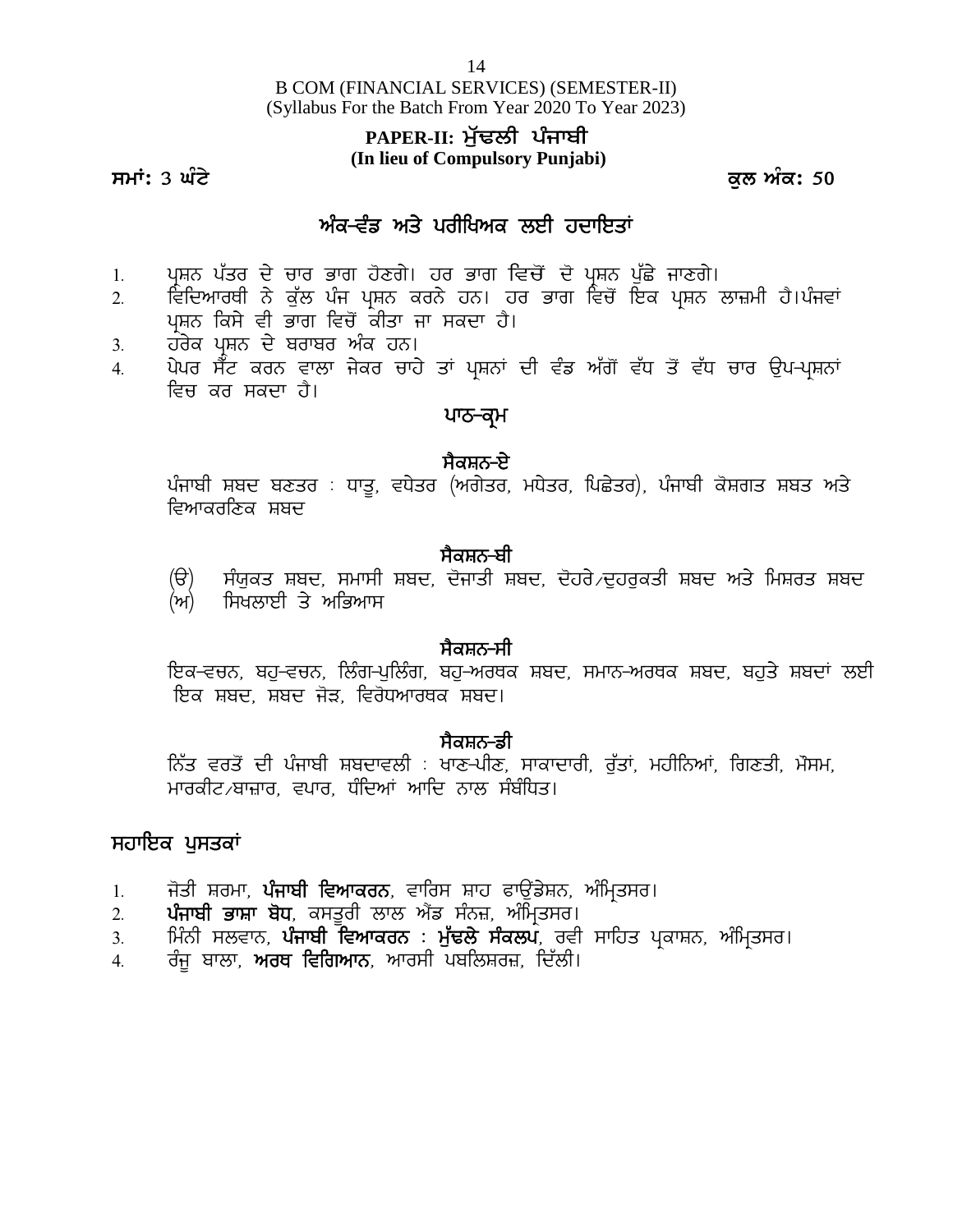B COM (FINANCIAL SERVICES) (SEMESTER-II)
(Syllabus For the Batch From Year 2020 To Year 2023)

## PAPER-II: ਮੁੱਢਲੀ ਪੰਜਾਬੀ
**(In lieu of Compulsory Punjabi)**

**ਸਮਾਂ: 3 ਘੰਟੇ** **ਕੁਲ ਅੰਕ: 50**

## ਅੰਕ-ਵੰਡ ਅਤੇ ਪਰੀਖਿਅਕ ਲਈ ਹਦਾਇਤਾਂ

1. ਪ੍ਰਸ਼ਨ ਪੱਤਰ ਦੇ ਚਾਰ ਭਾਗ ਹੋਣਗੇ। ਹਰ ਭਾਗ ਵਿਚੋਂ ਦੋ ਪ੍ਰਸ਼ਨ ਪੁੱਛੇ ਜਾਣਗੇ।
2. ਵਿਦਿਆਰਥੀ ਨੇ ਕੁੱਲ ਪੰਜ ਪ੍ਰਸ਼ਨ ਕਰਨੇ ਹਨ। ਹਰ ਭਾਗ ਵਿਚੋਂ ਇਕ ਪ੍ਰਸ਼ਨ ਲਾਜ਼ਮੀ ਹੈ।ਪੰਜਵਾਂ ਪ੍ਰਸ਼ਨ ਕਿਸੇ ਵੀ ਭਾਗ ਵਿਚੋਂ ਕੀਤਾ ਜਾ ਸਕਦਾ ਹੈ।
3. ਹਰੇਕ ਪ੍ਰਸ਼ਨ ਦੇ ਬਰਾਬਰ ਅੰਕ ਹਨ।
4. ਪੇਪਰ ਸੈਟ ਕਰਨ ਵਾਲਾ ਜੇਕਰ ਚਾਹੇ ਤਾਂ ਪ੍ਰਸ਼ਨਾਂ ਦੀ ਵੰਡ ਅੱਗੋਂ ਵੱਧ ਤੋਂ ਵੱਧ ਚਾਰ ਉਪ-ਪ੍ਰਸ਼ਨਾਂ ਵਿਚ ਕਰ ਸਕਦਾ ਹੈ।

## ਪਾਠ-ਕ੍ਰਮ

### ਸੈਕਸ਼ਨ-ਏ

ਪੰਜਾਬੀ ਸ਼ਬਦ ਬਣਤਰ : ਧਾਤੂ, ਵਧੇਤਰ (ਅਗੇਤਰ, ਮਧੇਤਰ, ਪਿਛੇਤਰ), ਪੰਜਾਬੀ ਕੋਸ਼ਗਤ ਸ਼ਬਤ ਅਤੇ ਵਿਆਕਰਨਿਕ ਸ਼ਬਦ

### ਸੈਕਸ਼ਨ-ਬੀ

(ੳ) ਸੰਯੁਕਤ ਸ਼ਬਦ, ਸਮਾਸੀ ਸ਼ਬਦ, ਦੋਜਾਤੀ ਸ਼ਬਦ, ਦੋਹਰੇ/ਦੁਹਰੁਕਤੀ ਸ਼ਬਦ ਅਤੇ ਮਿਸ਼ਰਤ ਸ਼ਬਦ
(ਅ) ਸਿਖਲਾਈ ਤੇ ਅਭਿਆਸ

### ਸੈਕਸ਼ਨ-ਸੀ

ਇਕ-ਵਚਨ, ਬਹੁ-ਵਚਨ, ਲਿੰਗ-ਪੁਲਿੰਗ, ਬਹੁ-ਅਰਥਕ ਸ਼ਬਦ, ਸਮਾਨ-ਅਰਥਕ ਸ਼ਬਦ, ਬਹੁਤੇ ਸ਼ਬਦਾਂ ਲਈ ਇਕ ਸ਼ਬਦ, ਸ਼ਬਦ ਜੋੜ, ਵਿਰੋਧਆਰਥਕ ਸ਼ਬਦ।

### ਸੈਕਸ਼ਨ-ਡੀ

ਨਿੱਤ ਵਰਤੋਂ ਦੀ ਪੰਜਾਬੀ ਸ਼ਬਦਾਵਲੀ : ਖਾਣ-ਪੀਣ, ਸਾਕਾਦਾਰੀ, ਰੁੱਤਾਂ, ਮਹੀਨਿਆਂ, ਗਿਣਤੀ, ਮੌਸਮ, ਮਾਰਕੀਟ/ਬਾਜ਼ਾਰ, ਵਪਾਰ, ਧੰਦਿਆਂ ਆਦਿ ਨਾਲ ਸੰਬੰਧਿਤ।

## ਸਹਾਇਕ ਪੁਸਤਕਾਂ

1. ਜੋਤੀ ਸ਼ਰਮਾ, **ਪੰਜਾਬੀ ਵਿਆਕਰਨ**, ਵਾਰਿਸ ਸ਼ਾਹ ਫਾਉਂਡੇਸ਼ਨ, ਅੰਮ੍ਰਿਤਸਰ।
2. **ਪੰਜਾਬੀ ਭਾਸ਼ਾ ਬੋਧ**, ਕਸਤੂਰੀ ਲਾਲ ਐਂਡ ਸੰਨਜ਼, ਅੰਮ੍ਰਿਤਸਰ।
3. ਮਿੰਨੀ ਸਲਵਾਨ, **ਪੰਜਾਬੀ ਵਿਆਕਰਨ : ਮੁੱਢਲੇ ਸੰਕਲਪ**, ਰਵੀ ਸਾਹਿਤ ਪ੍ਰਕਾਸ਼ਨ, ਅੰਮ੍ਰਿਤਸਰ।
4. ਰੰਜੂ ਬਾਲਾ, **ਅਰਥ ਵਿਗਿਆਨ**, ਆਰਸੀ ਪਬਲਿਸ਼ਰਜ਼, ਦਿੱਲੀ।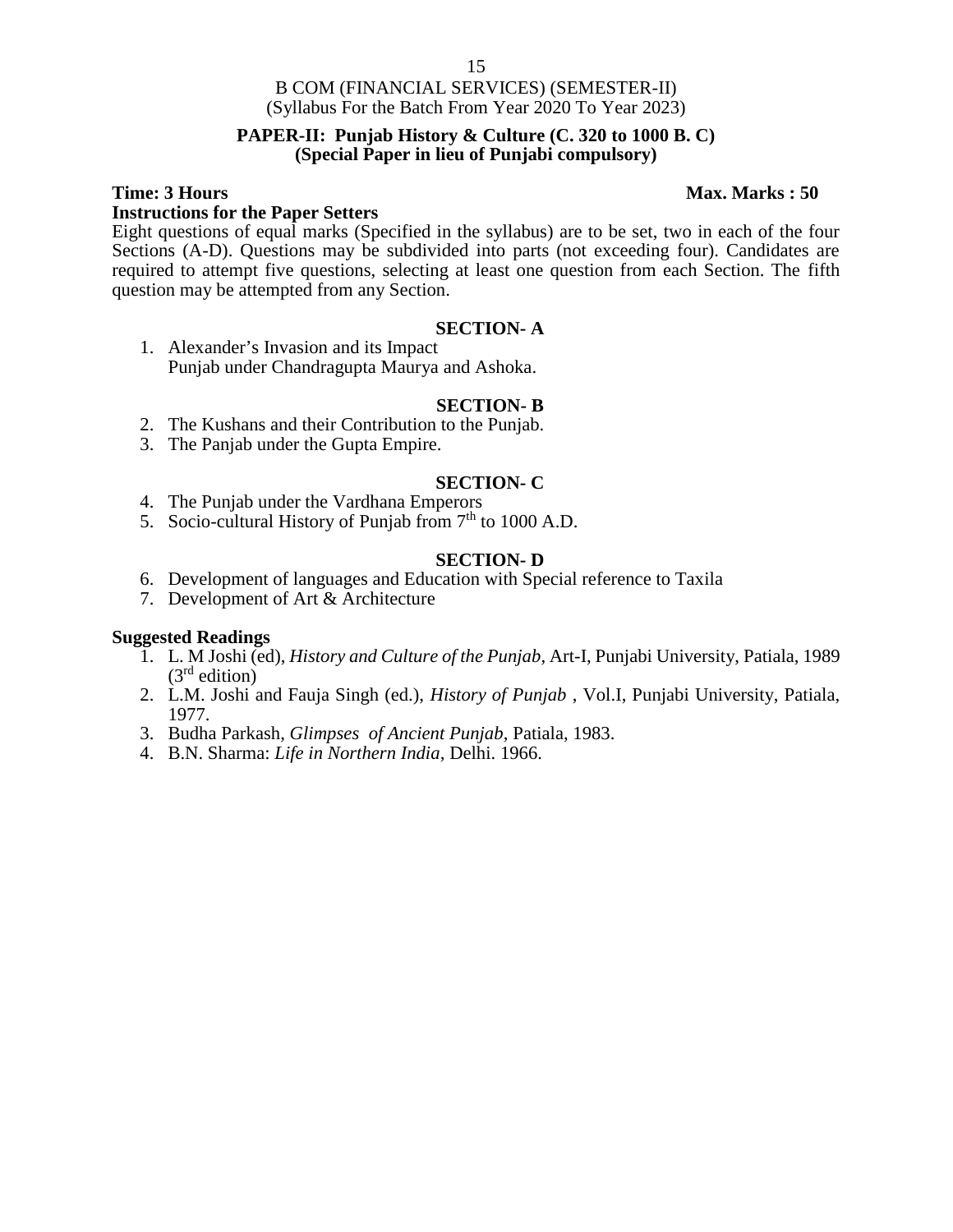B COM (FINANCIAL SERVICES) (SEMESTER-II)
(Syllabus For the Batch From Year 2020 To Year 2023)

## PAPER-II: Punjab History & Culture (C. 320 to 1000 B. C)
### (Special Paper in lieu of Punjabi compulsory)

**Time: 3 Hours** **Max. Marks : 50**

**Instructions for the Paper Setters**

Eight questions of equal marks (Specified in the syllabus) are to be set, two in each of the four Sections (A-D). Questions may be subdivided into parts (not exceeding four). Candidates are required to attempt five questions, selecting at least one question from each Section. The fifth question may be attempted from any Section.

### SECTION- A

1. Alexander's Invasion and its Impact
   Punjab under Chandragupta Maurya and Ashoka.

### SECTION- B

2. The Kushans and their Contribution to the Punjab.
3. The Panjab under the Gupta Empire.

### SECTION- C

4. The Punjab under the Vardhana Emperors
5. Socio-cultural History of Punjab from 7th to 1000 A.D.

### SECTION- D

6. Development of languages and Education with Special reference to Taxila
7. Development of Art & Architecture

**Suggested Readings**

1. L. M Joshi (ed), *History and Culture of the Punjab*, Art-I, Punjabi University, Patiala, 1989 (3rd edition)
2. L.M. Joshi and Fauja Singh (ed.), *History of Punjab* , Vol.I, Punjabi University, Patiala, 1977.
3. Budha Parkash, *Glimpses of Ancient Punjab*, Patiala, 1983.
4. B.N. Sharma: *Life in Northern India*, Delhi. 1966.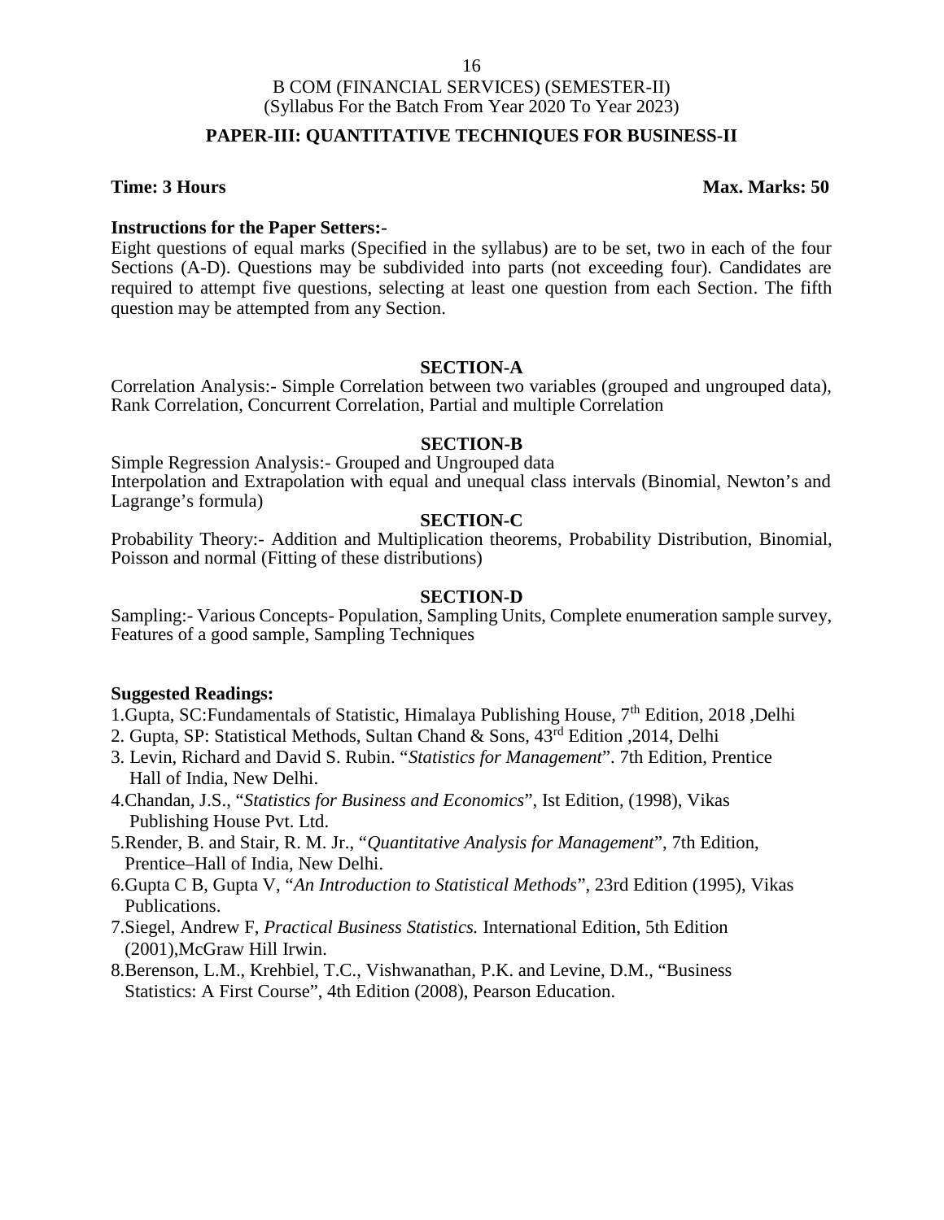B COM (FINANCIAL SERVICES) (SEMESTER-II)
(Syllabus For the Batch From Year 2020 To Year 2023)

## PAPER-III: QUANTITATIVE TECHNIQUES FOR BUSINESS-II

**Time: 3 Hours** **Max. Marks: 50**

**Instructions for the Paper Setters:-**

Eight questions of equal marks (Specified in the syllabus) are to be set, two in each of the four Sections (A-D). Questions may be subdivided into parts (not exceeding four). Candidates are required to attempt five questions, selecting at least one question from each Section. The fifth question may be attempted from any Section.

### SECTION-A

Correlation Analysis:- Simple Correlation between two variables (grouped and ungrouped data), Rank Correlation, Concurrent Correlation, Partial and multiple Correlation

### SECTION-B

Simple Regression Analysis:- Grouped and Ungrouped data

Interpolation and Extrapolation with equal and unequal class intervals (Binomial, Newton's and Lagrange's formula)

### SECTION-C

Probability Theory:- Addition and Multiplication theorems, Probability Distribution, Binomial, Poisson and normal (Fitting of these distributions)

### SECTION-D

Sampling:- Various Concepts- Population, Sampling Units, Complete enumeration sample survey, Features of a good sample, Sampling Techniques

**Suggested Readings:**

1. Gupta, SC:Fundamentals of Statistic, Himalaya Publishing House, 7th Edition, 2018 ,Delhi
2. Gupta, SP: Statistical Methods, Sultan Chand & Sons, 43rd Edition ,2014, Delhi
3. Levin, Richard and David S. Rubin. "*Statistics for Management*". 7th Edition, Prentice Hall of India, New Delhi.
4. Chandan, J.S., "*Statistics for Business and Economics*", Ist Edition, (1998), Vikas Publishing House Pvt. Ltd.
5. Render, B. and Stair, R. M. Jr., "*Quantitative Analysis for Management*", 7th Edition, Prentice–Hall of India, New Delhi.
6. Gupta C B, Gupta V, "*An Introduction to Statistical Methods*", 23rd Edition (1995), Vikas Publications.
7. Siegel, Andrew F, *Practical Business Statistics.* International Edition, 5th Edition (2001),McGraw Hill Irwin.
8. Berenson, L.M., Krehbiel, T.C., Vishwanathan, P.K. and Levine, D.M., "Business Statistics: A First Course", 4th Edition (2008), Pearson Education.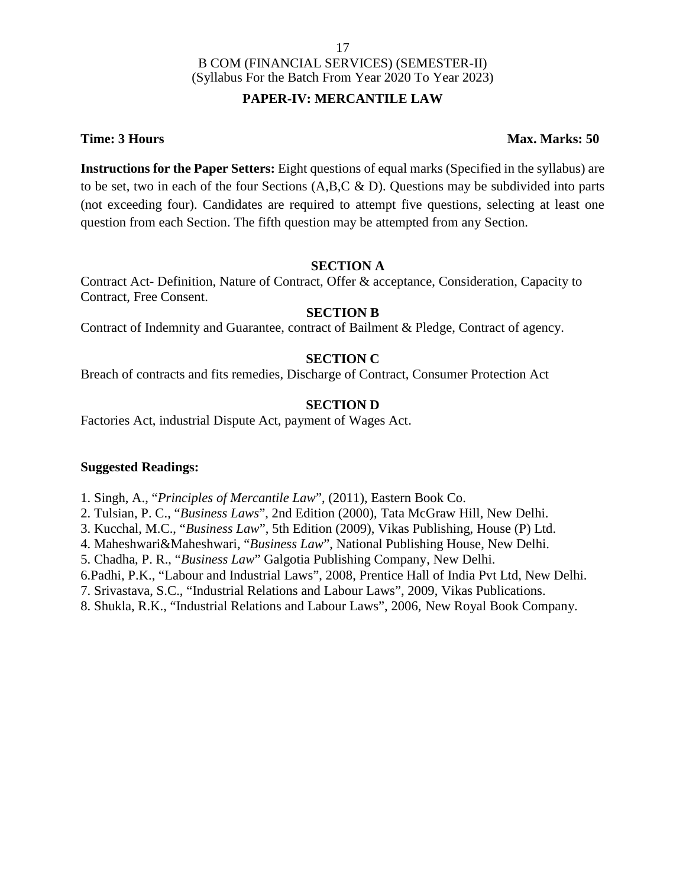B COM (FINANCIAL SERVICES) (SEMESTER-II)
(Syllabus For the Batch From Year 2020 To Year 2023)

## PAPER-IV: MERCANTILE LAW

**Time: 3 Hours** **Max. Marks: 50**

**Instructions for the Paper Setters:** Eight questions of equal marks (Specified in the syllabus) are to be set, two in each of the four Sections (A,B,C & D). Questions may be subdivided into parts (not exceeding four). Candidates are required to attempt five questions, selecting at least one question from each Section. The fifth question may be attempted from any Section.

### SECTION A

Contract Act- Definition, Nature of Contract, Offer & acceptance, Consideration, Capacity to Contract, Free Consent.

### SECTION B

Contract of Indemnity and Guarantee, contract of Bailment & Pledge, Contract of agency.

### SECTION C

Breach of contracts and fits remedies, Discharge of Contract, Consumer Protection Act

### SECTION D

Factories Act, industrial Dispute Act, payment of Wages Act.

**Suggested Readings:**

1. Singh, A., "*Principles of Mercantile Law*", (2011), Eastern Book Co.
2. Tulsian, P. C., "*Business Laws*", 2nd Edition (2000), Tata McGraw Hill, New Delhi.
3. Kucchal, M.C., "*Business Law*", 5th Edition (2009), Vikas Publishing, House (P) Ltd.
4. Maheshwari&Maheshwari, "*Business Law*", National Publishing House, New Delhi.
5. Chadha, P. R., "*Business Law*" Galgotia Publishing Company, New Delhi.
6. Padhi, P.K., "Labour and Industrial Laws", 2008, Prentice Hall of India Pvt Ltd, New Delhi.
7. Srivastava, S.C., "Industrial Relations and Labour Laws", 2009, Vikas Publications.
8. Shukla, R.K., "Industrial Relations and Labour Laws", 2006, New Royal Book Company.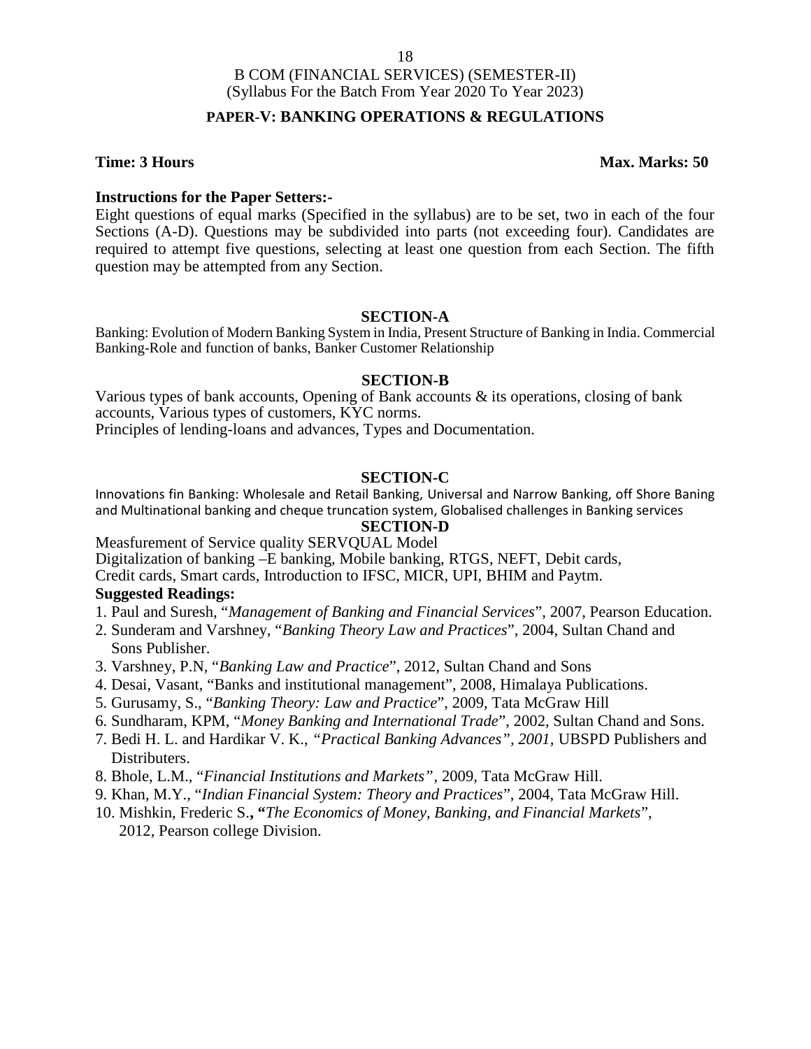B COM (FINANCIAL SERVICES) (SEMESTER-II)
(Syllabus For the Batch From Year 2020 To Year 2023)

## PAPER-V: BANKING OPERATIONS & REGULATIONS

**Time: 3 Hours** **Max. Marks: 50**

**Instructions for the Paper Setters:-**

Eight questions of equal marks (Specified in the syllabus) are to be set, two in each of the four Sections (A-D). Questions may be subdivided into parts (not exceeding four). Candidates are required to attempt five questions, selecting at least one question from each Section. The fifth question may be attempted from any Section.

### SECTION-A

Banking: Evolution of Modern Banking System in India, Present Structure of Banking in India. Commercial Banking-Role and function of banks, Banker Customer Relationship

### SECTION-B

Various types of bank accounts, Opening of Bank accounts & its operations, closing of bank accounts, Various types of customers, KYC norms.

Principles of lending-loans and advances, Types and Documentation.

### SECTION-C

Innovations fin Banking: Wholesale and Retail Banking, Universal and Narrow Banking, off Shore Baning and Multinational banking and cheque truncation system, Globalised challenges in Banking services

### SECTION-D

Measfurement of Service quality SERVQUAL Model

Digitalization of banking –E banking, Mobile banking, RTGS, NEFT, Debit cards,

Credit cards, Smart cards, Introduction to IFSC, MICR, UPI, BHIM and Paytm.

**Suggested Readings:**

1. Paul and Suresh, "*Management of Banking and Financial Services*", 2007, Pearson Education.
2. Sunderam and Varshney, "*Banking Theory Law and Practices*", 2004, Sultan Chand and Sons Publisher.
3. Varshney, P.N, "*Banking Law and Practice*", 2012, Sultan Chand and Sons
4. Desai, Vasant, "Banks and institutional management", 2008, Himalaya Publications.
5. Gurusamy, S., "*Banking Theory: Law and Practice*", 2009, Tata McGraw Hill
6. Sundharam, KPM, "*Money Banking and International Trade*", 2002, Sultan Chand and Sons.
7. Bedi H. L. and Hardikar V. K., *"Practical Banking Advances", 2001,* UBSPD Publishers and Distributers.
8. Bhole, L.M., "*Financial Institutions and Markets"*, 2009, Tata McGraw Hill.
9. Khan, M.Y., "*Indian Financial System: Theory and Practices*", 2004, Tata McGraw Hill.
10. Mishkin, Frederic S.**, "***The Economics of Money, Banking, and Financial Markets*", 2012, Pearson college Division.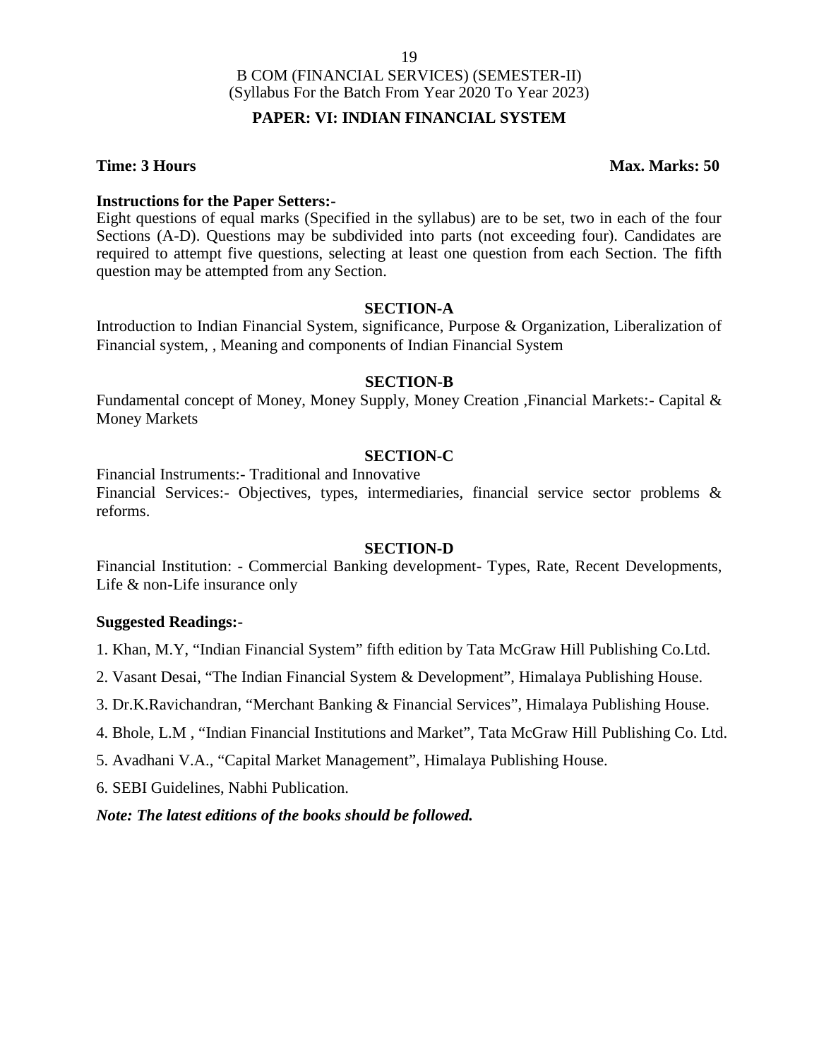B COM (FINANCIAL SERVICES) (SEMESTER-II)
(Syllabus For the Batch From Year 2020 To Year 2023)

## PAPER: VI: INDIAN FINANCIAL SYSTEM

**Time: 3 Hours** **Max. Marks: 50**

**Instructions for the Paper Setters:-**
Eight questions of equal marks (Specified in the syllabus) are to be set, two in each of the four Sections (A-D). Questions may be subdivided into parts (not exceeding four). Candidates are required to attempt five questions, selecting at least one question from each Section. The fifth question may be attempted from any Section.

### SECTION-A

Introduction to Indian Financial System, significance, Purpose & Organization, Liberalization of Financial system, , Meaning and components of Indian Financial System

### SECTION-B

Fundamental concept of Money, Money Supply, Money Creation ,Financial Markets:- Capital & Money Markets

### SECTION-C

Financial Instruments:- Traditional and Innovative
Financial Services:- Objectives, types, intermediaries, financial service sector problems & reforms.

### SECTION-D

Financial Institution: - Commercial Banking development- Types, Rate, Recent Developments, Life & non-Life insurance only

**Suggested Readings:-**

1. Khan, M.Y, "Indian Financial System" fifth edition by Tata McGraw Hill Publishing Co.Ltd.
2. Vasant Desai, "The Indian Financial System & Development", Himalaya Publishing House.
3. Dr.K.Ravichandran, "Merchant Banking & Financial Services", Himalaya Publishing House.
4. Bhole, L.M , "Indian Financial Institutions and Market", Tata McGraw Hill Publishing Co. Ltd.
5. Avadhani V.A., "Capital Market Management", Himalaya Publishing House.
6. SEBI Guidelines, Nabhi Publication.

***Note: The latest editions of the books should be followed.***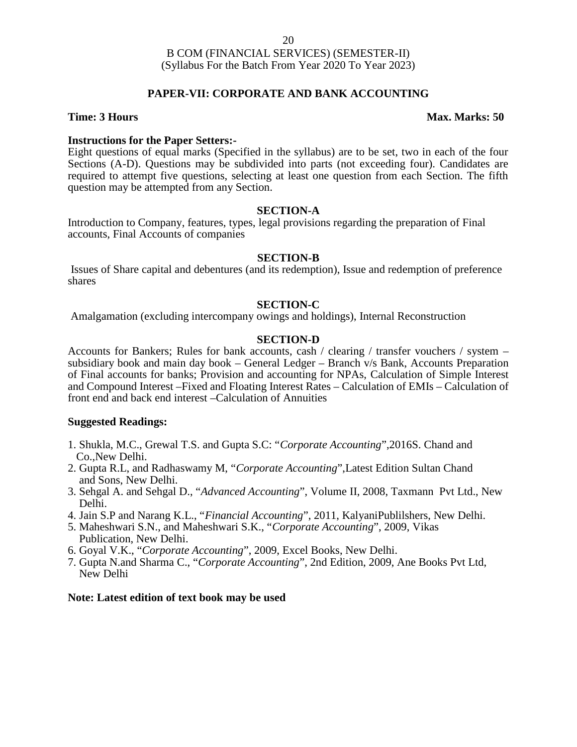B COM (FINANCIAL SERVICES) (SEMESTER-II)
(Syllabus For the Batch From Year 2020 To Year 2023)

## PAPER-VII: CORPORATE AND BANK ACCOUNTING

**Time: 3 Hours** **Max. Marks: 50**

**Instructions for the Paper Setters:-**
Eight questions of equal marks (Specified in the syllabus) are to be set, two in each of the four Sections (A-D). Questions may be subdivided into parts (not exceeding four). Candidates are required to attempt five questions, selecting at least one question from each Section. The fifth question may be attempted from any Section.

### SECTION-A

Introduction to Company, features, types, legal provisions regarding the preparation of Final accounts, Final Accounts of companies

### SECTION-B

Issues of Share capital and debentures (and its redemption), Issue and redemption of preference shares

### SECTION-C

Amalgamation (excluding intercompany owings and holdings), Internal Reconstruction

### SECTION-D

Accounts for Bankers; Rules for bank accounts, cash / clearing / transfer vouchers / system – subsidiary book and main day book – General Ledger – Branch v/s Bank, Accounts Preparation of Final accounts for banks; Provision and accounting for NPAs, Calculation of Simple Interest and Compound Interest –Fixed and Floating Interest Rates – Calculation of EMIs – Calculation of front end and back end interest –Calculation of Annuities

**Suggested Readings:**

1. Shukla, M.C., Grewal T.S. and Gupta S.C: "*Corporate Accounting*",2016S. Chand and Co.,New Delhi.
2. Gupta R.L, and Radhaswamy M, "*Corporate Accounting*",Latest Edition Sultan Chand and Sons, New Delhi.
3. Sehgal A. and Sehgal D., "*Advanced Accounting*", Volume II, 2008, Taxmann Pvt Ltd., New Delhi.
4. Jain S.P and Narang K.L., "*Financial Accounting*", 2011, KalyaniPublilshers, New Delhi.
5. Maheshwari S.N., and Maheshwari S.K., "*Corporate Accounting*", 2009, Vikas Publication, New Delhi.
6. Goyal V.K., "*Corporate Accounting*", 2009, Excel Books, New Delhi.
7. Gupta N.and Sharma C., "*Corporate Accounting*", 2nd Edition, 2009, Ane Books Pvt Ltd, New Delhi

**Note: Latest edition of text book may be used**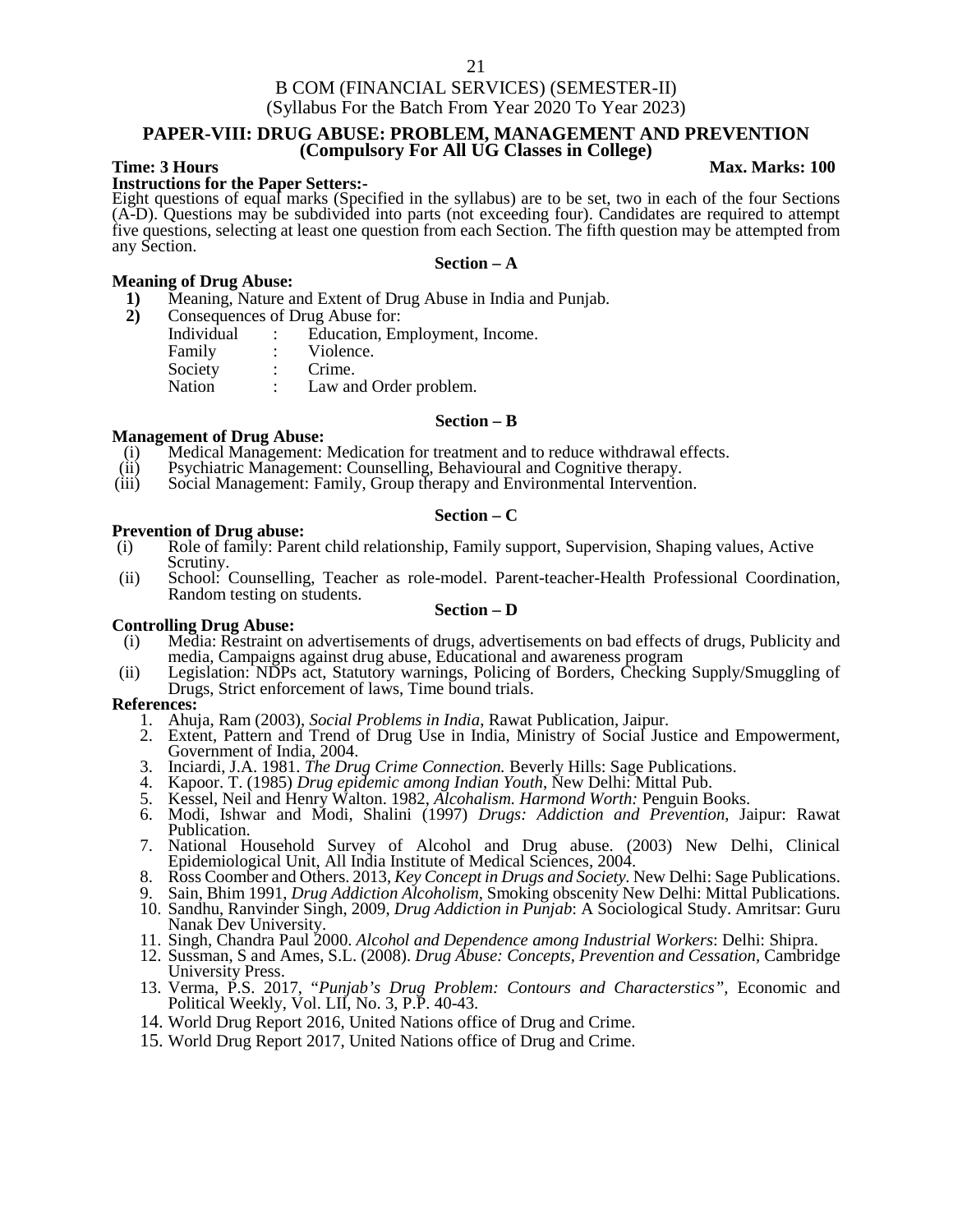B COM (FINANCIAL SERVICES) (SEMESTER-II)
(Syllabus For the Batch From Year 2020 To Year 2023)

## PAPER-VIII: DRUG ABUSE: PROBLEM, MANAGEMENT AND PREVENTION
### (Compulsory For All UG Classes in College)

**Time: 3 Hours** **Max. Marks: 100**

**Instructions for the Paper Setters:-**

Eight questions of equal marks (Specified in the syllabus) are to be set, two in each of the four Sections (A-D). Questions may be subdivided into parts (not exceeding four). Candidates are required to attempt five questions, selecting at least one question from each Section. The fifth question may be attempted from any Section.

### Section – A

**Meaning of Drug Abuse:**

1) Meaning, Nature and Extent of Drug Abuse in India and Punjab.
2) Consequences of Drug Abuse for:

| | | |
|---|---|---|
| Individual | : | Education, Employment, Income. |
| Family | : | Violence. |
| Society | : | Crime. |
| Nation | : | Law and Order problem. |

### Section – B

**Management of Drug Abuse:**

(i) Medical Management: Medication for treatment and to reduce withdrawal effects.
(ii) Psychiatric Management: Counselling, Behavioural and Cognitive therapy.
(iii) Social Management: Family, Group therapy and Environmental Intervention.

### Section – C

**Prevention of Drug abuse:**

(i) Role of family: Parent child relationship, Family support, Supervision, Shaping values, Active Scrutiny.
(ii) School: Counselling, Teacher as role-model. Parent-teacher-Health Professional Coordination, Random testing on students.

### Section – D

**Controlling Drug Abuse:**

(i) Media: Restraint on advertisements of drugs, advertisements on bad effects of drugs, Publicity and media, Campaigns against drug abuse, Educational and awareness program
(ii) Legislation: NDPs act, Statutory warnings, Policing of Borders, Checking Supply/Smuggling of Drugs, Strict enforcement of laws, Time bound trials.

**References:**

1. Ahuja, Ram (2003), *Social Problems in India*, Rawat Publication, Jaipur.
2. Extent, Pattern and Trend of Drug Use in India, Ministry of Social Justice and Empowerment, Government of India, 2004.
3. Inciardi, J.A. 1981. *The Drug Crime Connection.* Beverly Hills: Sage Publications.
4. Kapoor. T. (1985) *Drug epidemic among Indian Youth*, New Delhi: Mittal Pub.
5. Kessel, Neil and Henry Walton. 1982, *Alcoholism. Harmond Worth:* Penguin Books.
6. Modi, Ishwar and Modi, Shalini (1997) *Drugs: Addiction and Prevention*, Jaipur: Rawat Publication.
7. National Household Survey of Alcohol and Drug abuse. (2003) New Delhi, Clinical Epidemiological Unit, All India Institute of Medical Sciences, 2004.
8. Ross Coomber and Others. 2013, *Key Concept in Drugs and Society*. New Delhi: Sage Publications.
9. Sain, Bhim 1991, *Drug Addiction Alcoholism*, Smoking obscenity New Delhi: Mittal Publications.
10. Sandhu, Ranvinder Singh, 2009, *Drug Addiction in Punjab*: A Sociological Study. Amritsar: Guru Nanak Dev University.
11. Singh, Chandra Paul 2000. *Alcohol and Dependence among Industrial Workers*: Delhi: Shipra.
12. Sussman, S and Ames, S.L. (2008). *Drug Abuse: Concepts, Prevention and Cessation*, Cambridge University Press.
13. Verma, P.S. 2017, *"Punjab's Drug Problem: Contours and Characterstics"*, Economic and Political Weekly, Vol. LII, No. 3, P.P. 40-43.
14. World Drug Report 2016, United Nations office of Drug and Crime.
15. World Drug Report 2017, United Nations office of Drug and Crime.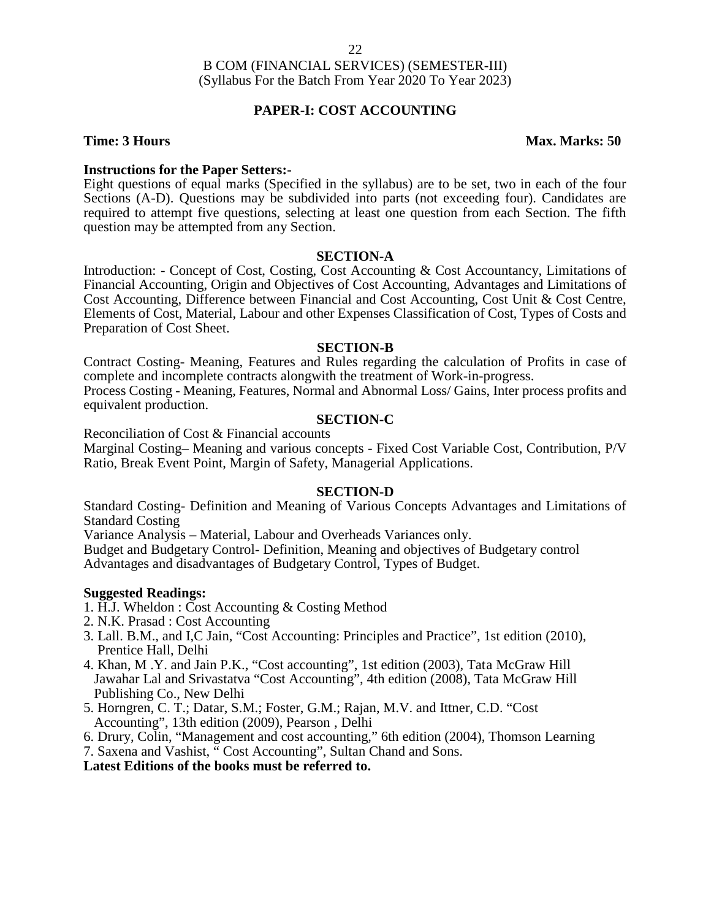B COM (FINANCIAL SERVICES) (SEMESTER-III)
(Syllabus For the Batch From Year 2020 To Year 2023)

## PAPER-I: COST ACCOUNTING

**Time: 3 Hours** **Max. Marks: 50**

**Instructions for the Paper Setters:-**

Eight questions of equal marks (Specified in the syllabus) are to be set, two in each of the four Sections (A-D). Questions may be subdivided into parts (not exceeding four). Candidates are required to attempt five questions, selecting at least one question from each Section. The fifth question may be attempted from any Section.

### SECTION-A

Introduction: - Concept of Cost, Costing, Cost Accounting & Cost Accountancy, Limitations of Financial Accounting, Origin and Objectives of Cost Accounting, Advantages and Limitations of Cost Accounting, Difference between Financial and Cost Accounting, Cost Unit & Cost Centre, Elements of Cost, Material, Labour and other Expenses Classification of Cost, Types of Costs and Preparation of Cost Sheet.

### SECTION-B

Contract Costing- Meaning, Features and Rules regarding the calculation of Profits in case of complete and incomplete contracts alongwith the treatment of Work-in-progress.

Process Costing - Meaning, Features, Normal and Abnormal Loss/ Gains, Inter process profits and equivalent production.

### SECTION-C

Reconciliation of Cost & Financial accounts

Marginal Costing– Meaning and various concepts - Fixed Cost Variable Cost, Contribution, P/V Ratio, Break Event Point, Margin of Safety, Managerial Applications.

### SECTION-D

Standard Costing- Definition and Meaning of Various Concepts Advantages and Limitations of Standard Costing

Variance Analysis – Material, Labour and Overheads Variances only.

Budget and Budgetary Control- Definition, Meaning and objectives of Budgetary control Advantages and disadvantages of Budgetary Control, Types of Budget.

**Suggested Readings:**

1. H.J. Wheldon : Cost Accounting & Costing Method
2. N.K. Prasad : Cost Accounting
3. Lall. B.M., and I,C Jain, "Cost Accounting: Principles and Practice", 1st edition (2010), Prentice Hall, Delhi
4. Khan, M .Y. and Jain P.K., "Cost accounting", 1st edition (2003), Tata McGraw Hill Jawahar Lal and Srivastatva "Cost Accounting", 4th edition (2008), Tata McGraw Hill Publishing Co., New Delhi
5. Horngren, C. T.; Datar, S.M.; Foster, G.M.; Rajan, M.V. and Ittner, C.D. "Cost Accounting", 13th edition (2009), Pearson , Delhi
6. Drury, Colin, "Management and cost accounting," 6th edition (2004), Thomson Learning
7. Saxena and Vashist, " Cost Accounting", Sultan Chand and Sons.

**Latest Editions of the books must be referred to.**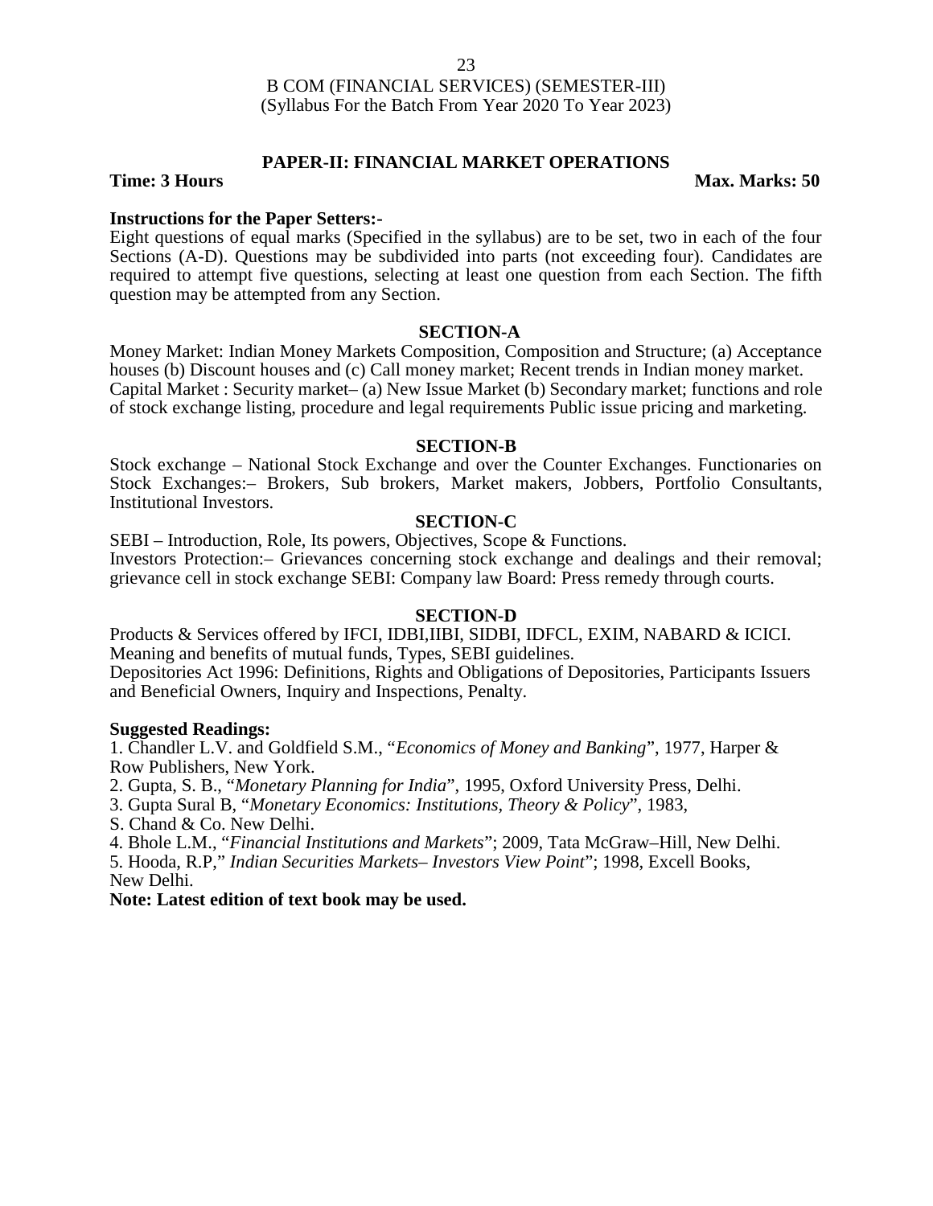B COM (FINANCIAL SERVICES) (SEMESTER-III)
(Syllabus For the Batch From Year 2020 To Year 2023)

## PAPER-II: FINANCIAL MARKET OPERATIONS

**Time: 3 Hours** **Max. Marks: 50**

**Instructions for the Paper Setters:-**

Eight questions of equal marks (Specified in the syllabus) are to be set, two in each of the four Sections (A-D). Questions may be subdivided into parts (not exceeding four). Candidates are required to attempt five questions, selecting at least one question from each Section. The fifth question may be attempted from any Section.

### SECTION-A

Money Market: Indian Money Markets Composition, Composition and Structure; (a) Acceptance houses (b) Discount houses and (c) Call money market; Recent trends in Indian money market.
Capital Market : Security market– (a) New Issue Market (b) Secondary market; functions and role of stock exchange listing, procedure and legal requirements Public issue pricing and marketing.

### SECTION-B

Stock exchange – National Stock Exchange and over the Counter Exchanges. Functionaries on Stock Exchanges:– Brokers, Sub brokers, Market makers, Jobbers, Portfolio Consultants, Institutional Investors.

### SECTION-C

SEBI – Introduction, Role, Its powers, Objectives, Scope & Functions.
Investors Protection:– Grievances concerning stock exchange and dealings and their removal; grievance cell in stock exchange SEBI: Company law Board: Press remedy through courts.

### SECTION-D

Products & Services offered by IFCI, IDBI,IIBI, SIDBI, IDFCL, EXIM, NABARD & ICICI.
Meaning and benefits of mutual funds, Types, SEBI guidelines.
Depositories Act 1996: Definitions, Rights and Obligations of Depositories, Participants Issuers and Beneficial Owners, Inquiry and Inspections, Penalty.

**Suggested Readings:**

1. Chandler L.V. and Goldfield S.M., "*Economics of Money and Banking*", 1977, Harper & Row Publishers, New York.
2. Gupta, S. B., "*Monetary Planning for India*", 1995, Oxford University Press, Delhi.
3. Gupta Sural B, "*Monetary Economics: Institutions, Theory & Policy*", 1983, S. Chand & Co. New Delhi.
4. Bhole L.M., "*Financial Institutions and Markets*"; 2009, Tata McGraw–Hill, New Delhi.
5. Hooda, R.P," *Indian Securities Markets– Investors View Point*"; 1998, Excell Books, New Delhi.

**Note: Latest edition of text book may be used.**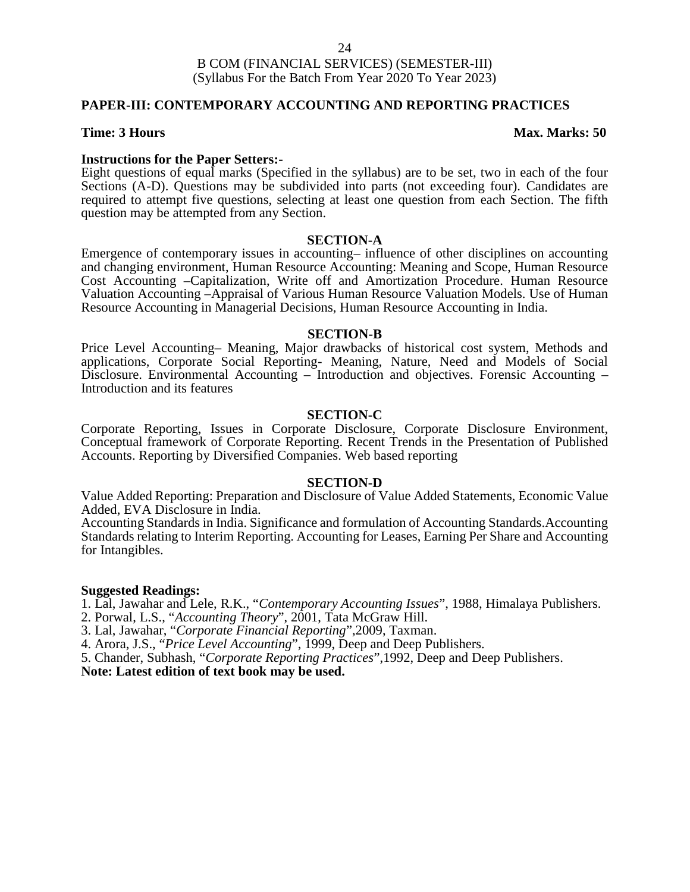B COM (FINANCIAL SERVICES) (SEMESTER-III)
(Syllabus For the Batch From Year 2020 To Year 2023)

## PAPER-III: CONTEMPORARY ACCOUNTING AND REPORTING PRACTICES

**Time: 3 Hours** **Max. Marks: 50**

**Instructions for the Paper Setters:-**
Eight questions of equal marks (Specified in the syllabus) are to be set, two in each of the four Sections (A-D). Questions may be subdivided into parts (not exceeding four). Candidates are required to attempt five questions, selecting at least one question from each Section. The fifth question may be attempted from any Section.

### SECTION-A

Emergence of contemporary issues in accounting– influence of other disciplines on accounting and changing environment, Human Resource Accounting: Meaning and Scope, Human Resource Cost Accounting –Capitalization, Write off and Amortization Procedure. Human Resource Valuation Accounting –Appraisal of Various Human Resource Valuation Models. Use of Human Resource Accounting in Managerial Decisions, Human Resource Accounting in India.

### SECTION-B

Price Level Accounting– Meaning, Major drawbacks of historical cost system, Methods and applications, Corporate Social Reporting- Meaning, Nature, Need and Models of Social Disclosure. Environmental Accounting – Introduction and objectives. Forensic Accounting – Introduction and its features

### SECTION-C

Corporate Reporting, Issues in Corporate Disclosure, Corporate Disclosure Environment, Conceptual framework of Corporate Reporting. Recent Trends in the Presentation of Published Accounts. Reporting by Diversified Companies. Web based reporting

### SECTION-D

Value Added Reporting: Preparation and Disclosure of Value Added Statements, Economic Value Added, EVA Disclosure in India.

Accounting Standards in India. Significance and formulation of Accounting Standards.Accounting Standards relating to Interim Reporting. Accounting for Leases, Earning Per Share and Accounting for Intangibles.

**Suggested Readings:**

1. Lal, Jawahar and Lele, R.K., "*Contemporary Accounting Issues*", 1988, Himalaya Publishers.
2. Porwal, L.S., "*Accounting Theory*", 2001, Tata McGraw Hill.
3. Lal, Jawahar, "*Corporate Financial Reporting*",2009, Taxman.
4. Arora, J.S., "*Price Level Accounting*", 1999, Deep and Deep Publishers.
5. Chander, Subhash, "*Corporate Reporting Practices*",1992, Deep and Deep Publishers.

**Note: Latest edition of text book may be used.**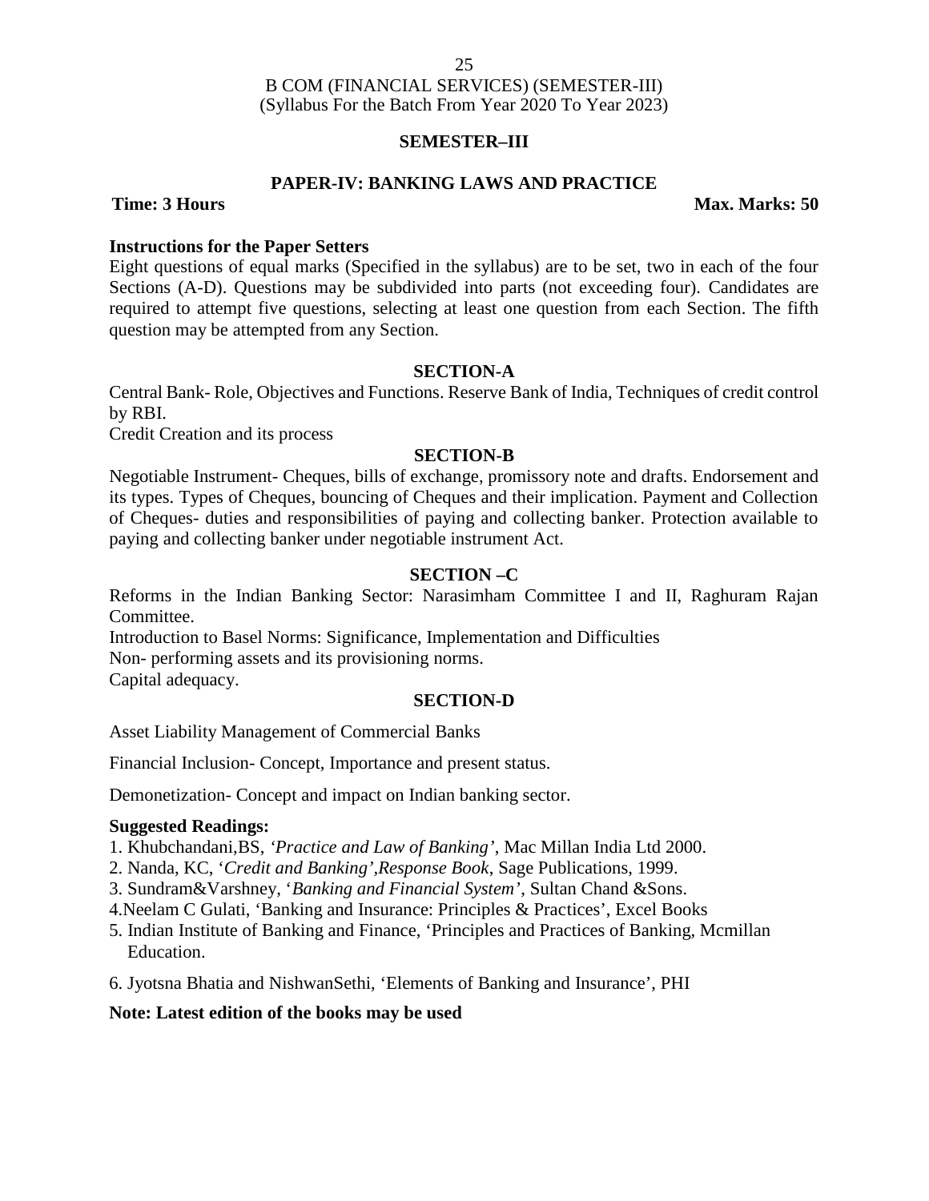B COM (FINANCIAL SERVICES) (SEMESTER-III)
(Syllabus For the Batch From Year 2020 To Year 2023)

## SEMESTER–III

## PAPER-IV: BANKING LAWS AND PRACTICE

**Time: 3 Hours** **Max. Marks: 50**

**Instructions for the Paper Setters**

Eight questions of equal marks (Specified in the syllabus) are to be set, two in each of the four Sections (A-D). Questions may be subdivided into parts (not exceeding four). Candidates are required to attempt five questions, selecting at least one question from each Section. The fifth question may be attempted from any Section.

### SECTION-A

Central Bank- Role, Objectives and Functions. Reserve Bank of India, Techniques of credit control by RBI.

Credit Creation and its process

### SECTION-B

Negotiable Instrument- Cheques, bills of exchange, promissory note and drafts. Endorsement and its types. Types of Cheques, bouncing of Cheques and their implication. Payment and Collection of Cheques- duties and responsibilities of paying and collecting banker. Protection available to paying and collecting banker under negotiable instrument Act.

### SECTION –C

Reforms in the Indian Banking Sector: Narasimham Committee I and II, Raghuram Rajan Committee.

Introduction to Basel Norms: Significance, Implementation and Difficulties

Non- performing assets and its provisioning norms.

Capital adequacy.

### SECTION-D

Asset Liability Management of Commercial Banks

Financial Inclusion- Concept, Importance and present status.

Demonetization- Concept and impact on Indian banking sector.

**Suggested Readings:**

1. Khubchandani,BS, *'Practice and Law of Banking'*, Mac Millan India Ltd 2000.
2. Nanda, KC, '*Credit and Banking',Response Book*, Sage Publications, 1999.
3. Sundram&Varshney, '*Banking and Financial System'*, Sultan Chand &Sons.
4. Neelam C Gulati, 'Banking and Insurance: Principles & Practices', Excel Books
5. Indian Institute of Banking and Finance, 'Principles and Practices of Banking, Mcmillan Education.
6. Jyotsna Bhatia and NishwanSethi, 'Elements of Banking and Insurance', PHI

**Note: Latest edition of the books may be used**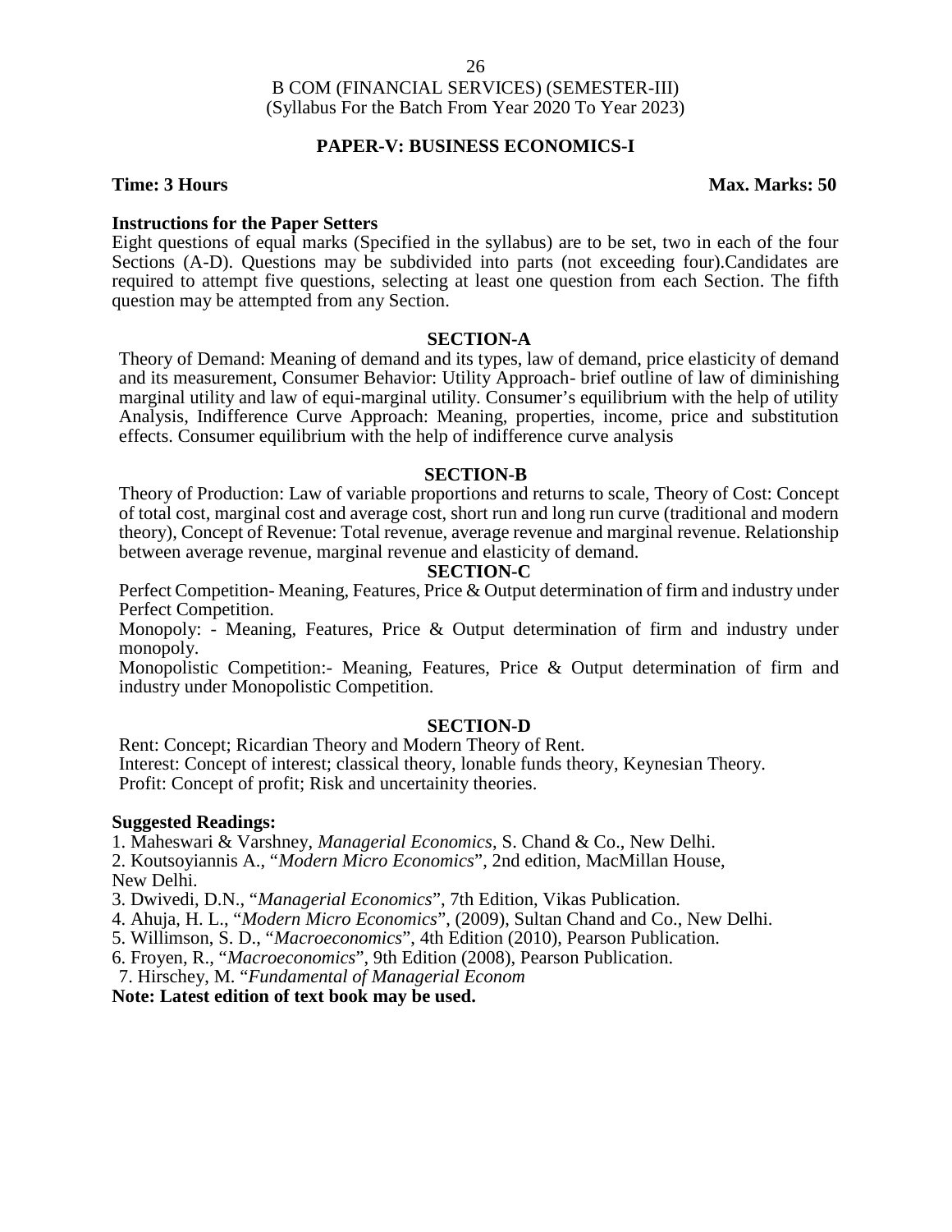B COM (FINANCIAL SERVICES) (SEMESTER-III)
(Syllabus For the Batch From Year 2020 To Year 2023)

## PAPER-V: BUSINESS ECONOMICS-I

**Time: 3 Hours** **Max. Marks: 50**

**Instructions for the Paper Setters**

Eight questions of equal marks (Specified in the syllabus) are to be set, two in each of the four Sections (A-D). Questions may be subdivided into parts (not exceeding four).Candidates are required to attempt five questions, selecting at least one question from each Section. The fifth question may be attempted from any Section.

### SECTION-A

Theory of Demand: Meaning of demand and its types, law of demand, price elasticity of demand and its measurement, Consumer Behavior: Utility Approach- brief outline of law of diminishing marginal utility and law of equi-marginal utility. Consumer's equilibrium with the help of utility Analysis, Indifference Curve Approach: Meaning, properties, income, price and substitution effects. Consumer equilibrium with the help of indifference curve analysis

### SECTION-B

Theory of Production: Law of variable proportions and returns to scale, Theory of Cost: Concept of total cost, marginal cost and average cost, short run and long run curve (traditional and modern theory), Concept of Revenue: Total revenue, average revenue and marginal revenue. Relationship between average revenue, marginal revenue and elasticity of demand.

### SECTION-C

Perfect Competition- Meaning, Features, Price & Output determination of firm and industry under Perfect Competition.

Monopoly: - Meaning, Features, Price & Output determination of firm and industry under monopoly.

Monopolistic Competition:- Meaning, Features, Price & Output determination of firm and industry under Monopolistic Competition.

### SECTION-D

Rent: Concept; Ricardian Theory and Modern Theory of Rent.
Interest: Concept of interest; classical theory, lonable funds theory, Keynesian Theory.
Profit: Concept of profit; Risk and uncertainity theories.

**Suggested Readings:**

1. Maheswari & Varshney, *Managerial Economics*, S. Chand & Co., New Delhi.
2. Koutsoyiannis A., "*Modern Micro Economics*", 2nd edition, MacMillan House, New Delhi.
3. Dwivedi, D.N., "*Managerial Economics*", 7th Edition, Vikas Publication.
4. Ahuja, H. L., "*Modern Micro Economics*", (2009), Sultan Chand and Co., New Delhi.
5. Willimson, S. D., "*Macroeconomics*", 4th Edition (2010), Pearson Publication.
6. Froyen, R., "*Macroeconomics*", 9th Edition (2008), Pearson Publication.
7. Hirschey, M. "*Fundamental of Managerial Econom*

**Note: Latest edition of text book may be used.**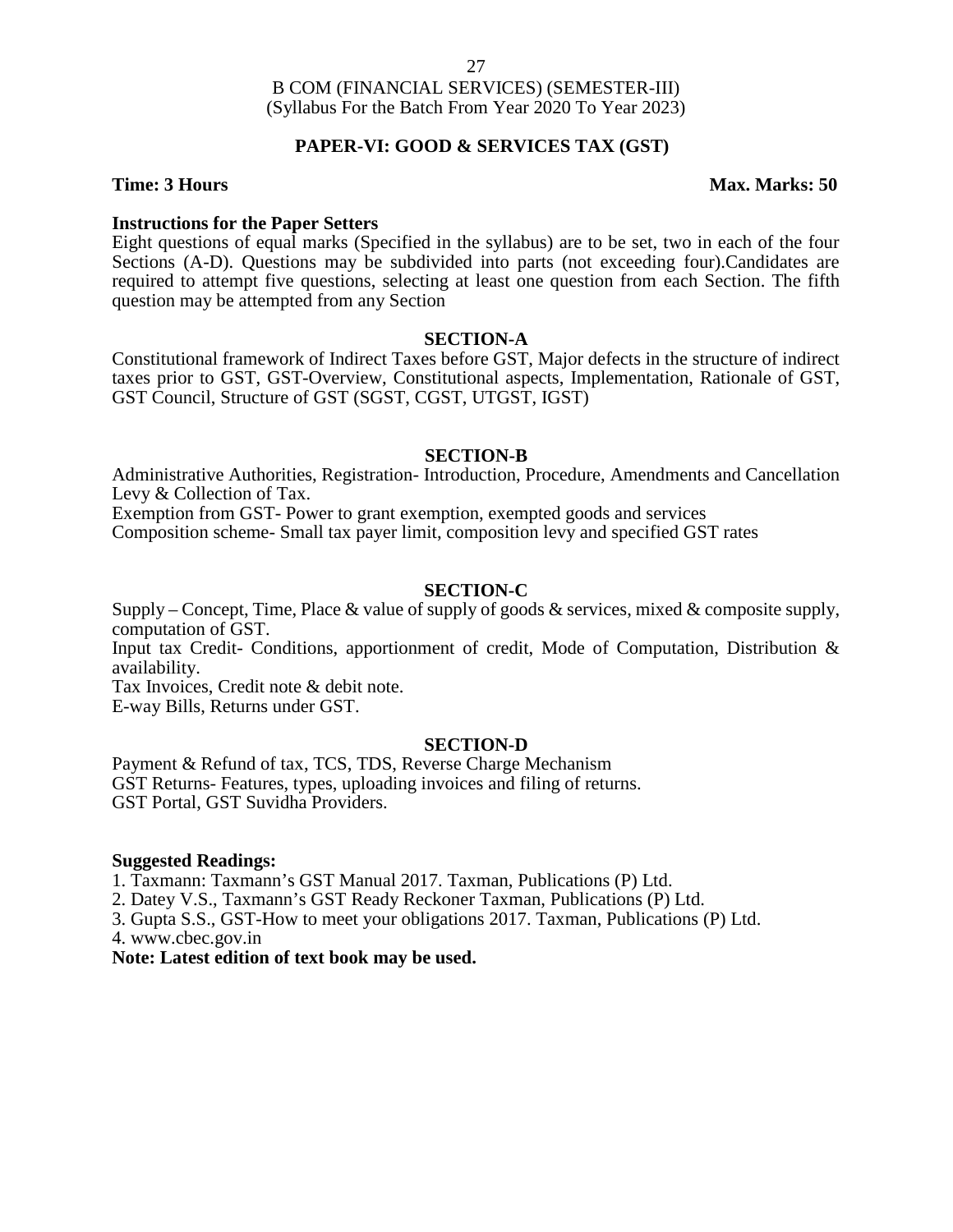B COM (FINANCIAL SERVICES) (SEMESTER-III)
(Syllabus For the Batch From Year 2020 To Year 2023)

## PAPER-VI: GOOD & SERVICES TAX (GST)

**Time: 3 Hours** **Max. Marks: 50**

**Instructions for the Paper Setters**

Eight questions of equal marks (Specified in the syllabus) are to be set, two in each of the four Sections (A-D). Questions may be subdivided into parts (not exceeding four).Candidates are required to attempt five questions, selecting at least one question from each Section. The fifth question may be attempted from any Section

### SECTION-A

Constitutional framework of Indirect Taxes before GST, Major defects in the structure of indirect taxes prior to GST, GST-Overview, Constitutional aspects, Implementation, Rationale of GST, GST Council, Structure of GST (SGST, CGST, UTGST, IGST)

### SECTION-B

Administrative Authorities, Registration- Introduction, Procedure, Amendments and Cancellation Levy & Collection of Tax.

Exemption from GST- Power to grant exemption, exempted goods and services

Composition scheme- Small tax payer limit, composition levy and specified GST rates

### SECTION-C

Supply – Concept, Time, Place & value of supply of goods & services, mixed & composite supply, computation of GST.

Input tax Credit- Conditions, apportionment of credit, Mode of Computation, Distribution & availability.

Tax Invoices, Credit note & debit note.

E-way Bills, Returns under GST.

### SECTION-D

Payment & Refund of tax, TCS, TDS, Reverse Charge Mechanism

GST Returns- Features, types, uploading invoices and filing of returns.

GST Portal, GST Suvidha Providers.

**Suggested Readings:**

1. Taxmann: Taxmann's GST Manual 2017. Taxman, Publications (P) Ltd.
2. Datey V.S., Taxmann's GST Ready Reckoner Taxman, Publications (P) Ltd.
3. Gupta S.S., GST-How to meet your obligations 2017. Taxman, Publications (P) Ltd.
4. www.cbec.gov.in

**Note: Latest edition of text book may be used.**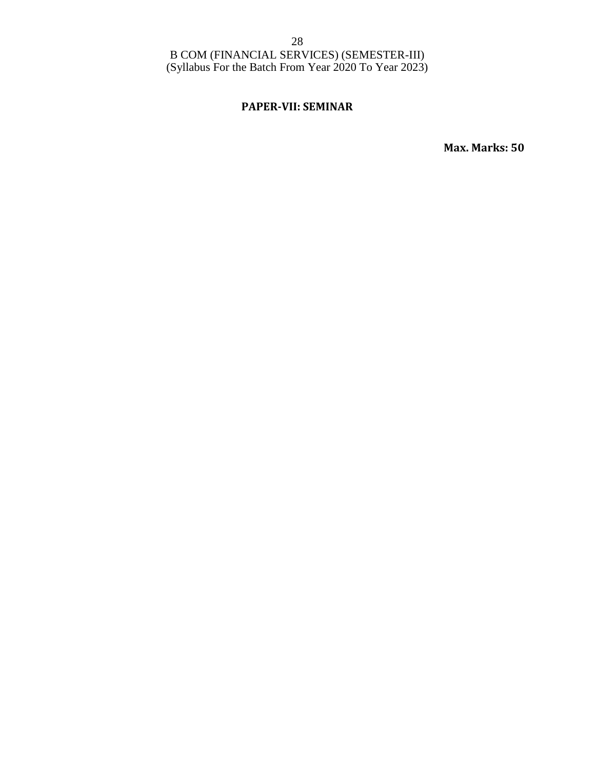B COM (FINANCIAL SERVICES) (SEMESTER-III)
(Syllabus For the Batch From Year 2020 To Year 2023)

## PAPER-VII: SEMINAR

**Max. Marks: 50**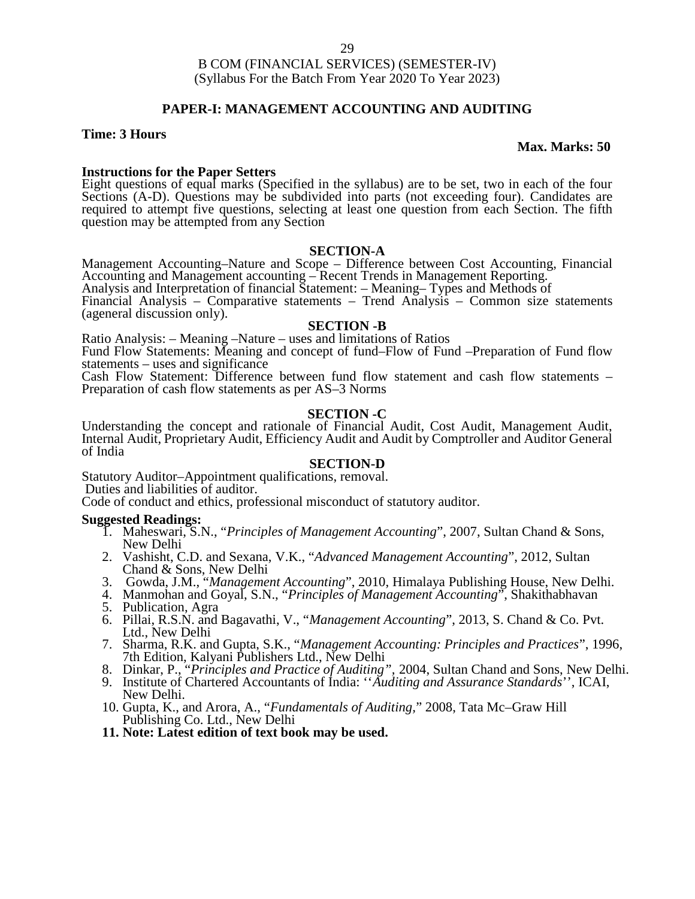B COM (FINANCIAL SERVICES) (SEMESTER-IV)
(Syllabus For the Batch From Year 2020 To Year 2023)

## PAPER-I: MANAGEMENT ACCOUNTING AND AUDITING

**Time: 3 Hours** **Max. Marks: 50**

**Instructions for the Paper Setters**
Eight questions of equal marks (Specified in the syllabus) are to be set, two in each of the four Sections (A-D). Questions may be subdivided into parts (not exceeding four). Candidates are required to attempt five questions, selecting at least one question from each Section. The fifth question may be attempted from any Section

### SECTION-A

Management Accounting–Nature and Scope – Difference between Cost Accounting, Financial Accounting and Management accounting – Recent Trends in Management Reporting.
Analysis and Interpretation of financial Statement: – Meaning– Types and Methods of Financial Analysis – Comparative statements – Trend Analysis – Common size statements (ageneral discussion only).

### SECTION -B

Ratio Analysis: – Meaning –Nature – uses and limitations of Ratios
Fund Flow Statements: Meaning and concept of fund–Flow of Fund –Preparation of Fund flow statements – uses and significance
Cash Flow Statement: Difference between fund flow statement and cash flow statements – Preparation of cash flow statements as per AS–3 Norms

### SECTION -C

Understanding the concept and rationale of Financial Audit, Cost Audit, Management Audit, Internal Audit, Proprietary Audit, Efficiency Audit and Audit by Comptroller and Auditor General of India

### SECTION-D

Statutory Auditor–Appointment qualifications, removal.
Duties and liabilities of auditor.
Code of conduct and ethics, professional misconduct of statutory auditor.

**Suggested Readings:**

1. Maheswari, S.N., "*Principles of Management Accounting*", 2007, Sultan Chand & Sons, New Delhi
2. Vashisht, C.D. and Sexana, V.K., "*Advanced Management Accounting*", 2012, Sultan Chand & Sons, New Delhi
3. Gowda, J.M., "*Management Accounting*", 2010, Himalaya Publishing House, New Delhi.
4. Manmohan and Goyal, S.N., "*Principles of Management Accounting*", Shakithabhavan
5. Publication, Agra
6. Pillai, R.S.N. and Bagavathi, V., "*Management Accounting*", 2013, S. Chand & Co. Pvt. Ltd., New Delhi
7. Sharma, R.K. and Gupta, S.K., "*Management Accounting: Principles and Practices*", 1996, 7th Edition, Kalyani Publishers Ltd., New Delhi
8. Dinkar, P., "*Principles and Practice of Auditing*", 2004, Sultan Chand and Sons, New Delhi.
9. Institute of Chartered Accountants of India: ''*Auditing and Assurance Standards*'', ICAI, New Delhi.
10. Gupta, K., and Arora, A., "*Fundamentals of Auditing*," 2008, Tata Mc–Graw Hill Publishing Co. Ltd., New Delhi
11. **Note: Latest edition of text book may be used.**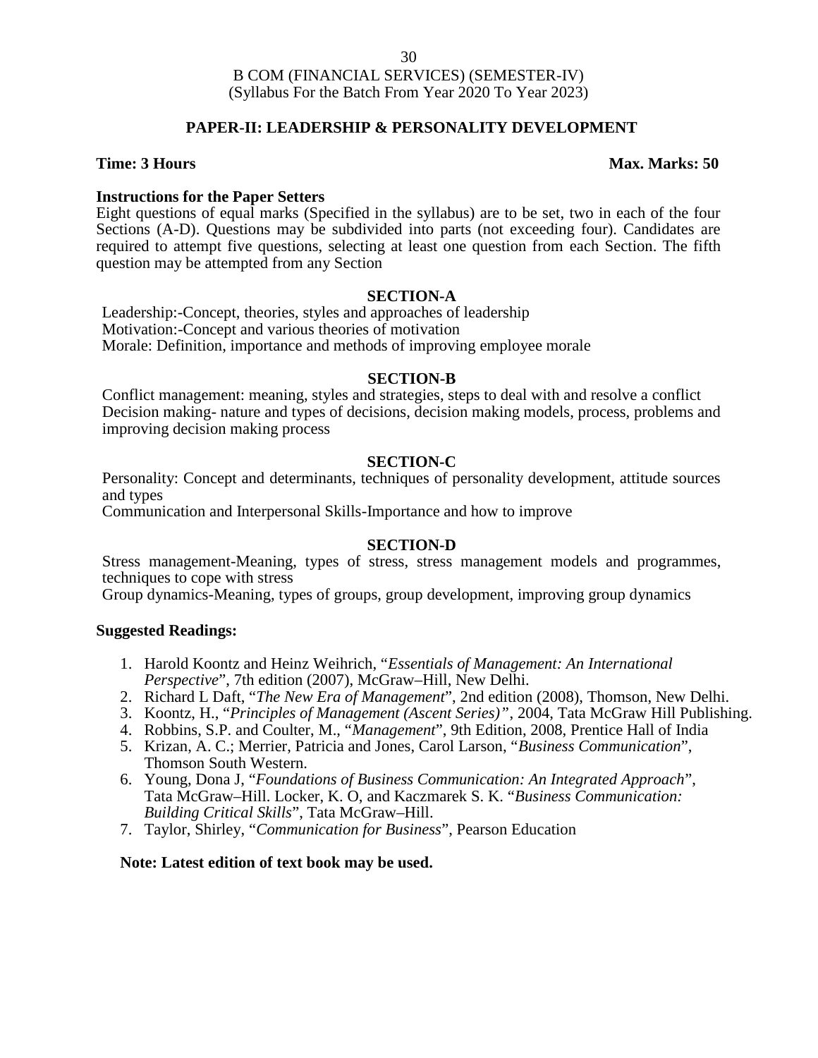B COM (FINANCIAL SERVICES) (SEMESTER-IV)
(Syllabus For the Batch From Year 2020 To Year 2023)

## PAPER-II: LEADERSHIP & PERSONALITY DEVELOPMENT

**Time: 3 Hours** **Max. Marks: 50**

**Instructions for the Paper Setters**

Eight questions of equal marks (Specified in the syllabus) are to be set, two in each of the four Sections (A-D). Questions may be subdivided into parts (not exceeding four). Candidates are required to attempt five questions, selecting at least one question from each Section. The fifth question may be attempted from any Section

### SECTION-A

Leadership:-Concept, theories, styles and approaches of leadership
Motivation:-Concept and various theories of motivation
Morale: Definition, importance and methods of improving employee morale

### SECTION-B

Conflict management: meaning, styles and strategies, steps to deal with and resolve a conflict
Decision making- nature and types of decisions, decision making models, process, problems and improving decision making process

### SECTION-C

Personality: Concept and determinants, techniques of personality development, attitude sources and types
Communication and Interpersonal Skills-Importance and how to improve

### SECTION-D

Stress management-Meaning, types of stress, stress management models and programmes, techniques to cope with stress
Group dynamics-Meaning, types of groups, group development, improving group dynamics

**Suggested Readings:**

1. Harold Koontz and Heinz Weihrich, "*Essentials of Management: An International Perspective*", 7th edition (2007), McGraw–Hill, New Delhi.
2. Richard L Daft, "*The New Era of Management*", 2nd edition (2008), Thomson, New Delhi.
3. Koontz, H., "*Principles of Management (Ascent Series)"*, 2004, Tata McGraw Hill Publishing.
4. Robbins, S.P. and Coulter, M., "*Management*", 9th Edition, 2008, Prentice Hall of India
5. Krizan, A. C.; Merrier, Patricia and Jones, Carol Larson, "*Business Communication*", Thomson South Western.
6. Young, Dona J, "*Foundations of Business Communication: An Integrated Approach*", Tata McGraw–Hill. Locker, K. O, and Kaczmarek S. K. "*Business Communication: Building Critical Skills*", Tata McGraw–Hill.
7. Taylor, Shirley, "*Communication for Business*", Pearson Education

**Note: Latest edition of text book may be used.**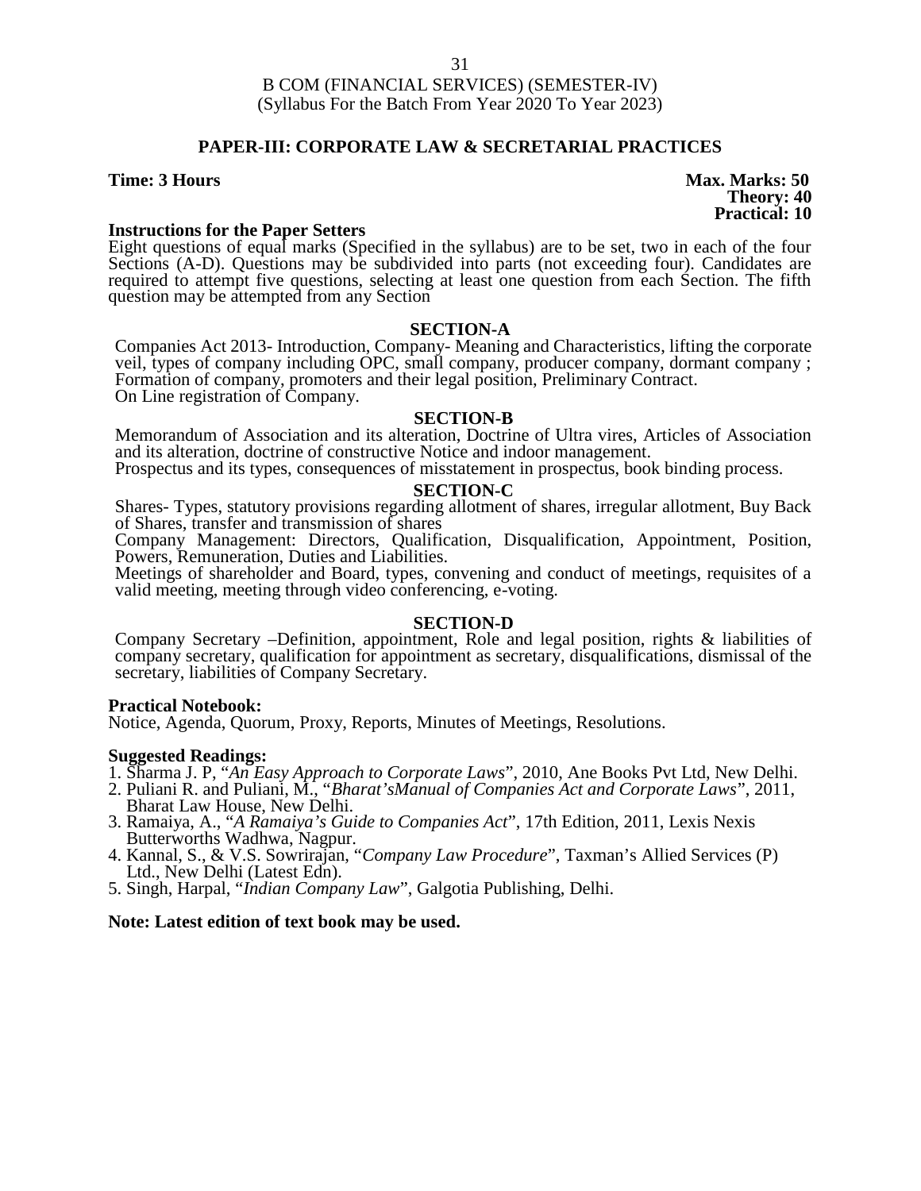B COM (FINANCIAL SERVICES) (SEMESTER-IV)
(Syllabus For the Batch From Year 2020 To Year 2023)

## PAPER-III: CORPORATE LAW & SECRETARIAL PRACTICES

**Time: 3 Hours** **Max. Marks: 50**
**Theory: 40**
**Practical: 10**

**Instructions for the Paper Setters**
Eight questions of equal marks (Specified in the syllabus) are to be set, two in each of the four Sections (A-D). Questions may be subdivided into parts (not exceeding four). Candidates are required to attempt five questions, selecting at least one question from each Section. The fifth question may be attempted from any Section

### SECTION-A

Companies Act 2013- Introduction, Company- Meaning and Characteristics, lifting the corporate veil, types of company including OPC, small company, producer company, dormant company ; Formation of company, promoters and their legal position, Preliminary Contract.
On Line registration of Company.

### SECTION-B

Memorandum of Association and its alteration, Doctrine of Ultra vires, Articles of Association and its alteration, doctrine of constructive Notice and indoor management.
Prospectus and its types, consequences of misstatement in prospectus, book binding process.

### SECTION-C

Shares- Types, statutory provisions regarding allotment of shares, irregular allotment, Buy Back of Shares, transfer and transmission of shares
Company Management: Directors, Qualification, Disqualification, Appointment, Position, Powers, Remuneration, Duties and Liabilities.
Meetings of shareholder and Board, types, convening and conduct of meetings, requisites of a valid meeting, meeting through video conferencing, e-voting.

### SECTION-D

Company Secretary –Definition, appointment, Role and legal position, rights & liabilities of company secretary, qualification for appointment as secretary, disqualifications, dismissal of the secretary, liabilities of Company Secretary.

**Practical Notebook:**
Notice, Agenda, Quorum, Proxy, Reports, Minutes of Meetings, Resolutions.

**Suggested Readings:**
1. Sharma J. P, "*An Easy Approach to Corporate Laws*", 2010, Ane Books Pvt Ltd, New Delhi.
2. Puliani R. and Puliani, M., "*Bharat'sManual of Companies Act and Corporate Laws*", 2011, Bharat Law House, New Delhi.
3. Ramaiya, A., "*A Ramaiya's Guide to Companies Act*", 17th Edition, 2011, Lexis Nexis Butterworths Wadhwa, Nagpur.
4. Kannal, S., & V.S. Sowrirajan, "*Company Law Procedure*", Taxman's Allied Services (P) Ltd., New Delhi (Latest Edn).
5. Singh, Harpal, "*Indian Company Law*", Galgotia Publishing, Delhi.

**Note: Latest edition of text book may be used.**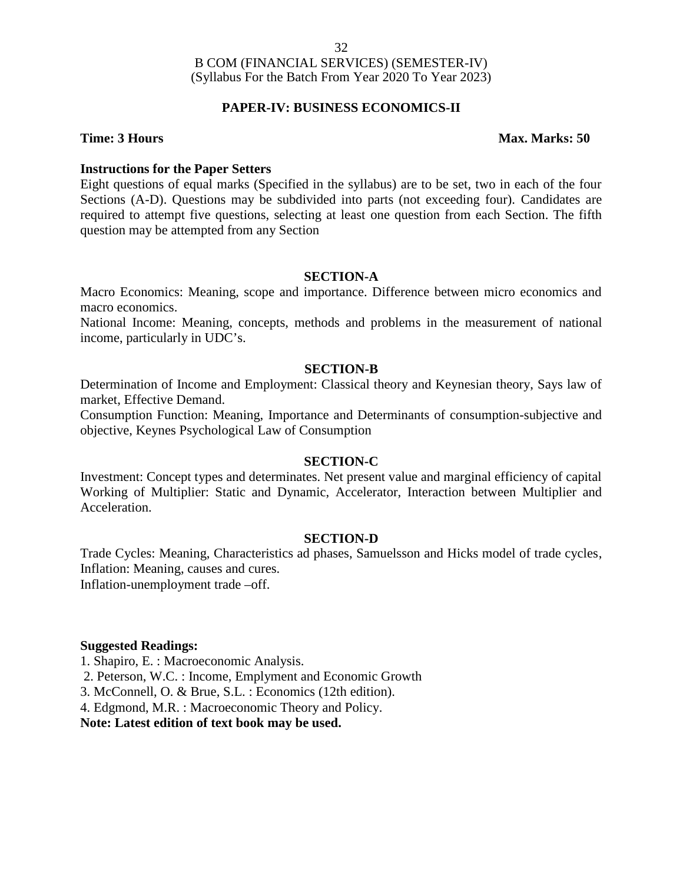B COM (FINANCIAL SERVICES) (SEMESTER-IV)
(Syllabus For the Batch From Year 2020 To Year 2023)

## PAPER-IV: BUSINESS ECONOMICS-II

**Time: 3 Hours** **Max. Marks: 50**

**Instructions for the Paper Setters**

Eight questions of equal marks (Specified in the syllabus) are to be set, two in each of the four Sections (A-D). Questions may be subdivided into parts (not exceeding four). Candidates are required to attempt five questions, selecting at least one question from each Section. The fifth question may be attempted from any Section

### SECTION-A

Macro Economics: Meaning, scope and importance. Difference between micro economics and macro economics.

National Income: Meaning, concepts, methods and problems in the measurement of national income, particularly in UDC's.

### SECTION-B

Determination of Income and Employment: Classical theory and Keynesian theory, Says law of market, Effective Demand.

Consumption Function: Meaning, Importance and Determinants of consumption-subjective and objective, Keynes Psychological Law of Consumption

### SECTION-C

Investment: Concept types and determinates. Net present value and marginal efficiency of capital Working of Multiplier: Static and Dynamic, Accelerator, Interaction between Multiplier and Acceleration.

### SECTION-D

Trade Cycles: Meaning, Characteristics ad phases, Samuelsson and Hicks model of trade cycles, Inflation: Meaning, causes and cures.

Inflation-unemployment trade –off.

**Suggested Readings:**

1. Shapiro, E. : Macroeconomic Analysis.
2. Peterson, W.C. : Income, Emplyment and Economic Growth
3. McConnell, O. & Brue, S.L. : Economics (12th edition).
4. Edgmond, M.R. : Macroeconomic Theory and Policy.

**Note: Latest edition of text book may be used.**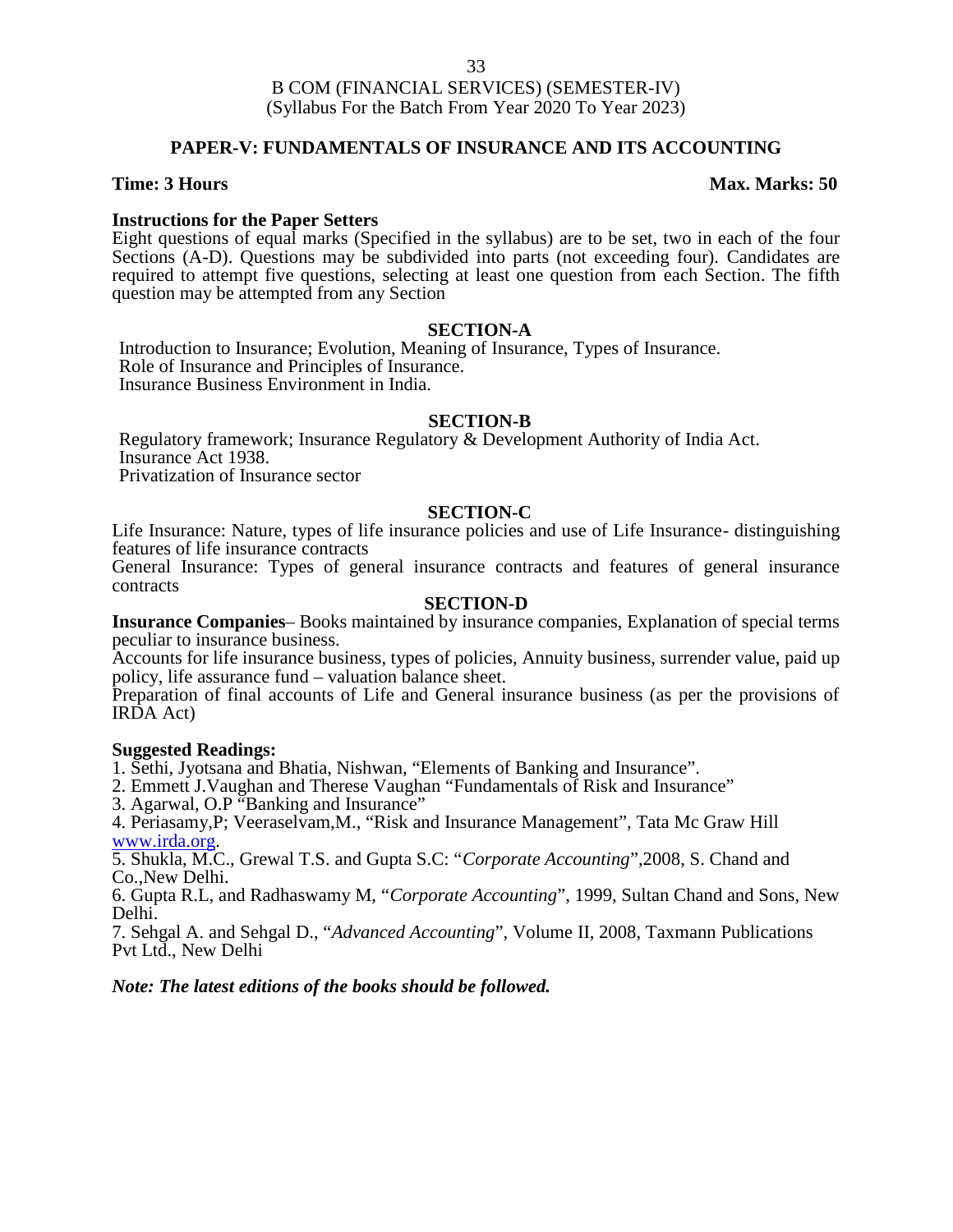B COM (FINANCIAL SERVICES) (SEMESTER-IV)
(Syllabus For the Batch From Year 2020 To Year 2023)

## PAPER-V: FUNDAMENTALS OF INSURANCE AND ITS ACCOUNTING

**Time: 3 Hours** **Max. Marks: 50**

**Instructions for the Paper Setters**

Eight questions of equal marks (Specified in the syllabus) are to be set, two in each of the four Sections (A-D). Questions may be subdivided into parts (not exceeding four). Candidates are required to attempt five questions, selecting at least one question from each Section. The fifth question may be attempted from any Section

### SECTION-A

Introduction to Insurance; Evolution, Meaning of Insurance, Types of Insurance.
Role of Insurance and Principles of Insurance.
Insurance Business Environment in India.

### SECTION-B

Regulatory framework; Insurance Regulatory & Development Authority of India Act.
Insurance Act 1938.
Privatization of Insurance sector

### SECTION-C

Life Insurance: Nature, types of life insurance policies and use of Life Insurance- distinguishing features of life insurance contracts

General Insurance: Types of general insurance contracts and features of general insurance contracts

### SECTION-D

**Insurance Companies**– Books maintained by insurance companies, Explanation of special terms peculiar to insurance business.

Accounts for life insurance business, types of policies, Annuity business, surrender value, paid up policy, life assurance fund – valuation balance sheet.

Preparation of final accounts of Life and General insurance business (as per the provisions of IRDA Act)

**Suggested Readings:**

1. Sethi, Jyotsana and Bhatia, Nishwan, "Elements of Banking and Insurance".
2. Emmett J.Vaughan and Therese Vaughan "Fundamentals of Risk and Insurance"
3. Agarwal, O.P "Banking and Insurance"
4. Periasamy,P; Veeraselvam,M., "Risk and Insurance Management", Tata Mc Graw Hill www.irda.org.
5. Shukla, M.C., Grewal T.S. and Gupta S.C: "*Corporate Accounting*",2008, S. Chand and Co.,New Delhi.
6. Gupta R.L, and Radhaswamy M, "*Corporate Accounting*", 1999, Sultan Chand and Sons, New Delhi.
7. Sehgal A. and Sehgal D., "*Advanced Accounting*", Volume II, 2008, Taxmann Publications Pvt Ltd., New Delhi

***Note: The latest editions of the books should be followed.***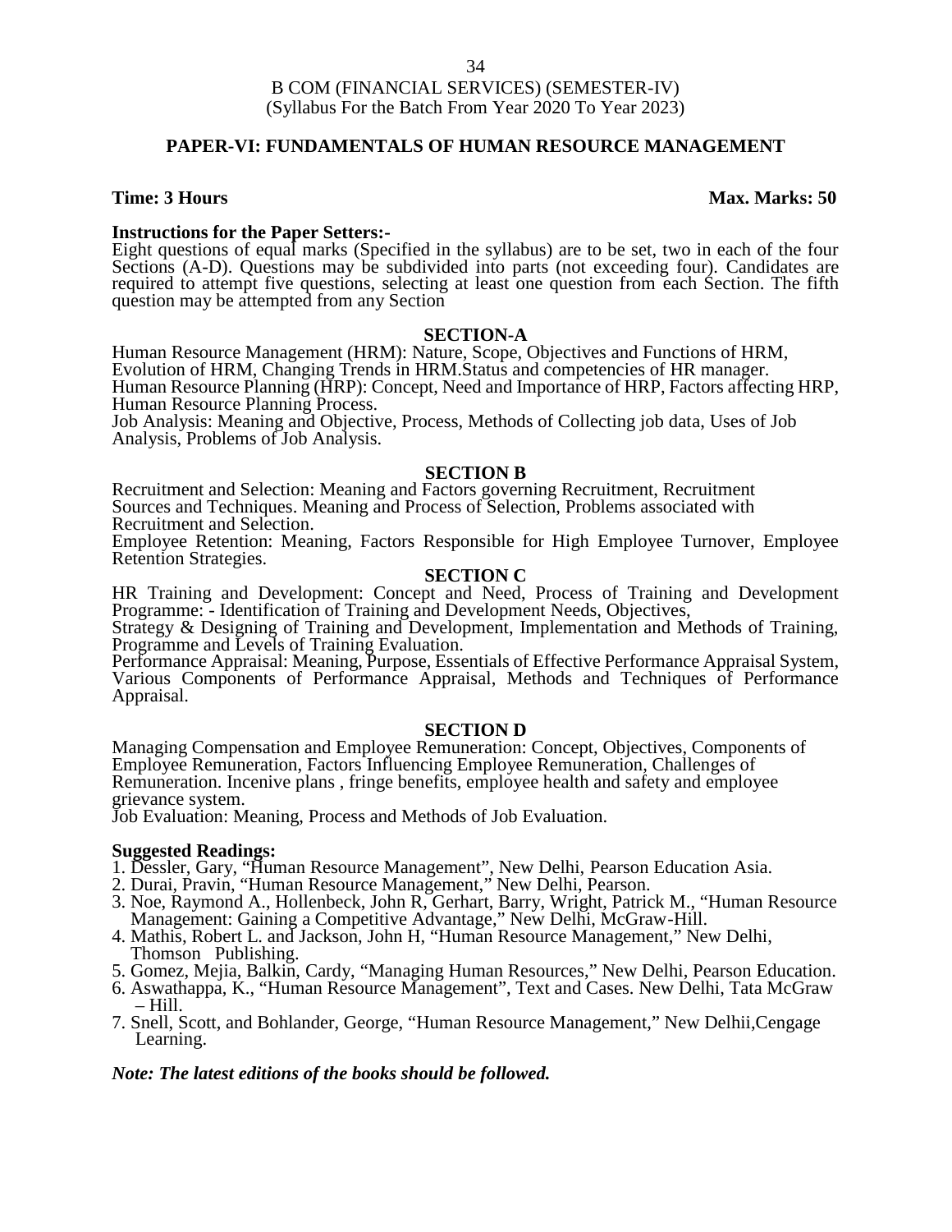B COM (FINANCIAL SERVICES) (SEMESTER-IV)
(Syllabus For the Batch From Year 2020 To Year 2023)

## PAPER-VI: FUNDAMENTALS OF HUMAN RESOURCE MANAGEMENT

**Time: 3 Hours** **Max. Marks: 50**

**Instructions for the Paper Setters:-**
Eight questions of equal marks (Specified in the syllabus) are to be set, two in each of the four Sections (A-D). Questions may be subdivided into parts (not exceeding four). Candidates are required to attempt five questions, selecting at least one question from each Section. The fifth question may be attempted from any Section

### SECTION-A

Human Resource Management (HRM): Nature, Scope, Objectives and Functions of HRM, Evolution of HRM, Changing Trends in HRM.Status and competencies of HR manager.
Human Resource Planning (HRP): Concept, Need and Importance of HRP, Factors affecting HRP, Human Resource Planning Process.
Job Analysis: Meaning and Objective, Process, Methods of Collecting job data, Uses of Job Analysis, Problems of Job Analysis.

### SECTION B

Recruitment and Selection: Meaning and Factors governing Recruitment, Recruitment Sources and Techniques. Meaning and Process of Selection, Problems associated with Recruitment and Selection.
Employee Retention: Meaning, Factors Responsible for High Employee Turnover, Employee Retention Strategies.

### SECTION C

HR Training and Development: Concept and Need, Process of Training and Development Programme: - Identification of Training and Development Needs, Objectives,
Strategy & Designing of Training and Development, Implementation and Methods of Training, Programme and Levels of Training Evaluation.
Performance Appraisal: Meaning, Purpose, Essentials of Effective Performance Appraisal System, Various Components of Performance Appraisal, Methods and Techniques of Performance Appraisal.

### SECTION D

Managing Compensation and Employee Remuneration: Concept, Objectives, Components of Employee Remuneration, Factors Influencing Employee Remuneration, Challenges of Remuneration. Incenive plans , fringe benefits, employee health and safety and employee grievance system.
Job Evaluation: Meaning, Process and Methods of Job Evaluation.

**Suggested Readings:**

1. Dessler, Gary, "Human Resource Management", New Delhi, Pearson Education Asia.
2. Durai, Pravin, "Human Resource Management," New Delhi, Pearson.
3. Noe, Raymond A., Hollenbeck, John R, Gerhart, Barry, Wright, Patrick M., "Human Resource Management: Gaining a Competitive Advantage," New Delhi, McGraw-Hill.
4. Mathis, Robert L. and Jackson, John H, "Human Resource Management," New Delhi, Thomson Publishing.
5. Gomez, Mejia, Balkin, Cardy, "Managing Human Resources," New Delhi, Pearson Education.
6. Aswathappa, K., "Human Resource Management", Text and Cases. New Delhi, Tata McGraw – Hill.
7. Snell, Scott, and Bohlander, George, "Human Resource Management," New Delhii,Cengage Learning.

***Note: The latest editions of the books should be followed.***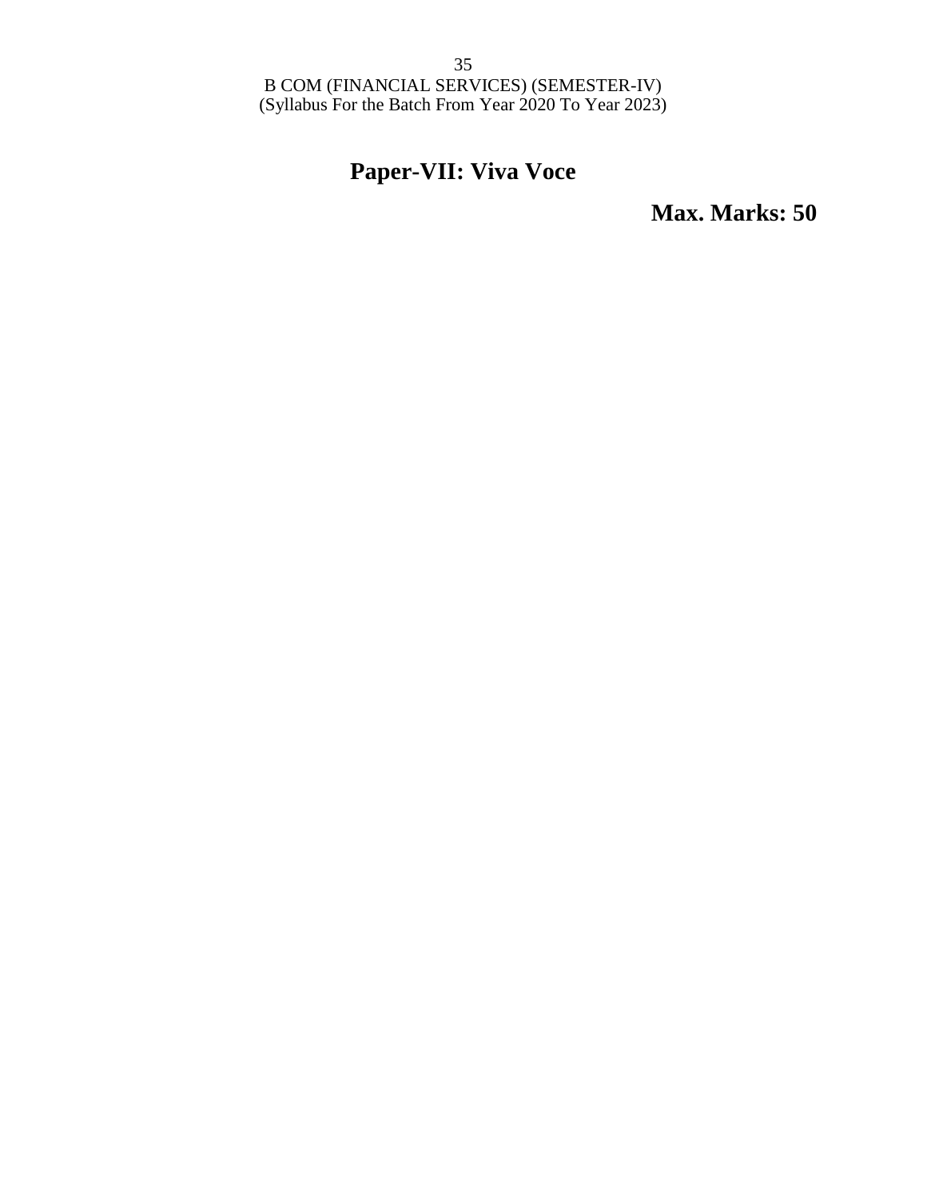B COM (FINANCIAL SERVICES) (SEMESTER-IV)
(Syllabus For the Batch From Year 2020 To Year 2023)

# Paper-VII: Viva Voce

**Max. Marks: 50**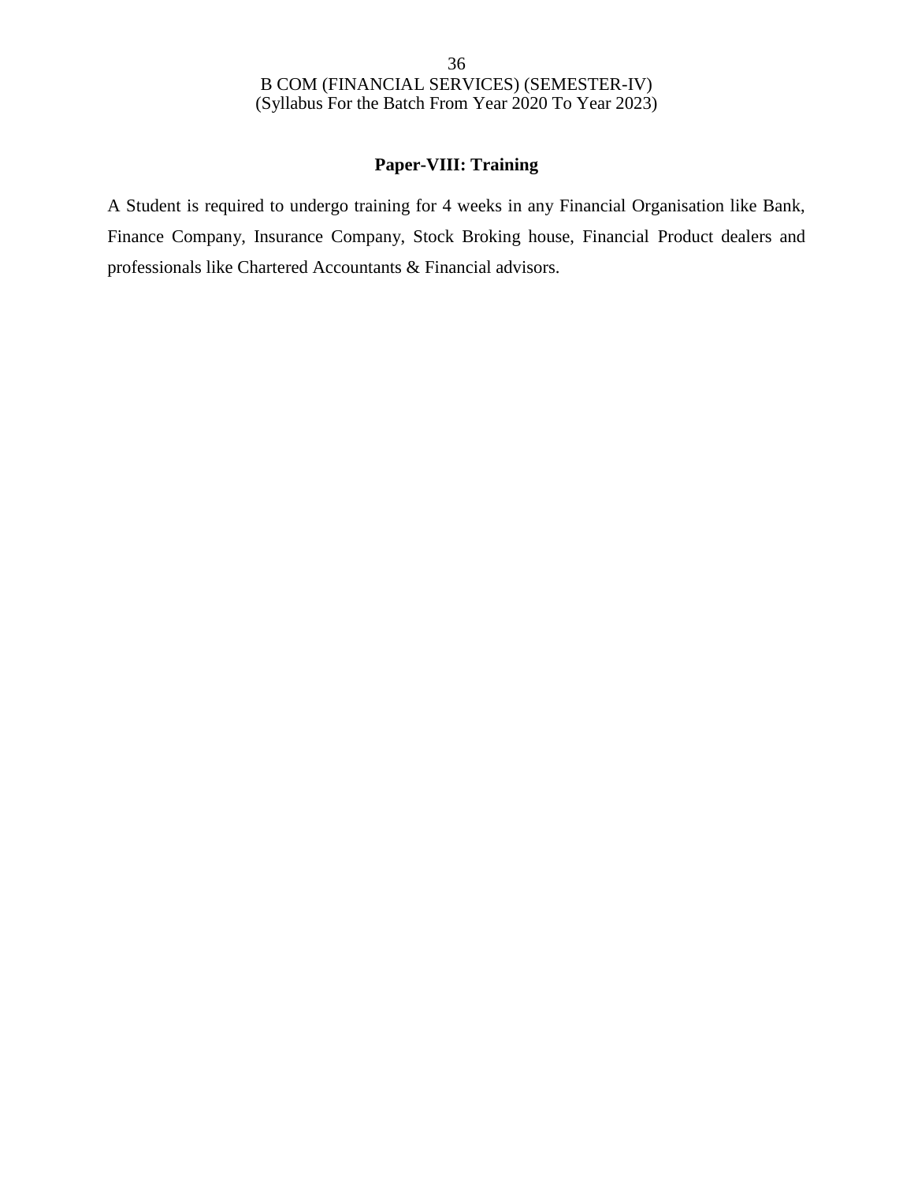## Paper-VIII: Training

A Student is required to undergo training for 4 weeks in any Financial Organisation like Bank, Finance Company, Insurance Company, Stock Broking house, Financial Product dealers and professionals like Chartered Accountants & Financial advisors.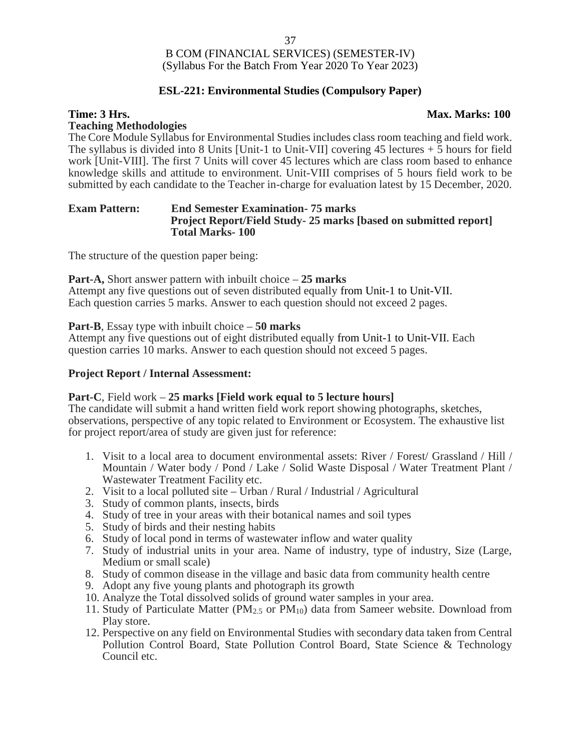# B COM (FINANCIAL SERVICES) (SEMESTER-IV)
(Syllabus For the Batch From Year 2020 To Year 2023)

## ESL-221: Environmental Studies (Compulsory Paper)

**Time: 3 Hrs.** **Max. Marks: 100**

**Teaching Methodologies**

The Core Module Syllabus for Environmental Studies includes class room teaching and field work. The syllabus is divided into 8 Units [Unit-1 to Unit-VII] covering 45 lectures + 5 hours for field work [Unit-VIII]. The first 7 Units will cover 45 lectures which are class room based to enhance knowledge skills and attitude to environment. Unit-VIII comprises of 5 hours field work to be submitted by each candidate to the Teacher in-charge for evaluation latest by 15 December, 2020.

**Exam Pattern:** **End Semester Examination- 75 marks**
**Project Report/Field Study- 25 marks [based on submitted report]**
**Total Marks- 100**

The structure of the question paper being:

**Part-A,** Short answer pattern with inbuilt choice – **25 marks**
Attempt any five questions out of seven distributed equally from Unit-1 to Unit-VII.
Each question carries 5 marks. Answer to each question should not exceed 2 pages.

**Part-B**, Essay type with inbuilt choice – **50 marks**
Attempt any five questions out of eight distributed equally from Unit-1 to Unit-VII. Each question carries 10 marks. Answer to each question should not exceed 5 pages.

**Project Report / Internal Assessment:**

**Part-C**, Field work – **25 marks [Field work equal to 5 lecture hours]**
The candidate will submit a hand written field work report showing photographs, sketches, observations, perspective of any topic related to Environment or Ecosystem. The exhaustive list for project report/area of study are given just for reference:

1. Visit to a local area to document environmental assets: River / Forest/ Grassland / Hill / Mountain / Water body / Pond / Lake / Solid Waste Disposal / Water Treatment Plant / Wastewater Treatment Facility etc.
2. Visit to a local polluted site – Urban / Rural / Industrial / Agricultural
3. Study of common plants, insects, birds
4. Study of tree in your areas with their botanical names and soil types
5. Study of birds and their nesting habits
6. Study of local pond in terms of wastewater inflow and water quality
7. Study of industrial units in your area. Name of industry, type of industry, Size (Large, Medium or small scale)
8. Study of common disease in the village and basic data from community health centre
9. Adopt any five young plants and photograph its growth
10. Analyze the Total dissolved solids of ground water samples in your area.
11. Study of Particulate Matter ($PM_{2.5}$ or $PM_{10}$) data from Sameer website. Download from Play store.
12. Perspective on any field on Environmental Studies with secondary data taken from Central Pollution Control Board, State Pollution Control Board, State Science & Technology Council etc.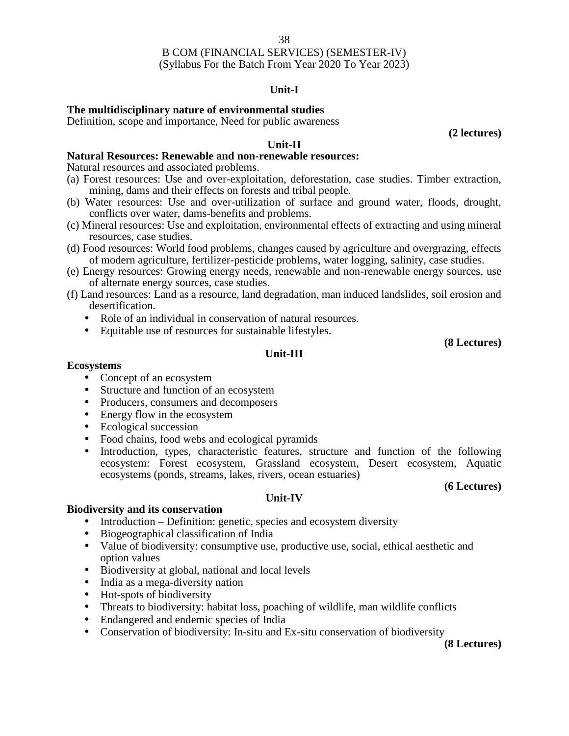B COM (FINANCIAL SERVICES) (SEMESTER-IV)
(Syllabus For the Batch From Year 2020 To Year 2023)

## Unit-I

**The multidisciplinary nature of environmental studies**
Definition, scope and importance, Need for public awareness

**(2 lectures)**

## Unit-II

**Natural Resources: Renewable and non-renewable resources:**
Natural resources and associated problems.

(a) Forest resources: Use and over-exploitation, deforestation, case studies. Timber extraction, mining, dams and their effects on forests and tribal people.
(b) Water resources: Use and over-utilization of surface and ground water, floods, drought, conflicts over water, dams-benefits and problems.
(c) Mineral resources: Use and exploitation, environmental effects of extracting and using mineral resources, case studies.
(d) Food resources: World food problems, changes caused by agriculture and overgrazing, effects of modern agriculture, fertilizer-pesticide problems, water logging, salinity, case studies.
(e) Energy resources: Growing energy needs, renewable and non-renewable energy sources, use of alternate energy sources, case studies.
(f) Land resources: Land as a resource, land degradation, man induced landslides, soil erosion and desertification.

- Role of an individual in conservation of natural resources.
- Equitable use of resources for sustainable lifestyles.

**(8 Lectures)**

## Unit-III

**Ecosystems**

- Concept of an ecosystem
- Structure and function of an ecosystem
- Producers, consumers and decomposers
- Energy flow in the ecosystem
- Ecological succession
- Food chains, food webs and ecological pyramids
- Introduction, types, characteristic features, structure and function of the following ecosystem: Forest ecosystem, Grassland ecosystem, Desert ecosystem, Aquatic ecosystems (ponds, streams, lakes, rivers, ocean estuaries)

**(6 Lectures)**

## Unit-IV

**Biodiversity and its conservation**

- Introduction – Definition: genetic, species and ecosystem diversity
- Biogeographical classification of India
- Value of biodiversity: consumptive use, productive use, social, ethical aesthetic and option values
- Biodiversity at global, national and local levels
- India as a mega-diversity nation
- Hot-spots of biodiversity
- Threats to biodiversity: habitat loss, poaching of wildlife, man wildlife conflicts
- Endangered and endemic species of India
- Conservation of biodiversity: In-situ and Ex-situ conservation of biodiversity

**(8 Lectures)**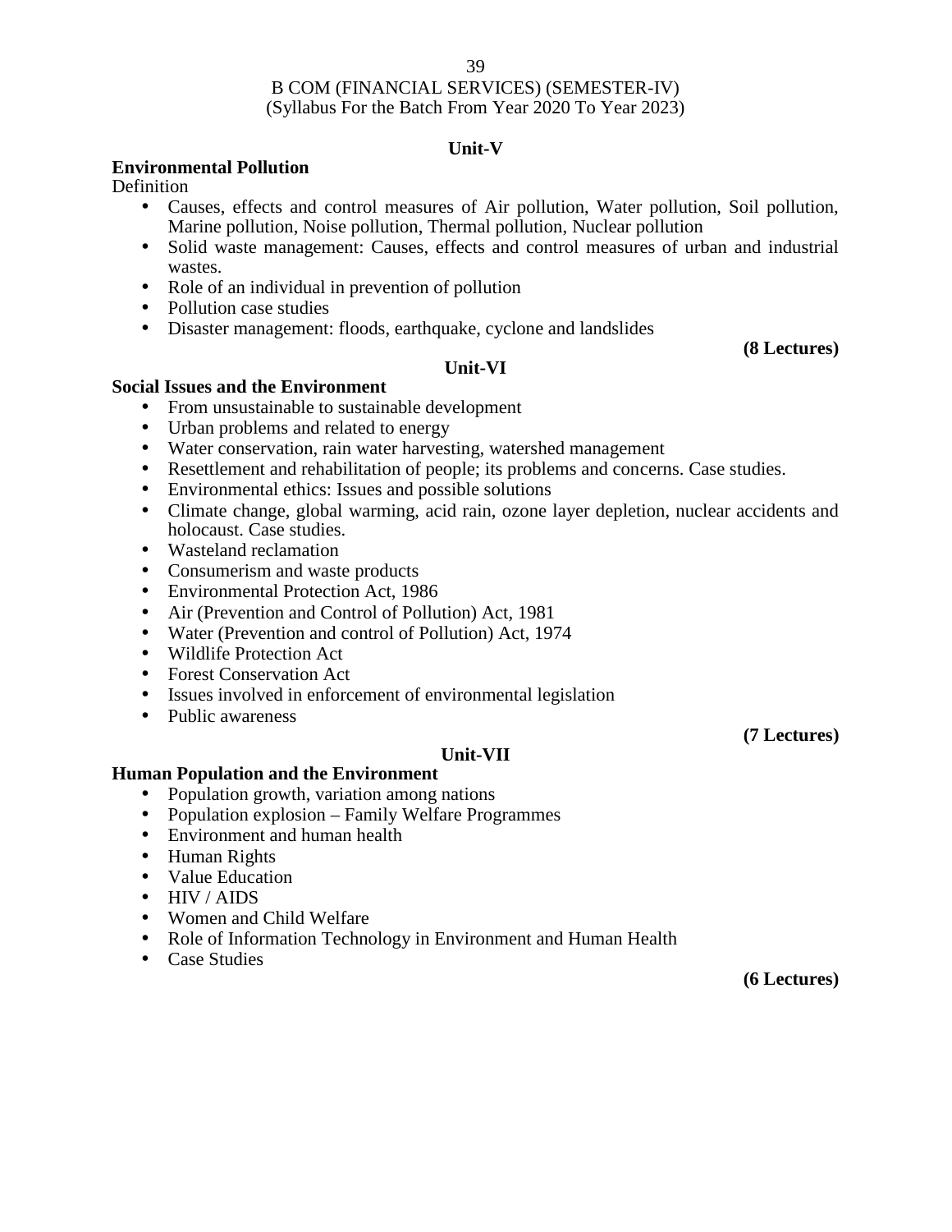## Unit-V

**Environmental Pollution**

Definition

- Causes, effects and control measures of Air pollution, Water pollution, Soil pollution, Marine pollution, Noise pollution, Thermal pollution, Nuclear pollution
- Solid waste management: Causes, effects and control measures of urban and industrial wastes.
- Role of an individual in prevention of pollution
- Pollution case studies
- Disaster management: floods, earthquake, cyclone and landslides

**(8 Lectures)**

## Unit-VI

**Social Issues and the Environment**

- From unsustainable to sustainable development
- Urban problems and related to energy
- Water conservation, rain water harvesting, watershed management
- Resettlement and rehabilitation of people; its problems and concerns. Case studies.
- Environmental ethics: Issues and possible solutions
- Climate change, global warming, acid rain, ozone layer depletion, nuclear accidents and holocaust. Case studies.
- Wasteland reclamation
- Consumerism and waste products
- Environmental Protection Act, 1986
- Air (Prevention and Control of Pollution) Act, 1981
- Water (Prevention and control of Pollution) Act, 1974
- Wildlife Protection Act
- Forest Conservation Act
- Issues involved in enforcement of environmental legislation
- Public awareness

**(7 Lectures)**

## Unit-VII

**Human Population and the Environment**

- Population growth, variation among nations
- Population explosion – Family Welfare Programmes
- Environment and human health
- Human Rights
- Value Education
- HIV / AIDS
- Women and Child Welfare
- Role of Information Technology in Environment and Human Health
- Case Studies

**(6 Lectures)**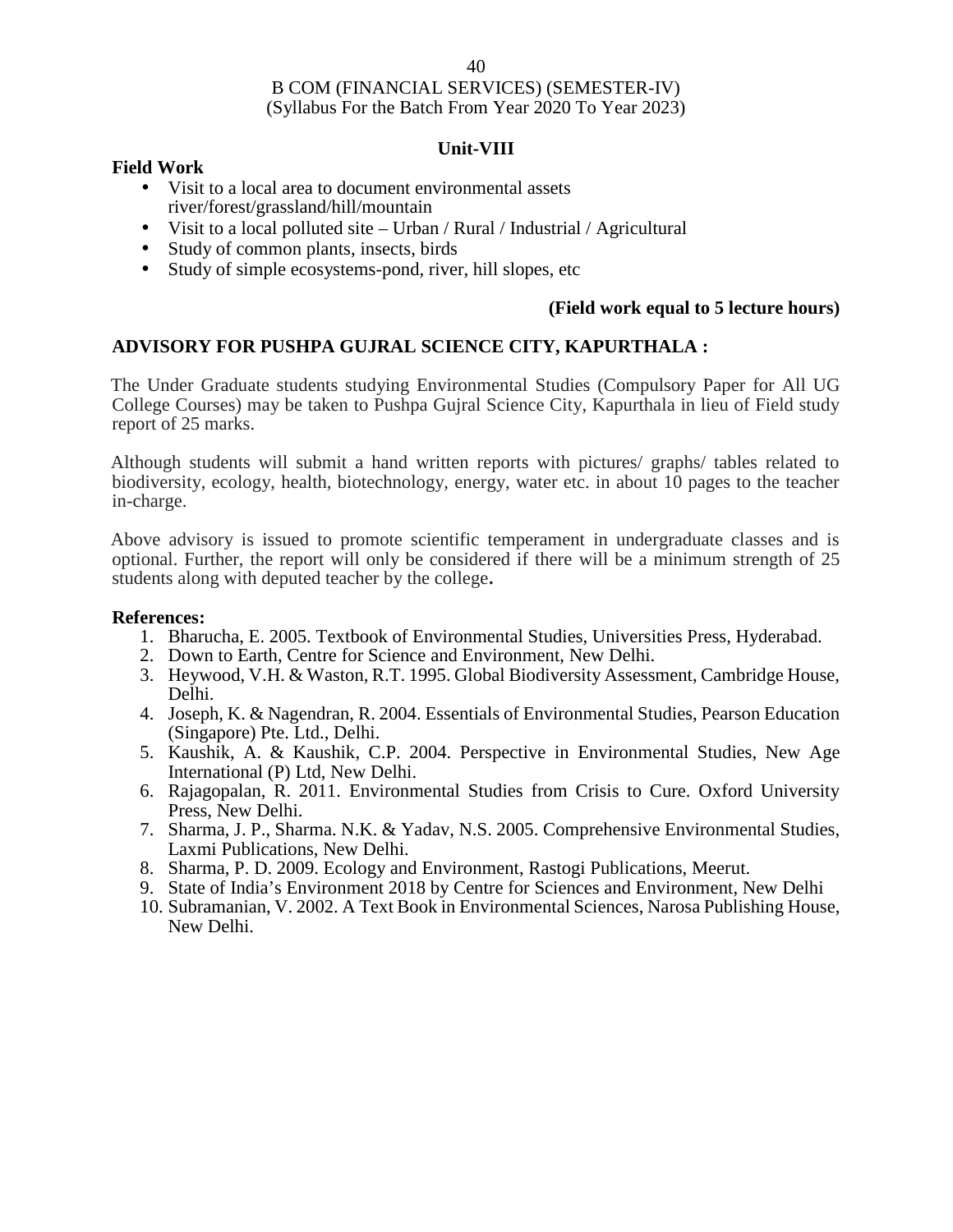## Unit-VIII

**Field Work**

- Visit to a local area to document environmental assets river/forest/grassland/hill/mountain
- Visit to a local polluted site – Urban / Rural / Industrial / Agricultural
- Study of common plants, insects, birds
- Study of simple ecosystems-pond, river, hill slopes, etc

**(Field work equal to 5 lecture hours)**

**ADVISORY FOR PUSHPA GUJRAL SCIENCE CITY, KAPURTHALA :**

The Under Graduate students studying Environmental Studies (Compulsory Paper for All UG College Courses) may be taken to Pushpa Gujral Science City, Kapurthala in lieu of Field study report of 25 marks.

Although students will submit a hand written reports with pictures/ graphs/ tables related to biodiversity, ecology, health, biotechnology, energy, water etc. in about 10 pages to the teacher in-charge.

Above advisory is issued to promote scientific temperament in undergraduate classes and is optional. Further, the report will only be considered if there will be a minimum strength of 25 students along with deputed teacher by the college**.**

**References:**

1. Bharucha, E. 2005. Textbook of Environmental Studies, Universities Press, Hyderabad.
2. Down to Earth, Centre for Science and Environment, New Delhi.
3. Heywood, V.H. & Waston, R.T. 1995. Global Biodiversity Assessment, Cambridge House, Delhi.
4. Joseph, K. & Nagendran, R. 2004. Essentials of Environmental Studies, Pearson Education (Singapore) Pte. Ltd., Delhi.
5. Kaushik, A. & Kaushik, C.P. 2004. Perspective in Environmental Studies, New Age International (P) Ltd, New Delhi.
6. Rajagopalan, R. 2011. Environmental Studies from Crisis to Cure. Oxford University Press, New Delhi.
7. Sharma, J. P., Sharma. N.K. & Yadav, N.S. 2005. Comprehensive Environmental Studies, Laxmi Publications, New Delhi.
8. Sharma, P. D. 2009. Ecology and Environment, Rastogi Publications, Meerut.
9. State of India's Environment 2018 by Centre for Sciences and Environment, New Delhi
10. Subramanian, V. 2002. A Text Book in Environmental Sciences, Narosa Publishing House, New Delhi.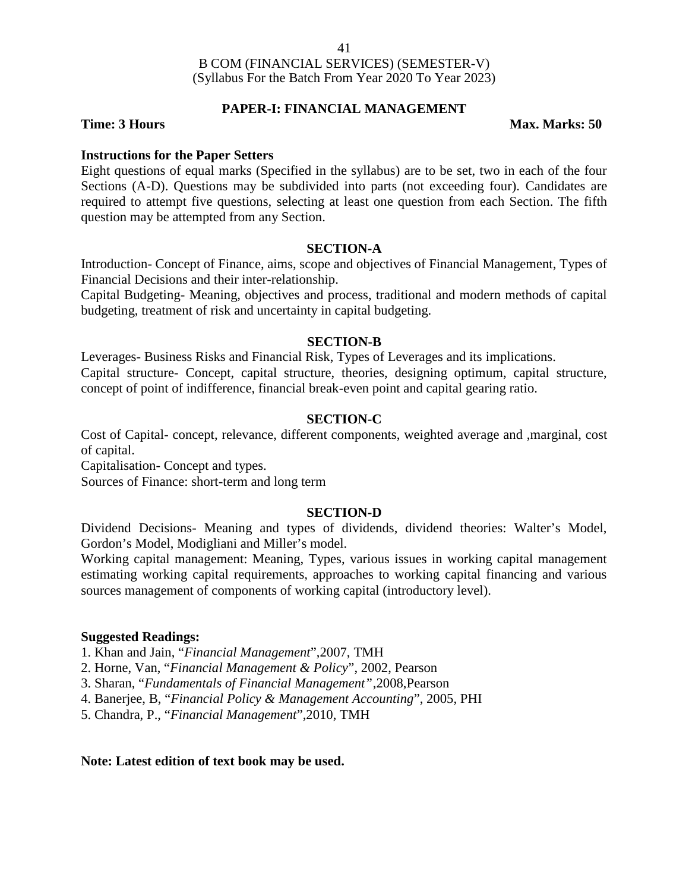B COM (FINANCIAL SERVICES) (SEMESTER-V)
(Syllabus For the Batch From Year 2020 To Year 2023)

## PAPER-I: FINANCIAL MANAGEMENT

**Time: 3 Hours** **Max. Marks: 50**

**Instructions for the Paper Setters**

Eight questions of equal marks (Specified in the syllabus) are to be set, two in each of the four Sections (A-D). Questions may be subdivided into parts (not exceeding four). Candidates are required to attempt five questions, selecting at least one question from each Section. The fifth question may be attempted from any Section.

### SECTION-A

Introduction- Concept of Finance, aims, scope and objectives of Financial Management, Types of Financial Decisions and their inter-relationship.

Capital Budgeting- Meaning, objectives and process, traditional and modern methods of capital budgeting, treatment of risk and uncertainty in capital budgeting.

### SECTION-B

Leverages- Business Risks and Financial Risk, Types of Leverages and its implications.

Capital structure- Concept, capital structure, theories, designing optimum, capital structure, concept of point of indifference, financial break-even point and capital gearing ratio.

### SECTION-C

Cost of Capital- concept, relevance, different components, weighted average and ,marginal, cost of capital.

Capitalisation- Concept and types.

Sources of Finance: short-term and long term

### SECTION-D

Dividend Decisions- Meaning and types of dividends, dividend theories: Walter's Model, Gordon's Model, Modigliani and Miller's model.

Working capital management: Meaning, Types, various issues in working capital management estimating working capital requirements, approaches to working capital financing and various sources management of components of working capital (introductory level).

**Suggested Readings:**

1. Khan and Jain, "*Financial Management*",2007, TMH
2. Horne, Van, "*Financial Management & Policy*", 2002, Pearson
3. Sharan, "*Fundamentals of Financial Management"* ,2008,Pearson
4. Banerjee, B, "*Financial Policy & Management Accounting*", 2005, PHI
5. Chandra, P., "*Financial Management*",2010, TMH

**Note: Latest edition of text book may be used.**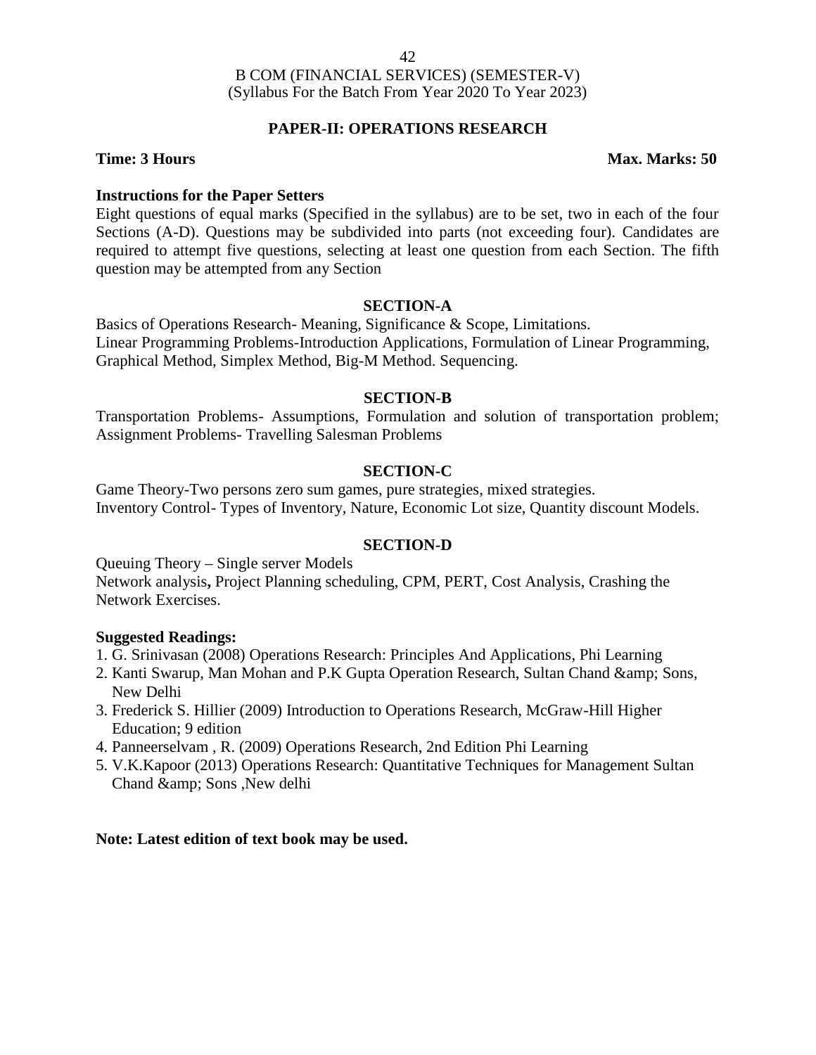B COM (FINANCIAL SERVICES) (SEMESTER-V)
(Syllabus For the Batch From Year 2020 To Year 2023)

## PAPER-II: OPERATIONS RESEARCH

**Time: 3 Hours** **Max. Marks: 50**

**Instructions for the Paper Setters**

Eight questions of equal marks (Specified in the syllabus) are to be set, two in each of the four Sections (A-D). Questions may be subdivided into parts (not exceeding four). Candidates are required to attempt five questions, selecting at least one question from each Section. The fifth question may be attempted from any Section

### SECTION-A

Basics of Operations Research- Meaning, Significance & Scope, Limitations.
Linear Programming Problems-Introduction Applications, Formulation of Linear Programming, Graphical Method, Simplex Method, Big-M Method. Sequencing.

### SECTION-B

Transportation Problems- Assumptions, Formulation and solution of transportation problem; Assignment Problems- Travelling Salesman Problems

### SECTION-C

Game Theory-Two persons zero sum games, pure strategies, mixed strategies.
Inventory Control- Types of Inventory, Nature, Economic Lot size, Quantity discount Models.

### SECTION-D

Queuing Theory – Single server Models
Network analysis**,** Project Planning scheduling, CPM, PERT, Cost Analysis, Crashing the Network Exercises.

**Suggested Readings:**

1. G. Srinivasan (2008) Operations Research: Principles And Applications, Phi Learning
2. Kanti Swarup, Man Mohan and P.K Gupta Operation Research, Sultan Chand &amp; Sons, New Delhi
3. Frederick S. Hillier (2009) Introduction to Operations Research, McGraw-Hill Higher Education; 9 edition
4. Panneerselvam , R. (2009) Operations Research, 2nd Edition Phi Learning
5. V.K.Kapoor (2013) Operations Research: Quantitative Techniques for Management Sultan Chand &amp; Sons ,New delhi

**Note: Latest edition of text book may be used.**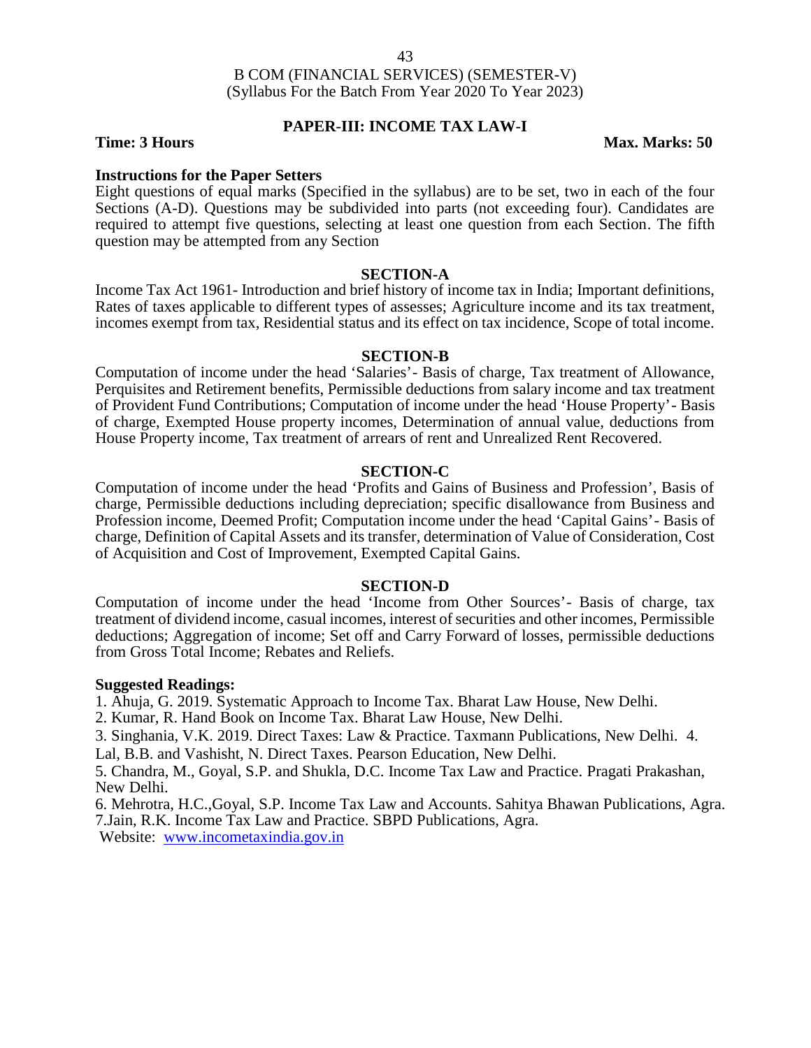B COM (FINANCIAL SERVICES) (SEMESTER-V)
(Syllabus For the Batch From Year 2020 To Year 2023)

## PAPER-III: INCOME TAX LAW-I

**Time: 3 Hours** **Max. Marks: 50**

**Instructions for the Paper Setters**

Eight questions of equal marks (Specified in the syllabus) are to be set, two in each of the four Sections (A-D). Questions may be subdivided into parts (not exceeding four). Candidates are required to attempt five questions, selecting at least one question from each Section. The fifth question may be attempted from any Section

### SECTION-A

Income Tax Act 1961- Introduction and brief history of income tax in India; Important definitions, Rates of taxes applicable to different types of assesses; Agriculture income and its tax treatment, incomes exempt from tax, Residential status and its effect on tax incidence, Scope of total income.

### SECTION-B

Computation of income under the head 'Salaries'- Basis of charge, Tax treatment of Allowance, Perquisites and Retirement benefits, Permissible deductions from salary income and tax treatment of Provident Fund Contributions; Computation of income under the head 'House Property'- Basis of charge, Exempted House property incomes, Determination of annual value, deductions from House Property income, Tax treatment of arrears of rent and Unrealized Rent Recovered.

### SECTION-C

Computation of income under the head 'Profits and Gains of Business and Profession', Basis of charge, Permissible deductions including depreciation; specific disallowance from Business and Profession income, Deemed Profit; Computation income under the head 'Capital Gains'- Basis of charge, Definition of Capital Assets and its transfer, determination of Value of Consideration, Cost of Acquisition and Cost of Improvement, Exempted Capital Gains.

### SECTION-D

Computation of income under the head 'Income from Other Sources'- Basis of charge, tax treatment of dividend income, casual incomes, interest of securities and other incomes, Permissible deductions; Aggregation of income; Set off and Carry Forward of losses, permissible deductions from Gross Total Income; Rebates and Reliefs.

**Suggested Readings:**

1. Ahuja, G. 2019. Systematic Approach to Income Tax. Bharat Law House, New Delhi.
2. Kumar, R. Hand Book on Income Tax. Bharat Law House, New Delhi.
3. Singhania, V.K. 2019. Direct Taxes: Law & Practice. Taxmann Publications, New Delhi.
4. Lal, B.B. and Vashisht, N. Direct Taxes. Pearson Education, New Delhi.
5. Chandra, M., Goyal, S.P. and Shukla, D.C. Income Tax Law and Practice. Pragati Prakashan, New Delhi.
6. Mehrotra, H.C.,Goyal, S.P. Income Tax Law and Accounts. Sahitya Bhawan Publications, Agra.
7. Jain, R.K. Income Tax Law and Practice. SBPD Publications, Agra.

Website: [www.incometaxindia.gov.in](http://www.incometaxindia.gov.in)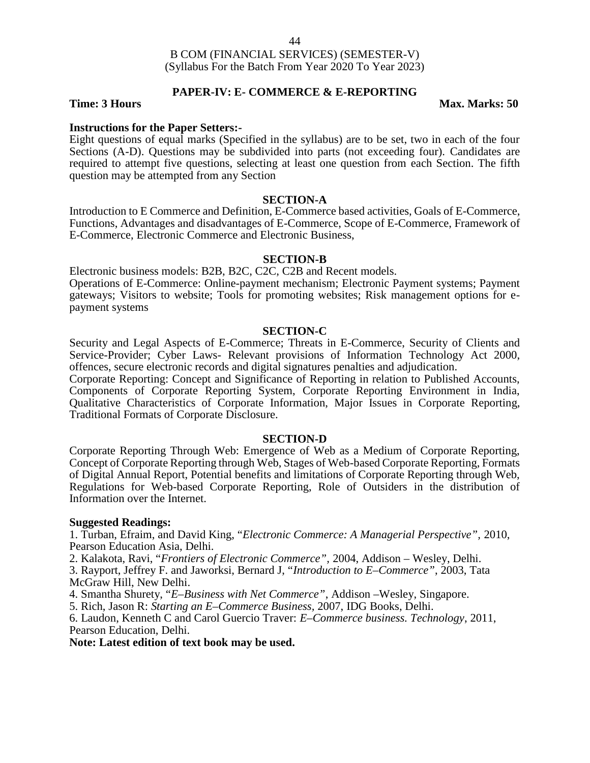B COM (FINANCIAL SERVICES) (SEMESTER-V)
(Syllabus For the Batch From Year 2020 To Year 2023)

## PAPER-IV: E- COMMERCE & E-REPORTING

**Time: 3 Hours** **Max. Marks: 50**

**Instructions for the Paper Setters:-**

Eight questions of equal marks (Specified in the syllabus) are to be set, two in each of the four Sections (A-D). Questions may be subdivided into parts (not exceeding four). Candidates are required to attempt five questions, selecting at least one question from each Section. The fifth question may be attempted from any Section

### SECTION-A

Introduction to E Commerce and Definition, E-Commerce based activities, Goals of E-Commerce, Functions, Advantages and disadvantages of E-Commerce, Scope of E-Commerce, Framework of E-Commerce, Electronic Commerce and Electronic Business,

### SECTION-B

Electronic business models: B2B, B2C, C2C, C2B and Recent models.

Operations of E-Commerce: Online-payment mechanism; Electronic Payment systems; Payment gateways; Visitors to website; Tools for promoting websites; Risk management options for e-payment systems

### SECTION-C

Security and Legal Aspects of E-Commerce; Threats in E-Commerce, Security of Clients and Service-Provider; Cyber Laws- Relevant provisions of Information Technology Act 2000, offences, secure electronic records and digital signatures penalties and adjudication.

Corporate Reporting: Concept and Significance of Reporting in relation to Published Accounts, Components of Corporate Reporting System, Corporate Reporting Environment in India, Qualitative Characteristics of Corporate Information, Major Issues in Corporate Reporting, Traditional Formats of Corporate Disclosure.

### SECTION-D

Corporate Reporting Through Web: Emergence of Web as a Medium of Corporate Reporting, Concept of Corporate Reporting through Web, Stages of Web-based Corporate Reporting, Formats of Digital Annual Report, Potential benefits and limitations of Corporate Reporting through Web, Regulations for Web-based Corporate Reporting, Role of Outsiders in the distribution of Information over the Internet.

**Suggested Readings:**

1. Turban, Efraim, and David King, "*Electronic Commerce: A Managerial Perspective",* 2010, Pearson Education Asia, Delhi.
2. Kalakota, Ravi, "*Frontiers of Electronic Commerce",* 2004, Addison – Wesley, Delhi.
3. Rayport, Jeffrey F. and Jaworksi, Bernard J, "*Introduction to E–Commerce"*, 2003, Tata McGraw Hill, New Delhi.
4. Smantha Shurety, "*E–Business with Net Commerce"*, Addison –Wesley, Singapore.
5. Rich, Jason R: *Starting an E–Commerce Business*, 2007, IDG Books, Delhi.
6. Laudon, Kenneth C and Carol Guercio Traver: *E–Commerce business. Technology*, 2011, Pearson Education, Delhi.

**Note: Latest edition of text book may be used.**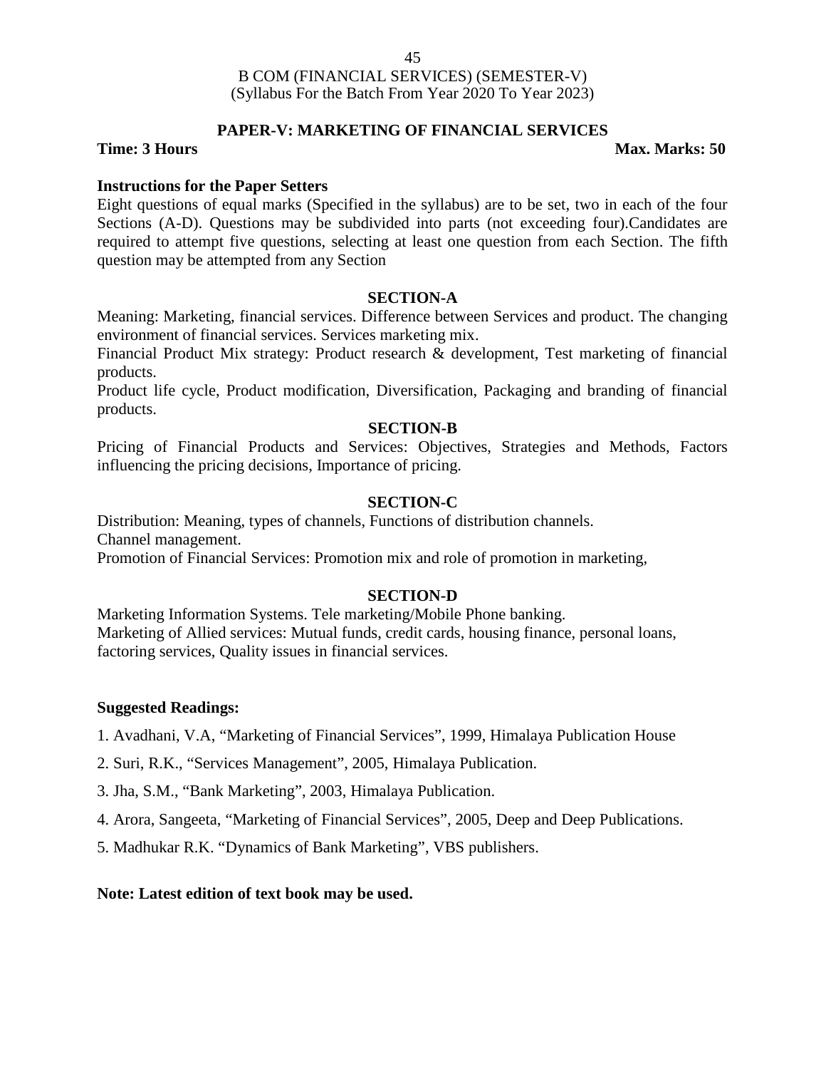B COM (FINANCIAL SERVICES) (SEMESTER-V)
(Syllabus For the Batch From Year 2020 To Year 2023)

## PAPER-V: MARKETING OF FINANCIAL SERVICES

**Time: 3 Hours** **Max. Marks: 50**

**Instructions for the Paper Setters**

Eight questions of equal marks (Specified in the syllabus) are to be set, two in each of the four Sections (A-D). Questions may be subdivided into parts (not exceeding four).Candidates are required to attempt five questions, selecting at least one question from each Section. The fifth question may be attempted from any Section

### SECTION-A

Meaning: Marketing, financial services. Difference between Services and product. The changing environment of financial services. Services marketing mix.

Financial Product Mix strategy: Product research & development, Test marketing of financial products.

Product life cycle, Product modification, Diversification, Packaging and branding of financial products.

### SECTION-B

Pricing of Financial Products and Services: Objectives, Strategies and Methods, Factors influencing the pricing decisions, Importance of pricing.

### SECTION-C

Distribution: Meaning, types of channels, Functions of distribution channels.

Channel management.

Promotion of Financial Services: Promotion mix and role of promotion in marketing,

### SECTION-D

Marketing Information Systems. Tele marketing/Mobile Phone banking.

Marketing of Allied services: Mutual funds, credit cards, housing finance, personal loans, factoring services, Quality issues in financial services.

**Suggested Readings:**

1. Avadhani, V.A, "Marketing of Financial Services", 1999, Himalaya Publication House
2. Suri, R.K., "Services Management", 2005, Himalaya Publication.
3. Jha, S.M., "Bank Marketing", 2003, Himalaya Publication.
4. Arora, Sangeeta, "Marketing of Financial Services", 2005, Deep and Deep Publications.
5. Madhukar R.K. "Dynamics of Bank Marketing", VBS publishers.

**Note: Latest edition of text book may be used.**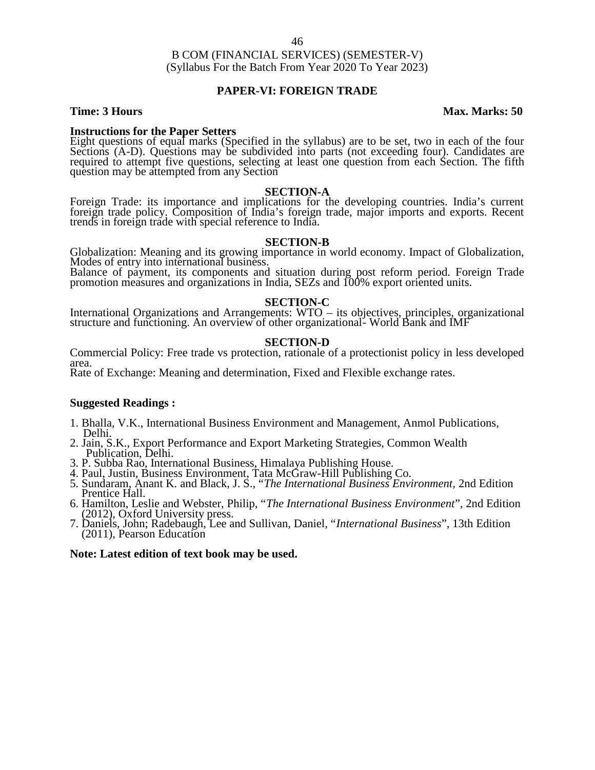B COM (FINANCIAL SERVICES) (SEMESTER-V)
(Syllabus For the Batch From Year 2020 To Year 2023)

## PAPER-VI: FOREIGN TRADE

**Time: 3 Hours** **Max. Marks: 50**

**Instructions for the Paper Setters**
Eight questions of equal marks (Specified in the syllabus) are to be set, two in each of the four Sections (A-D). Questions may be subdivided into parts (not exceeding four). Candidates are required to attempt five questions, selecting at least one question from each Section. The fifth question may be attempted from any Section

### SECTION-A

Foreign Trade: its importance and implications for the developing countries. India's current foreign trade policy. Composition of India's foreign trade, major imports and exports. Recent trends in foreign trade with special reference to India.

### SECTION-B

Globalization: Meaning and its growing importance in world economy. Impact of Globalization, Modes of entry into international business.
Balance of payment, its components and situation during post reform period. Foreign Trade promotion measures and organizations in India, SEZs and 100% export oriented units.

### SECTION-C

International Organizations and Arrangements: WTO – its objectives, principles, organizational structure and functioning. An overview of other organizational- World Bank and IMF

### SECTION-D

Commercial Policy: Free trade vs protection, rationale of a protectionist policy in less developed area.
Rate of Exchange: Meaning and determination, Fixed and Flexible exchange rates.

**Suggested Readings :**

1. Bhalla, V.K., International Business Environment and Management, Anmol Publications, Delhi.
2. Jain, S.K., Export Performance and Export Marketing Strategies, Common Wealth Publication, Delhi.
3. P. Subba Rao, International Business, Himalaya Publishing House.
4. Paul, Justin, Business Environment, Tata McGraw-Hill Publishing Co.
5. Sundaram, Anant K. and Black, J. S., "*The International Business Environment*, 2nd Edition Prentice Hall.
6. Hamilton, Leslie and Webster, Philip, "*The International Business Environment*", 2nd Edition (2012), Oxford University press.
7. Daniels, John; Radebaugh, Lee and Sullivan, Daniel, "*International Business*", 13th Edition (2011), Pearson Education

**Note: Latest edition of text book may be used.**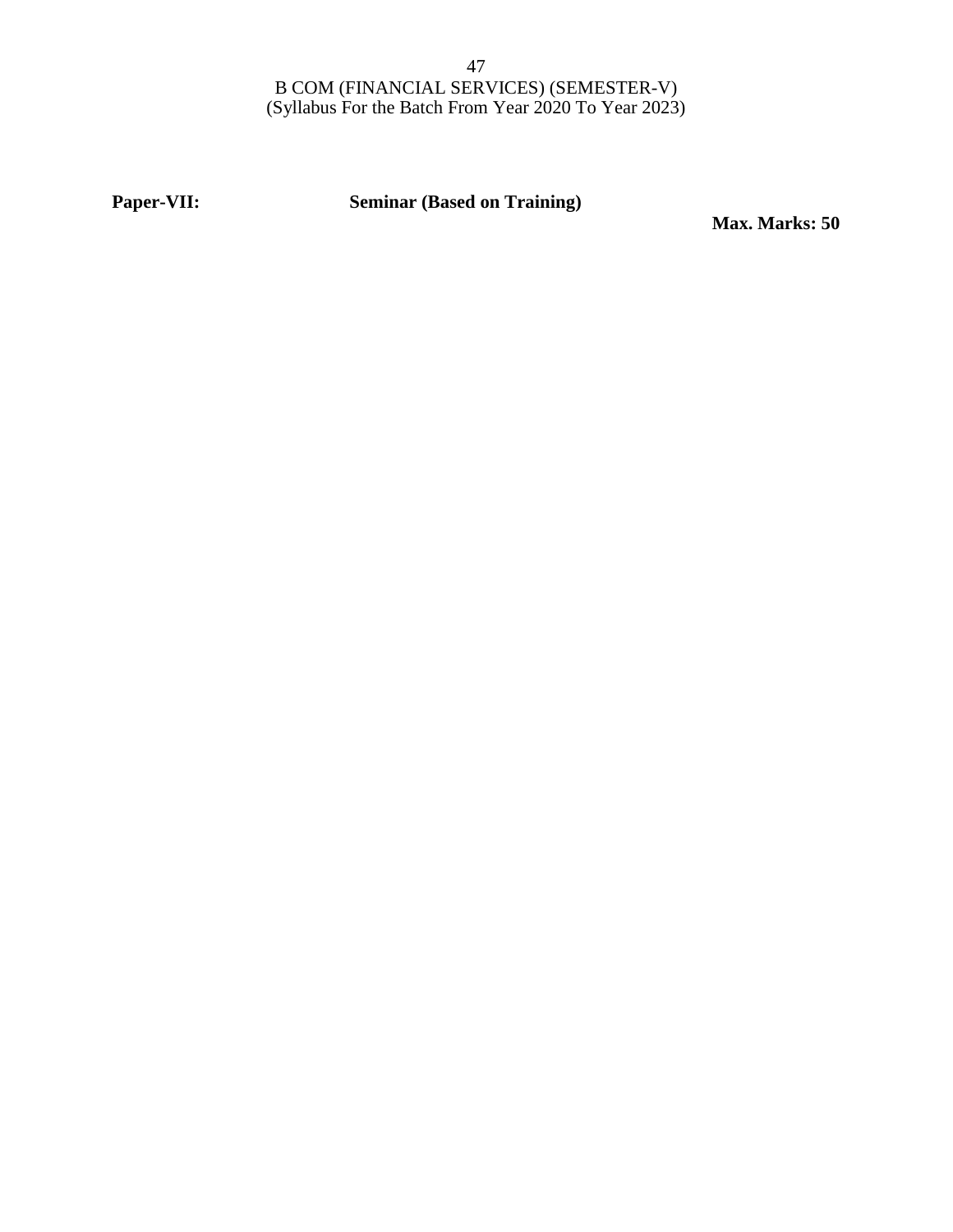B COM (FINANCIAL SERVICES) (SEMESTER-V)
(Syllabus For the Batch From Year 2020 To Year 2023)

**Paper-VII: Seminar (Based on Training)**

**Max. Marks: 50**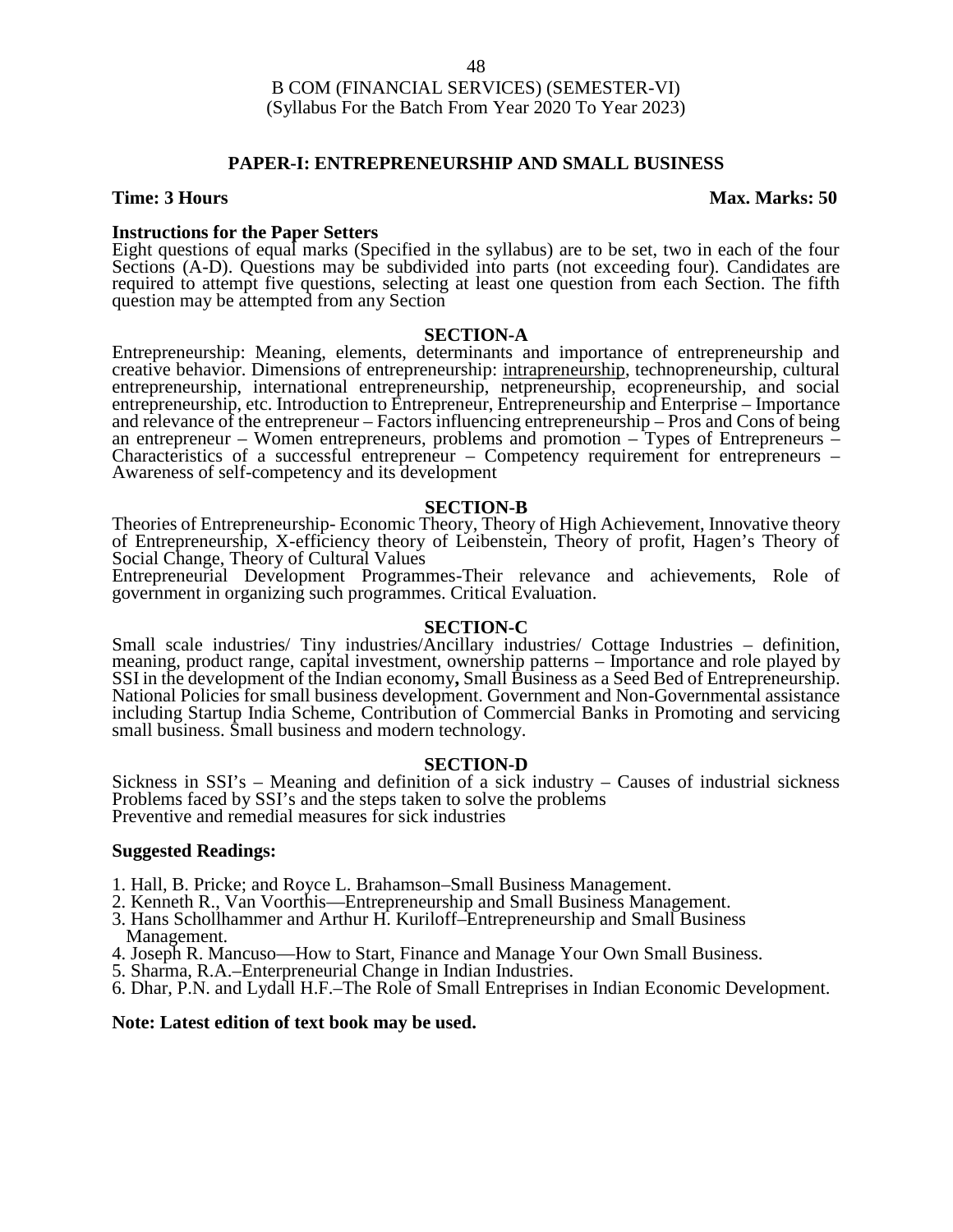B COM (FINANCIAL SERVICES) (SEMESTER-VI)
(Syllabus For the Batch From Year 2020 To Year 2023)

## PAPER-I: ENTREPRENEURSHIP AND SMALL BUSINESS

**Time: 3 Hours** **Max. Marks: 50**

**Instructions for the Paper Setters**
Eight questions of equal marks (Specified in the syllabus) are to be set, two in each of the four Sections (A-D). Questions may be subdivided into parts (not exceeding four). Candidates are required to attempt five questions, selecting at least one question from each Section. The fifth question may be attempted from any Section

### SECTION-A

Entrepreneurship: Meaning, elements, determinants and importance of entrepreneurship and creative behavior. Dimensions of entrepreneurship: intrapreneurship, technopreneurship, cultural entrepreneurship, international entrepreneurship, netpreneurship, ecopreneurship, and social entrepreneurship, etc. Introduction to Entrepreneur, Entrepreneurship and Enterprise – Importance and relevance of the entrepreneur – Factors influencing entrepreneurship – Pros and Cons of being an entrepreneur – Women entrepreneurs, problems and promotion – Types of Entrepreneurs – Characteristics of a successful entrepreneur – Competency requirement for entrepreneurs – Awareness of self-competency and its development

### SECTION-B

Theories of Entrepreneurship- Economic Theory, Theory of High Achievement, Innovative theory of Entrepreneurship, X-efficiency theory of Leibenstein, Theory of profit, Hagen's Theory of Social Change, Theory of Cultural Values
Entrepreneurial Development Programmes-Their relevance and achievements, Role of government in organizing such programmes. Critical Evaluation.

### SECTION-C

Small scale industries/ Tiny industries/Ancillary industries/ Cottage Industries – definition, meaning, product range, capital investment, ownership patterns – Importance and role played by SSI in the development of the Indian economy**,** Small Business as a Seed Bed of Entrepreneurship. National Policies for small business development. Government and Non-Governmental assistance including Startup India Scheme, Contribution of Commercial Banks in Promoting and servicing small business. Small business and modern technology.

### SECTION-D

Sickness in SSI's – Meaning and definition of a sick industry – Causes of industrial sickness Problems faced by SSI's and the steps taken to solve the problems
Preventive and remedial measures for sick industries

**Suggested Readings:**

1. Hall, B. Pricke; and Royce L. Brahamson–Small Business Management.
2. Kenneth R., Van Voorthis—Entrepreneurship and Small Business Management.
3. Hans Schollhammer and Arthur H. Kuriloff–Entrepreneurship and Small Business Management.
4. Joseph R. Mancuso—How to Start, Finance and Manage Your Own Small Business.
5. Sharma, R.A.–Enterpreneurial Change in Indian Industries.
6. Dhar, P.N. and Lydall H.F.–The Role of Small Entreprises in Indian Economic Development.

**Note: Latest edition of text book may be used.**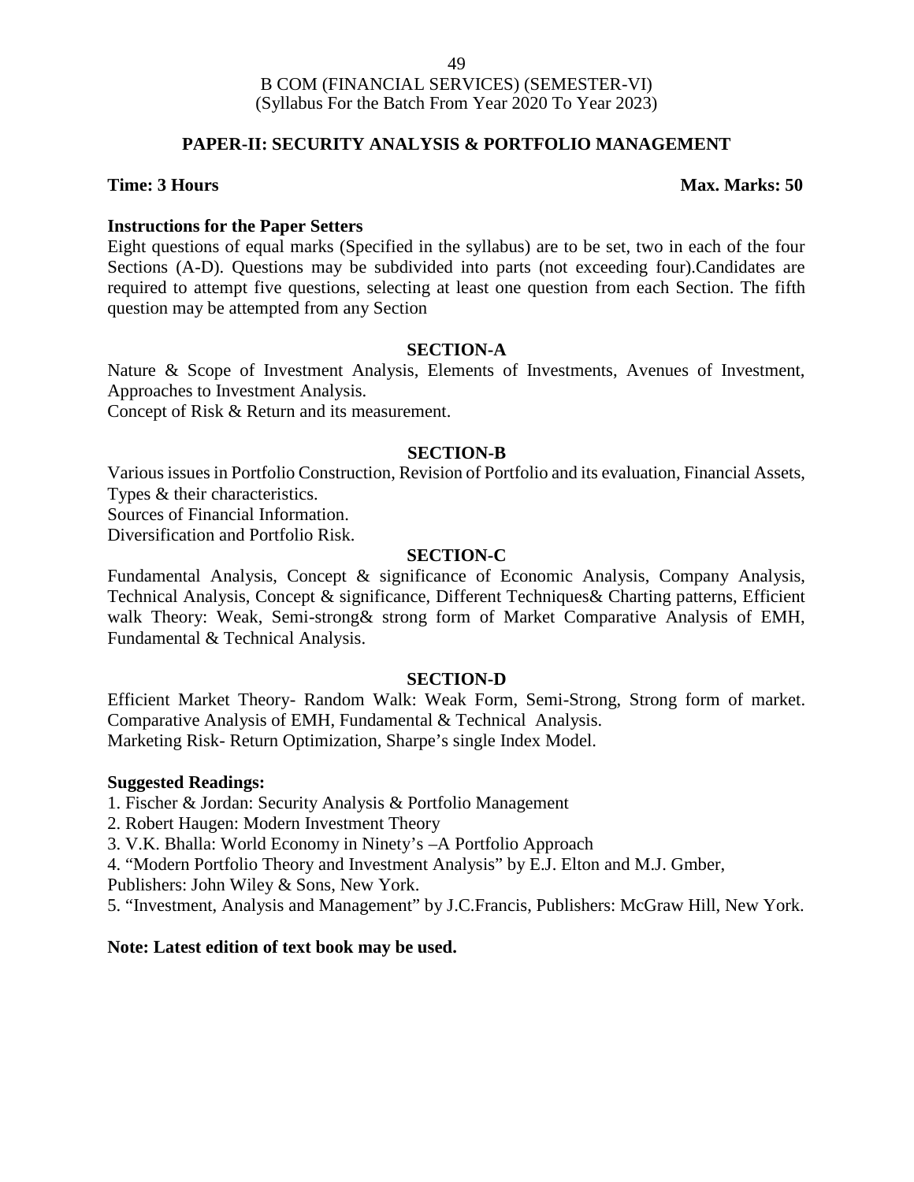B COM (FINANCIAL SERVICES) (SEMESTER-VI)
(Syllabus For the Batch From Year 2020 To Year 2023)

## PAPER-II: SECURITY ANALYSIS & PORTFOLIO MANAGEMENT

**Time: 3 Hours** **Max. Marks: 50**

**Instructions for the Paper Setters**

Eight questions of equal marks (Specified in the syllabus) are to be set, two in each of the four Sections (A-D). Questions may be subdivided into parts (not exceeding four).Candidates are required to attempt five questions, selecting at least one question from each Section. The fifth question may be attempted from any Section

### SECTION-A

Nature & Scope of Investment Analysis, Elements of Investments, Avenues of Investment, Approaches to Investment Analysis.

Concept of Risk & Return and its measurement.

### SECTION-B

Various issues in Portfolio Construction, Revision of Portfolio and its evaluation, Financial Assets, Types & their characteristics.

Sources of Financial Information.

Diversification and Portfolio Risk.

### SECTION-C

Fundamental Analysis, Concept & significance of Economic Analysis, Company Analysis, Technical Analysis, Concept & significance, Different Techniques& Charting patterns, Efficient walk Theory: Weak, Semi-strong& strong form of Market Comparative Analysis of EMH, Fundamental & Technical Analysis.

### SECTION-D

Efficient Market Theory- Random Walk: Weak Form, Semi-Strong, Strong form of market. Comparative Analysis of EMH, Fundamental & Technical Analysis.

Marketing Risk- Return Optimization, Sharpe's single Index Model.

**Suggested Readings:**

1. Fischer & Jordan: Security Analysis & Portfolio Management
2. Robert Haugen: Modern Investment Theory
3. V.K. Bhalla: World Economy in Ninety's –A Portfolio Approach
4. "Modern Portfolio Theory and Investment Analysis" by E.J. Elton and M.J. Gmber, Publishers: John Wiley & Sons, New York.
5. "Investment, Analysis and Management" by J.C.Francis, Publishers: McGraw Hill, New York.

**Note: Latest edition of text book may be used.**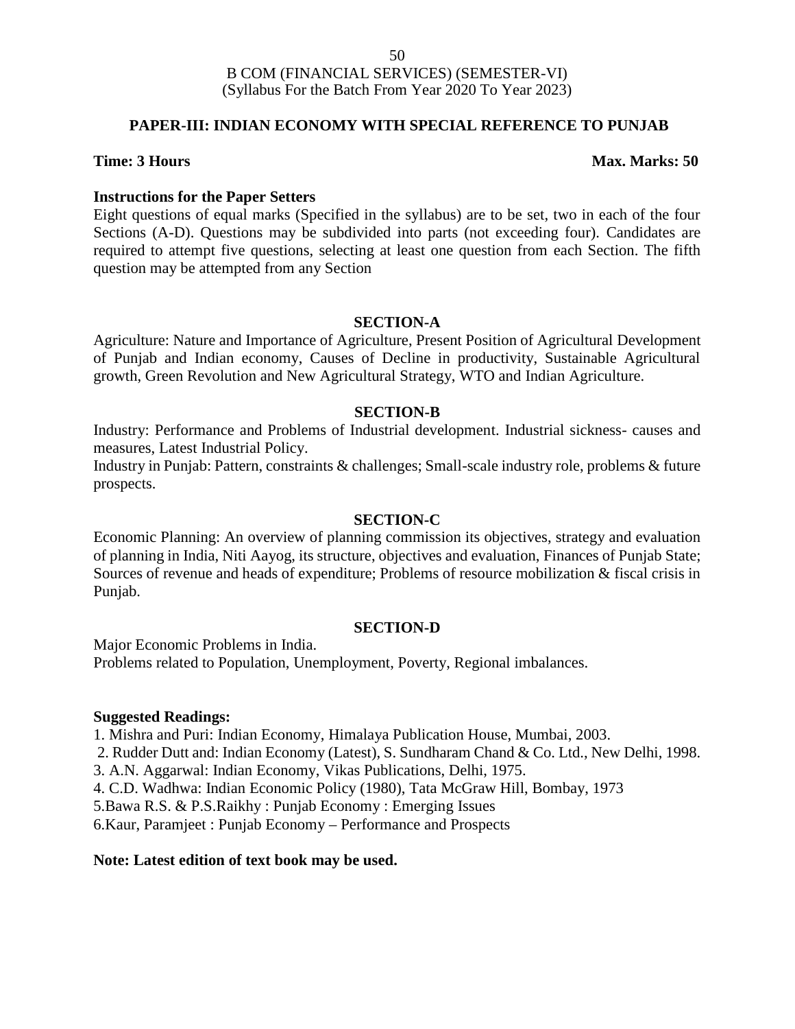B COM (FINANCIAL SERVICES) (SEMESTER-VI)
(Syllabus For the Batch From Year 2020 To Year 2023)

## PAPER-III: INDIAN ECONOMY WITH SPECIAL REFERENCE TO PUNJAB

**Time: 3 Hours** **Max. Marks: 50**

**Instructions for the Paper Setters**

Eight questions of equal marks (Specified in the syllabus) are to be set, two in each of the four Sections (A-D). Questions may be subdivided into parts (not exceeding four). Candidates are required to attempt five questions, selecting at least one question from each Section. The fifth question may be attempted from any Section

### SECTION-A

Agriculture: Nature and Importance of Agriculture, Present Position of Agricultural Development of Punjab and Indian economy, Causes of Decline in productivity, Sustainable Agricultural growth, Green Revolution and New Agricultural Strategy, WTO and Indian Agriculture.

### SECTION-B

Industry: Performance and Problems of Industrial development. Industrial sickness- causes and measures, Latest Industrial Policy.

Industry in Punjab: Pattern, constraints & challenges; Small-scale industry role, problems & future prospects.

### SECTION-C

Economic Planning: An overview of planning commission its objectives, strategy and evaluation of planning in India, Niti Aayog, its structure, objectives and evaluation, Finances of Punjab State; Sources of revenue and heads of expenditure; Problems of resource mobilization & fiscal crisis in Punjab.

### SECTION-D

Major Economic Problems in India.

Problems related to Population, Unemployment, Poverty, Regional imbalances.

**Suggested Readings:**

1. Mishra and Puri: Indian Economy, Himalaya Publication House, Mumbai, 2003.
2. Rudder Dutt and: Indian Economy (Latest), S. Sundharam Chand & Co. Ltd., New Delhi, 1998.
3. A.N. Aggarwal: Indian Economy, Vikas Publications, Delhi, 1975.
4. C.D. Wadhwa: Indian Economic Policy (1980), Tata McGraw Hill, Bombay, 1973
5. Bawa R.S. & P.S.Raikhy : Punjab Economy : Emerging Issues
6. Kaur, Paramjeet : Punjab Economy – Performance and Prospects

**Note: Latest edition of text book may be used.**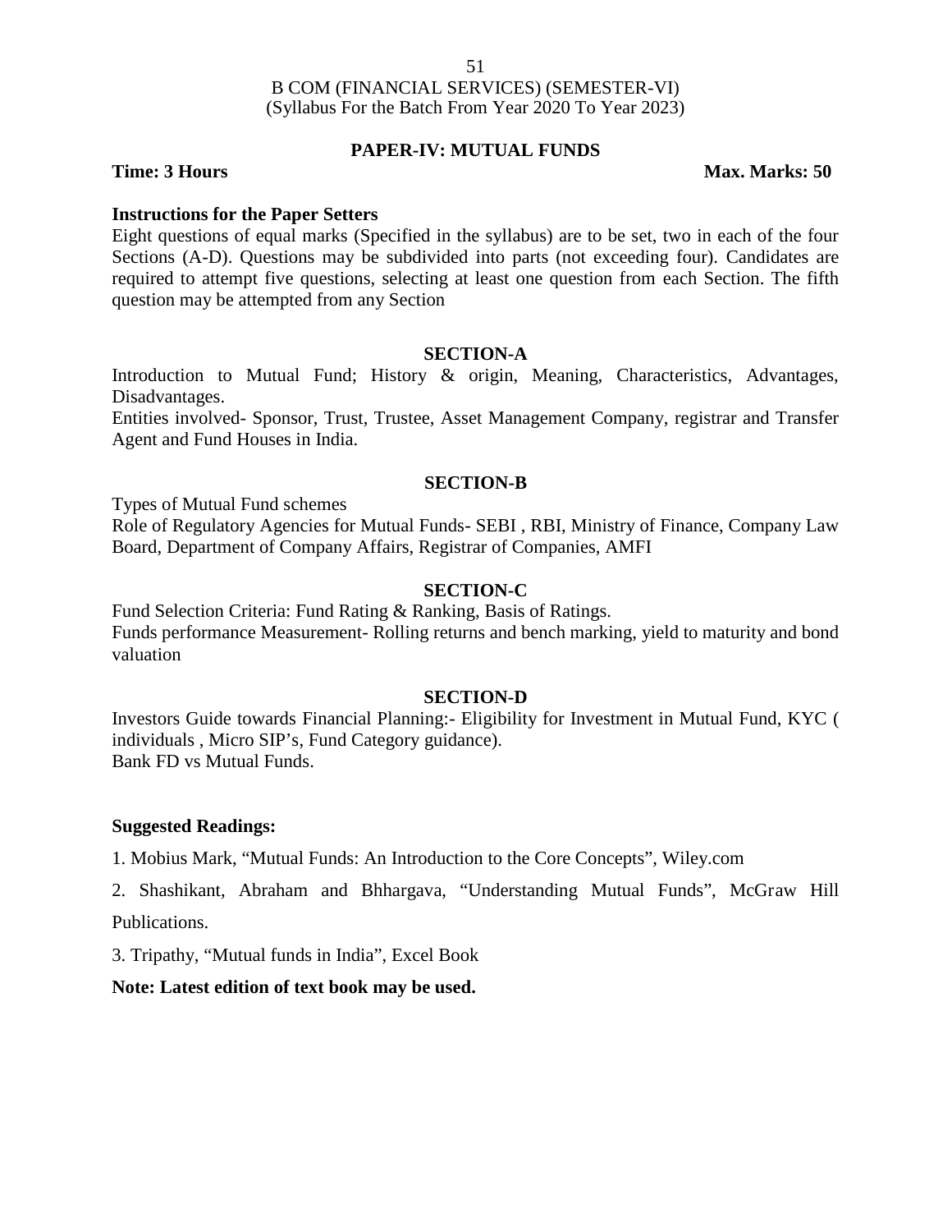B COM (FINANCIAL SERVICES) (SEMESTER-VI)
(Syllabus For the Batch From Year 2020 To Year 2023)

## PAPER-IV: MUTUAL FUNDS

**Time: 3 Hours** **Max. Marks: 50**

**Instructions for the Paper Setters**

Eight questions of equal marks (Specified in the syllabus) are to be set, two in each of the four Sections (A-D). Questions may be subdivided into parts (not exceeding four). Candidates are required to attempt five questions, selecting at least one question from each Section. The fifth question may be attempted from any Section

### SECTION-A

Introduction to Mutual Fund; History & origin, Meaning, Characteristics, Advantages, Disadvantages.

Entities involved- Sponsor, Trust, Trustee, Asset Management Company, registrar and Transfer Agent and Fund Houses in India.

### SECTION-B

Types of Mutual Fund schemes

Role of Regulatory Agencies for Mutual Funds- SEBI , RBI, Ministry of Finance, Company Law Board, Department of Company Affairs, Registrar of Companies, AMFI

### SECTION-C

Fund Selection Criteria: Fund Rating & Ranking, Basis of Ratings.

Funds performance Measurement- Rolling returns and bench marking, yield to maturity and bond valuation

### SECTION-D

Investors Guide towards Financial Planning:- Eligibility for Investment in Mutual Fund, KYC ( individuals , Micro SIP's, Fund Category guidance).

Bank FD vs Mutual Funds.

**Suggested Readings:**

1. Mobius Mark, "Mutual Funds: An Introduction to the Core Concepts", Wiley.com
2. Shashikant, Abraham and Bhhargava, "Understanding Mutual Funds", McGraw Hill Publications.
3. Tripathy, "Mutual funds in India", Excel Book

**Note: Latest edition of text book may be used.**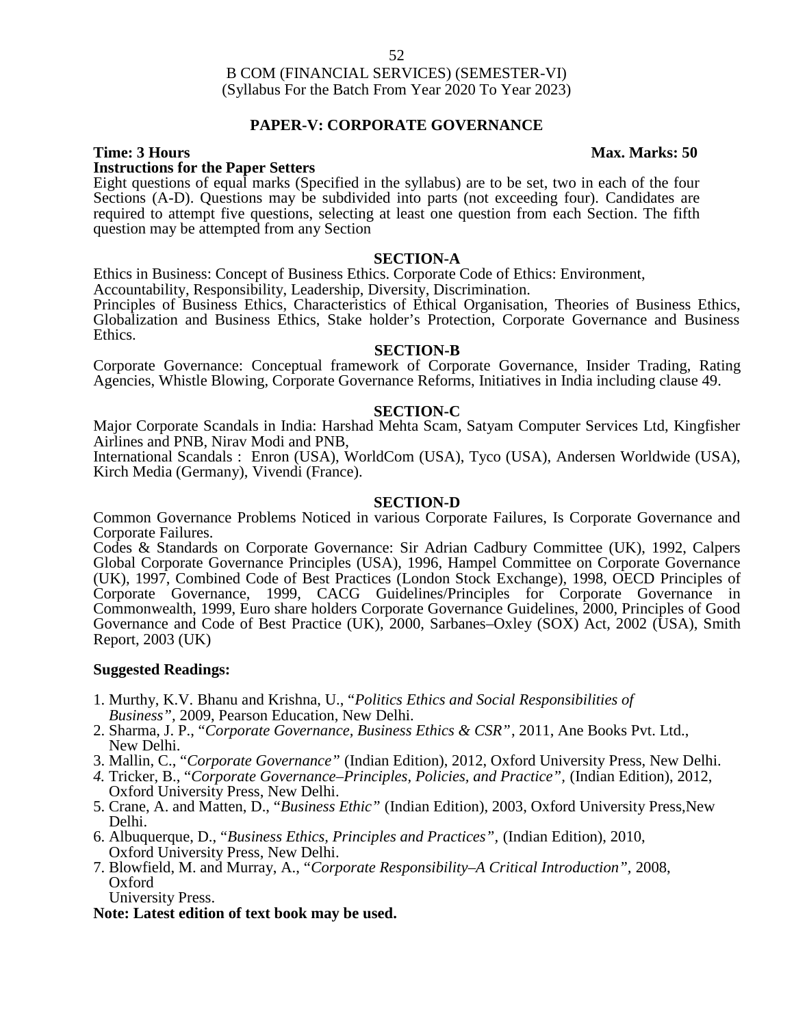B COM (FINANCIAL SERVICES) (SEMESTER-VI)
(Syllabus For the Batch From Year 2020 To Year 2023)

## PAPER-V: CORPORATE GOVERNANCE

**Time: 3 Hours** **Max. Marks: 50**

**Instructions for the Paper Setters**

Eight questions of equal marks (Specified in the syllabus) are to be set, two in each of the four Sections (A-D). Questions may be subdivided into parts (not exceeding four). Candidates are required to attempt five questions, selecting at least one question from each Section. The fifth question may be attempted from any Section

### SECTION-A

Ethics in Business: Concept of Business Ethics. Corporate Code of Ethics: Environment, Accountability, Responsibility, Leadership, Diversity, Discrimination.

Principles of Business Ethics, Characteristics of Ethical Organisation, Theories of Business Ethics, Globalization and Business Ethics, Stake holder's Protection, Corporate Governance and Business Ethics.

### SECTION-B

Corporate Governance: Conceptual framework of Corporate Governance, Insider Trading, Rating Agencies, Whistle Blowing, Corporate Governance Reforms, Initiatives in India including clause 49.

### SECTION-C

Major Corporate Scandals in India: Harshad Mehta Scam, Satyam Computer Services Ltd, Kingfisher Airlines and PNB, Nirav Modi and PNB,

International Scandals : Enron (USA), WorldCom (USA), Tyco (USA), Andersen Worldwide (USA), Kirch Media (Germany), Vivendi (France).

### SECTION-D

Common Governance Problems Noticed in various Corporate Failures, Is Corporate Governance and Corporate Failures.

Codes & Standards on Corporate Governance: Sir Adrian Cadbury Committee (UK), 1992, Calpers Global Corporate Governance Principles (USA), 1996, Hampel Committee on Corporate Governance (UK), 1997, Combined Code of Best Practices (London Stock Exchange), 1998, OECD Principles of Corporate Governance, 1999, CACG Guidelines/Principles for Corporate Governance in Commonwealth, 1999, Euro share holders Corporate Governance Guidelines, 2000, Principles of Good Governance and Code of Best Practice (UK), 2000, Sarbanes–Oxley (SOX) Act, 2002 (USA), Smith Report, 2003 (UK)

**Suggested Readings:**

1. Murthy, K.V. Bhanu and Krishna, U., "*Politics Ethics and Social Responsibilities of Business"*, 2009, Pearson Education, New Delhi.
2. Sharma, J. P., "*Corporate Governance, Business Ethics & CSR"*, 2011, Ane Books Pvt. Ltd., New Delhi.
3. Mallin, C., "*Corporate Governance"* (Indian Edition), 2012, Oxford University Press, New Delhi.
4. Tricker, B., "*Corporate Governance–Principles, Policies, and Practice"*, (Indian Edition), 2012, Oxford University Press, New Delhi.
5. Crane, A. and Matten, D., "*Business Ethic"* (Indian Edition), 2003, Oxford University Press,New Delhi.
6. Albuquerque, D., "*Business Ethics, Principles and Practices"*, (Indian Edition), 2010, Oxford University Press, New Delhi.
7. Blowfield, M. and Murray, A., "*Corporate Responsibility–A Critical Introduction"*, 2008, Oxford University Press.

**Note: Latest edition of text book may be used.**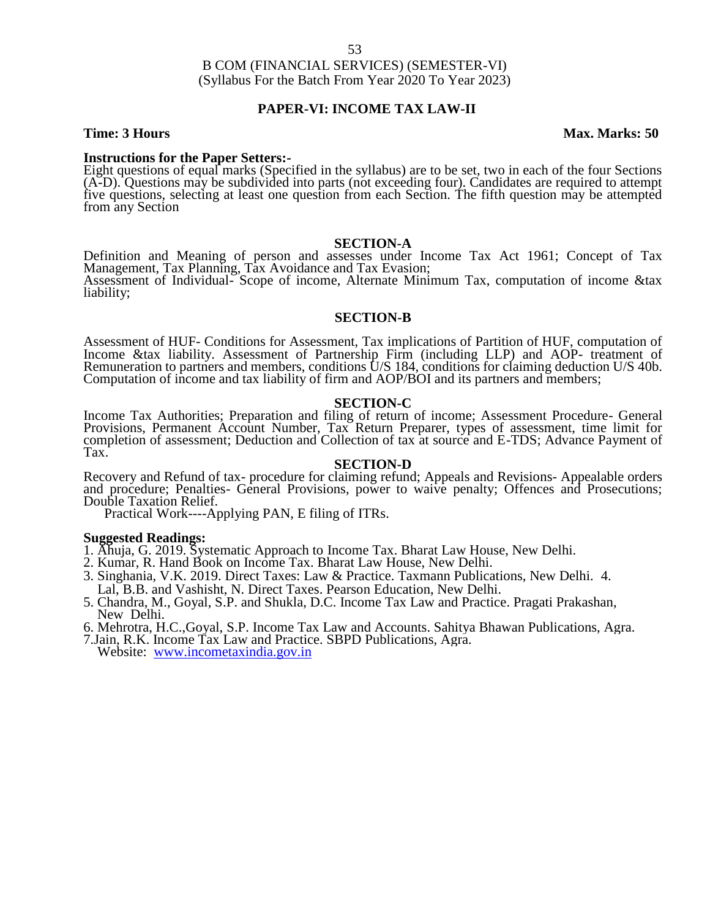B COM (FINANCIAL SERVICES) (SEMESTER-VI)
(Syllabus For the Batch From Year 2020 To Year 2023)

## PAPER-VI: INCOME TAX LAW-II

**Time: 3 Hours** **Max. Marks: 50**

**Instructions for the Paper Setters:-**
Eight questions of equal marks (Specified in the syllabus) are to be set, two in each of the four Sections (A-D). Questions may be subdivided into parts (not exceeding four). Candidates are required to attempt five questions, selecting at least one question from each Section. The fifth question may be attempted from any Section

### SECTION-A

Definition and Meaning of person and assesses under Income Tax Act 1961; Concept of Tax Management, Tax Planning, Tax Avoidance and Tax Evasion;
Assessment of Individual- Scope of income, Alternate Minimum Tax, computation of income &tax liability;

### SECTION-B

Assessment of HUF- Conditions for Assessment, Tax implications of Partition of HUF, computation of Income &tax liability. Assessment of Partnership Firm (including LLP) and AOP- treatment of Remuneration to partners and members, conditions U/S 184, conditions for claiming deduction U/S 40b. Computation of income and tax liability of firm and AOP/BOI and its partners and members;

### SECTION-C

Income Tax Authorities; Preparation and filing of return of income; Assessment Procedure- General Provisions, Permanent Account Number, Tax Return Preparer, types of assessment, time limit for completion of assessment; Deduction and Collection of tax at source and E-TDS; Advance Payment of Tax.

### SECTION-D

Recovery and Refund of tax- procedure for claiming refund; Appeals and Revisions- Appealable orders and procedure; Penalties- General Provisions, power to waive penalty; Offences and Prosecutions; Double Taxation Relief.
Practical Work----Applying PAN, E filing of ITRs.

**Suggested Readings:**
1. Ahuja, G. 2019. Systematic Approach to Income Tax. Bharat Law House, New Delhi.
2. Kumar, R. Hand Book on Income Tax. Bharat Law House, New Delhi.
3. Singhania, V.K. 2019. Direct Taxes: Law & Practice. Taxmann Publications, New Delhi.
4. Lal, B.B. and Vashisht, N. Direct Taxes. Pearson Education, New Delhi.
5. Chandra, M., Goyal, S.P. and Shukla, D.C. Income Tax Law and Practice. Pragati Prakashan, New Delhi.
6. Mehrotra, H.C.,Goyal, S.P. Income Tax Law and Accounts. Sahitya Bhawan Publications, Agra.
7. Jain, R.K. Income Tax Law and Practice. SBPD Publications, Agra.

Website: www.incometaxindia.gov.in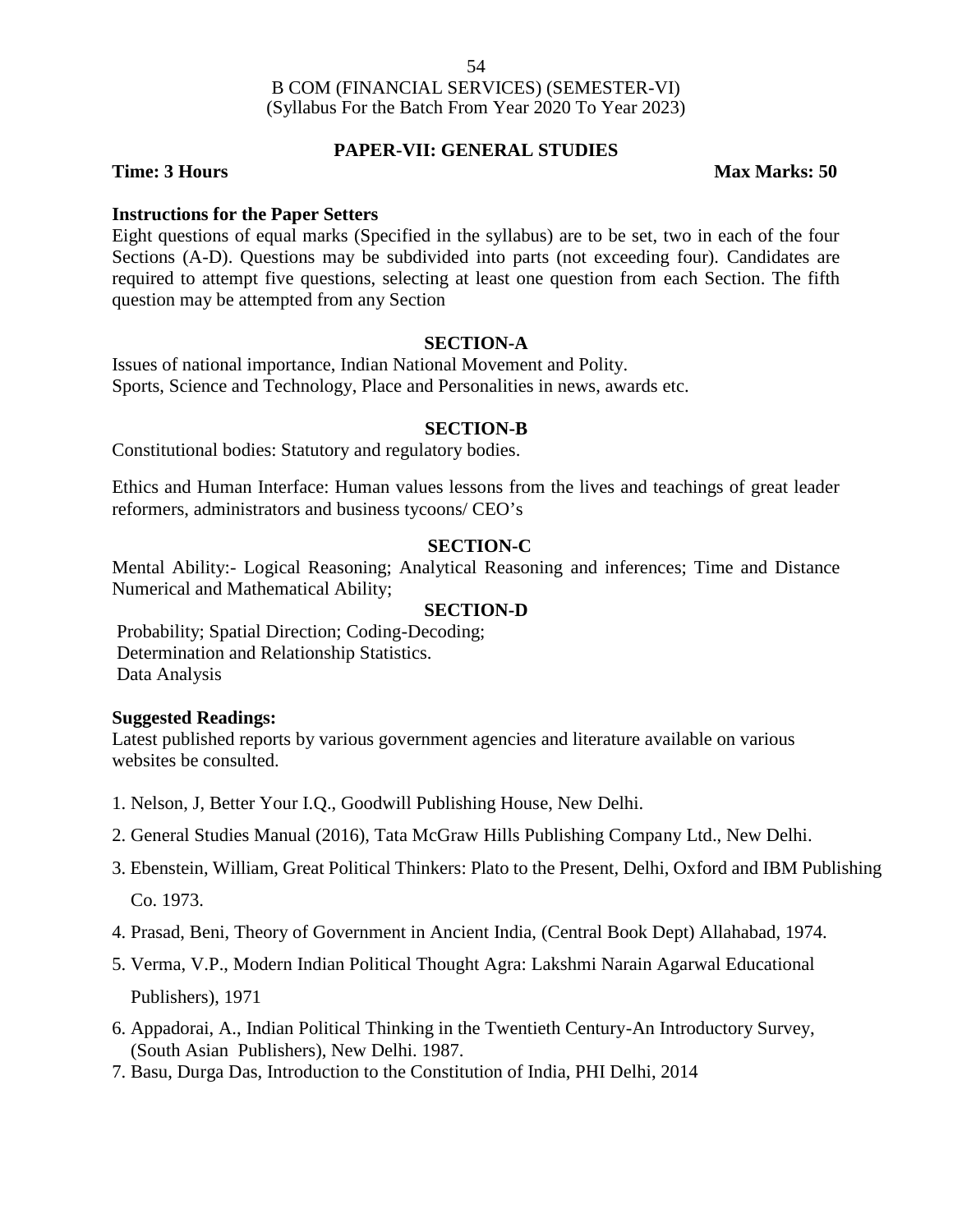B COM (FINANCIAL SERVICES) (SEMESTER-VI)
(Syllabus For the Batch From Year 2020 To Year 2023)

## PAPER-VII: GENERAL STUDIES

**Time: 3 Hours** **Max Marks: 50**

**Instructions for the Paper Setters**

Eight questions of equal marks (Specified in the syllabus) are to be set, two in each of the four Sections (A-D). Questions may be subdivided into parts (not exceeding four). Candidates are required to attempt five questions, selecting at least one question from each Section. The fifth question may be attempted from any Section

### SECTION-A

Issues of national importance, Indian National Movement and Polity.
Sports, Science and Technology, Place and Personalities in news, awards etc.

### SECTION-B

Constitutional bodies: Statutory and regulatory bodies.

Ethics and Human Interface: Human values lessons from the lives and teachings of great leader reformers, administrators and business tycoons/ CEO's

### SECTION-C

Mental Ability:- Logical Reasoning; Analytical Reasoning and inferences; Time and Distance Numerical and Mathematical Ability;

### SECTION-D

Probability; Spatial Direction; Coding-Decoding;
Determination and Relationship Statistics.
Data Analysis

**Suggested Readings:**

Latest published reports by various government agencies and literature available on various websites be consulted.

1. Nelson, J, Better Your I.Q., Goodwill Publishing House, New Delhi.
2. General Studies Manual (2016), Tata McGraw Hills Publishing Company Ltd., New Delhi.
3. Ebenstein, William, Great Political Thinkers: Plato to the Present, Delhi, Oxford and IBM Publishing Co. 1973.
4. Prasad, Beni, Theory of Government in Ancient India, (Central Book Dept) Allahabad, 1974.
5. Verma, V.P., Modern Indian Political Thought Agra: Lakshmi Narain Agarwal Educational Publishers), 1971
6. Appadorai, A., Indian Political Thinking in the Twentieth Century-An Introductory Survey, (South Asian Publishers), New Delhi. 1987.
7. Basu, Durga Das, Introduction to the Constitution of India, PHI Delhi, 2014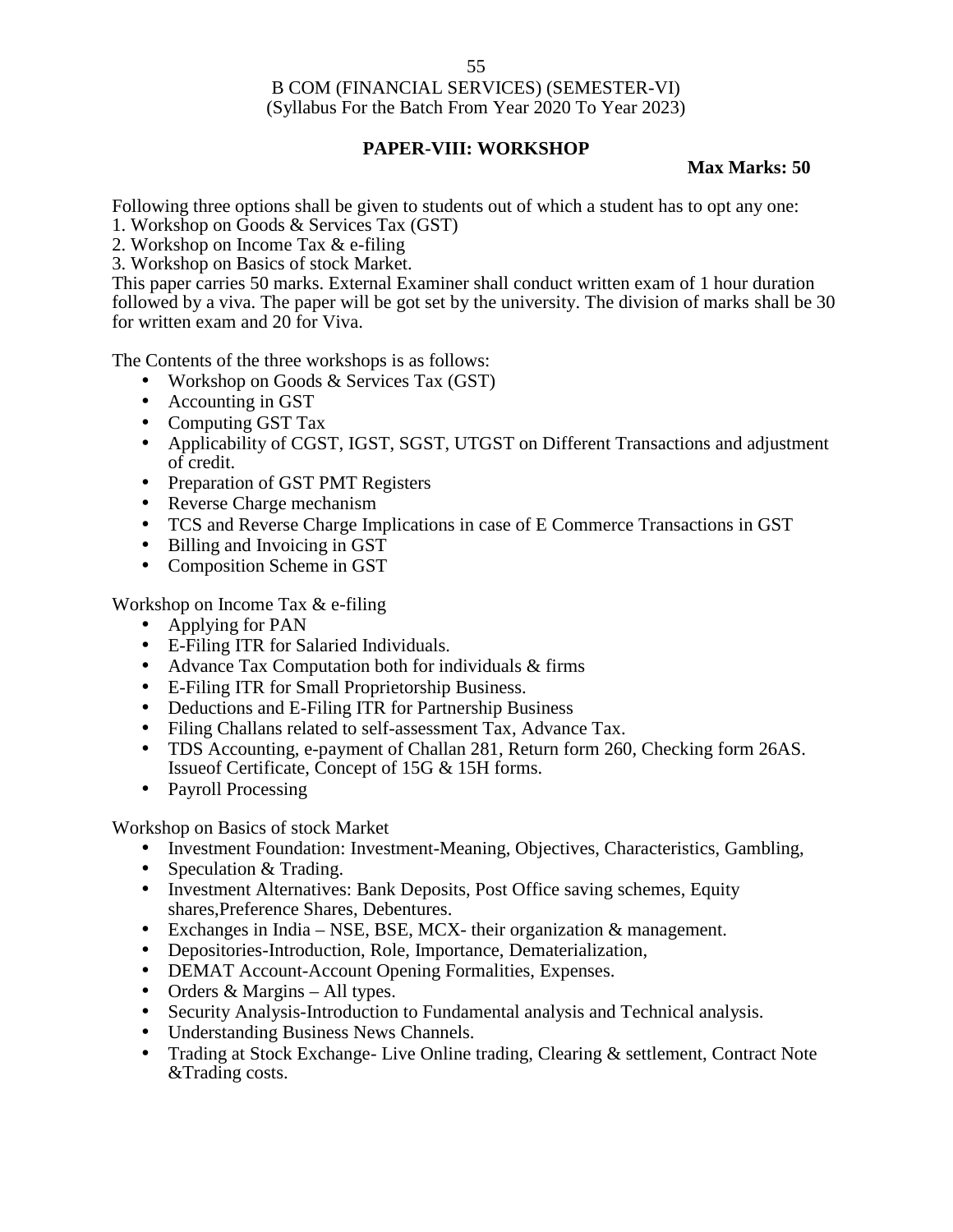B COM (FINANCIAL SERVICES) (SEMESTER-VI)
(Syllabus For the Batch From Year 2020 To Year 2023)

## PAPER-VIII: WORKSHOP

**Max Marks: 50**

Following three options shall be given to students out of which a student has to opt any one:
1. Workshop on Goods & Services Tax (GST)
2. Workshop on Income Tax & e-filing
3. Workshop on Basics of stock Market.

This paper carries 50 marks. External Examiner shall conduct written exam of 1 hour duration followed by a viva. The paper will be got set by the university. The division of marks shall be 30 for written exam and 20 for Viva.

The Contents of the three workshops is as follows:

- Workshop on Goods & Services Tax (GST)
- Accounting in GST
- Computing GST Tax
- Applicability of CGST, IGST, SGST, UTGST on Different Transactions and adjustment of credit.
- Preparation of GST PMT Registers
- Reverse Charge mechanism
- TCS and Reverse Charge Implications in case of E Commerce Transactions in GST
- Billing and Invoicing in GST
- Composition Scheme in GST

Workshop on Income Tax & e-filing

- Applying for PAN
- E-Filing ITR for Salaried Individuals.
- Advance Tax Computation both for individuals & firms
- E-Filing ITR for Small Proprietorship Business.
- Deductions and E-Filing ITR for Partnership Business
- Filing Challans related to self-assessment Tax, Advance Tax.
- TDS Accounting, e-payment of Challan 281, Return form 260, Checking form 26AS. Issueof Certificate, Concept of 15G & 15H forms.
- Payroll Processing

Workshop on Basics of stock Market

- Investment Foundation: Investment-Meaning, Objectives, Characteristics, Gambling,
- Speculation & Trading.
- Investment Alternatives: Bank Deposits, Post Office saving schemes, Equity shares,Preference Shares, Debentures.
- Exchanges in India – NSE, BSE, MCX- their organization & management.
- Depositories-Introduction, Role, Importance, Dematerialization,
- DEMAT Account-Account Opening Formalities, Expenses.
- Orders & Margins – All types.
- Security Analysis-Introduction to Fundamental analysis and Technical analysis.
- Understanding Business News Channels.
- Trading at Stock Exchange- Live Online trading, Clearing & settlement, Contract Note &Trading costs.